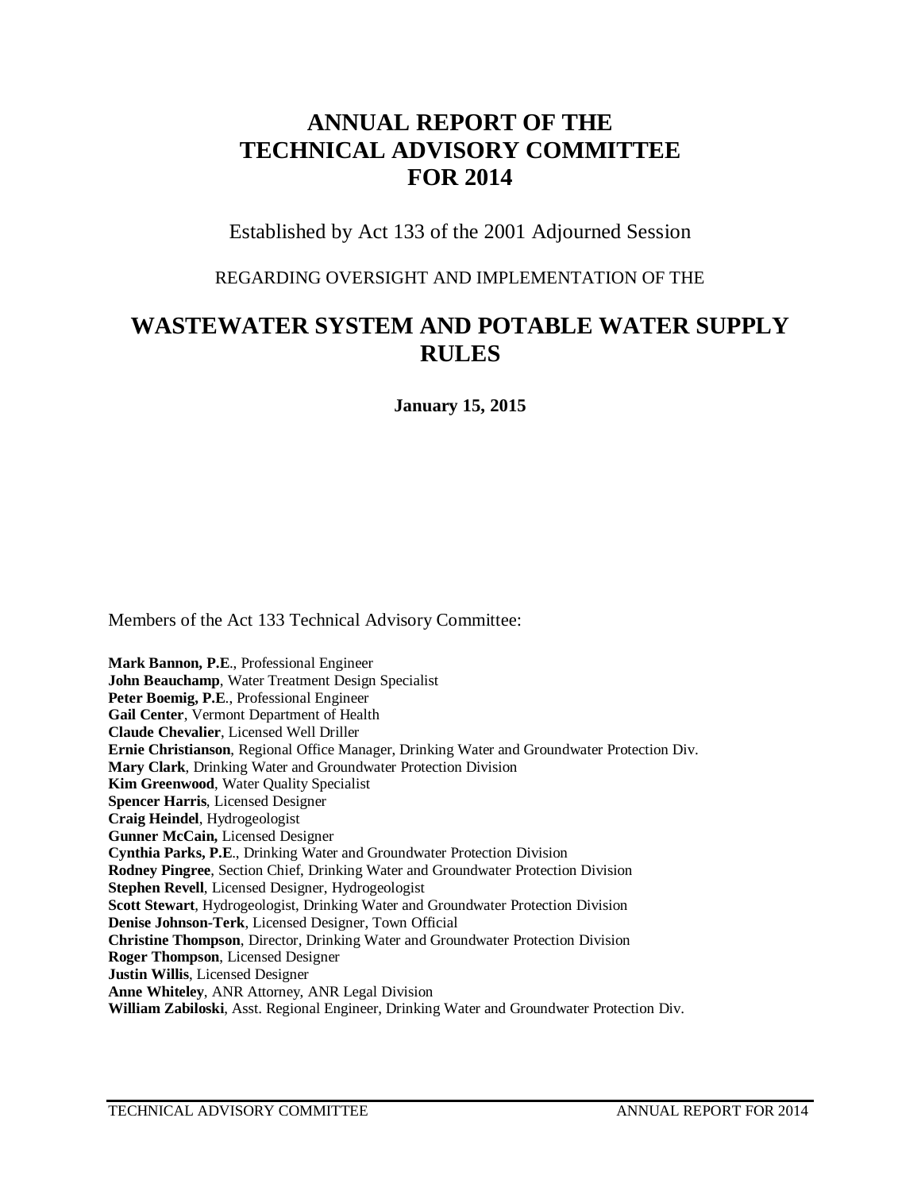# ANNUAL REPORT OF THE TECHNICAL ADVISORY COMMITTEE FOR 2014

Established by Act 133 of the 2001 Adjourned Session

REGARDING OVERSIGHT AND IMPLEMENTATION OF THE

# WASTEWATER SYSTEM AND POTABLE WATER SUPPLY RULES

**January 15, 2015**

Members of the Act 133 Technical Advisory Committee:

**Mark Bannon, P.E**., Professional Engineer
**John Beauchamp**, Water Treatment Design Specialist
**Peter Boemig, P.E**., Professional Engineer
**Gail Center**, Vermont Department of Health
**Claude Chevalier**, Licensed Well Driller
**Ernie Christianson**, Regional Office Manager, Drinking Water and Groundwater Protection Div.
**Mary Clark**, Drinking Water and Groundwater Protection Division
**Kim Greenwood**, Water Quality Specialist
**Spencer Harris**, Licensed Designer
**Craig Heindel**, Hydrogeologist
**Gunner McCain,** Licensed Designer
**Cynthia Parks, P.E**., Drinking Water and Groundwater Protection Division
**Rodney Pingree**, Section Chief, Drinking Water and Groundwater Protection Division
**Stephen Revell**, Licensed Designer, Hydrogeologist
**Scott Stewart**, Hydrogeologist, Drinking Water and Groundwater Protection Division
**Denise Johnson-Terk**, Licensed Designer, Town Official
**Christine Thompson**, Director, Drinking Water and Groundwater Protection Division
**Roger Thompson**, Licensed Designer
**Justin Willis**, Licensed Designer
**Anne Whiteley**, ANR Attorney, ANR Legal Division
**William Zabiloski**, Asst. Regional Engineer, Drinking Water and Groundwater Protection Div.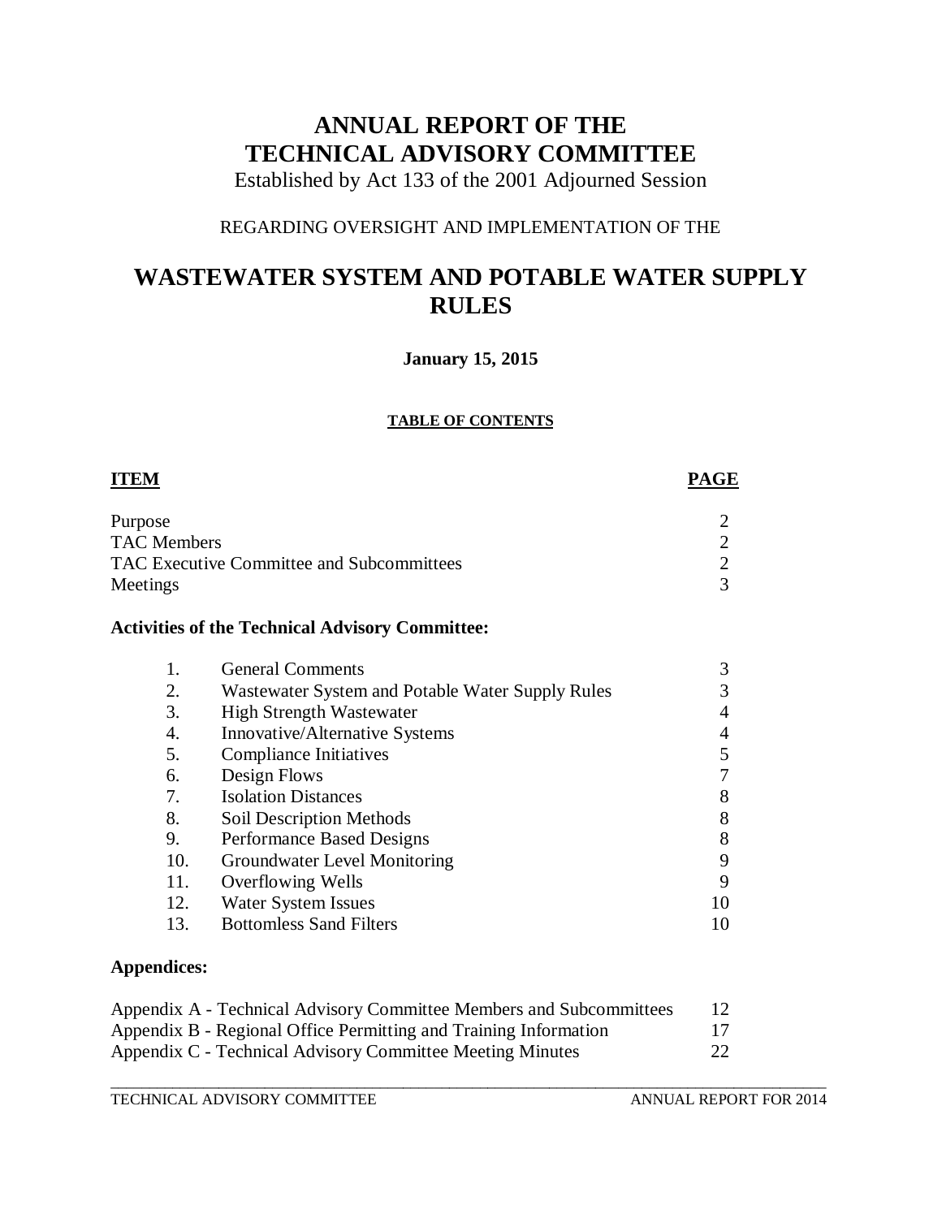# ANNUAL REPORT OF THE TECHNICAL ADVISORY COMMITTEE

Established by Act 133 of the 2001 Adjourned Session

REGARDING OVERSIGHT AND IMPLEMENTATION OF THE

# WASTEWATER SYSTEM AND POTABLE WATER SUPPLY RULES

**January 15, 2015**

**TABLE OF CONTENTS**

| ITEM | PAGE |
|---|---|
| Purpose | 2 |
| TAC Members | 2 |
| TAC Executive Committee and Subcommittees | 2 |
| Meetings | 3 |

**Activities of the Technical Advisory Committee:**

| | | |
|---|---|---|
| 1. | General Comments | 3 |
| 2. | Wastewater System and Potable Water Supply Rules | 3 |
| 3. | High Strength Wastewater | 4 |
| 4. | Innovative/Alternative Systems | 4 |
| 5. | Compliance Initiatives | 5 |
| 6. | Design Flows | 7 |
| 7. | Isolation Distances | 8 |
| 8. | Soil Description Methods | 8 |
| 9. | Performance Based Designs | 8 |
| 10. | Groundwater Level Monitoring | 9 |
| 11. | Overflowing Wells | 9 |
| 12. | Water System Issues | 10 |
| 13. | Bottomless Sand Filters | 10 |

**Appendices:**

| | |
|---|---|
| Appendix A - Technical Advisory Committee Members and Subcommittees | 12 |
| Appendix B - Regional Office Permitting and Training Information | 17 |
| Appendix C - Technical Advisory Committee Meeting Minutes | 22 |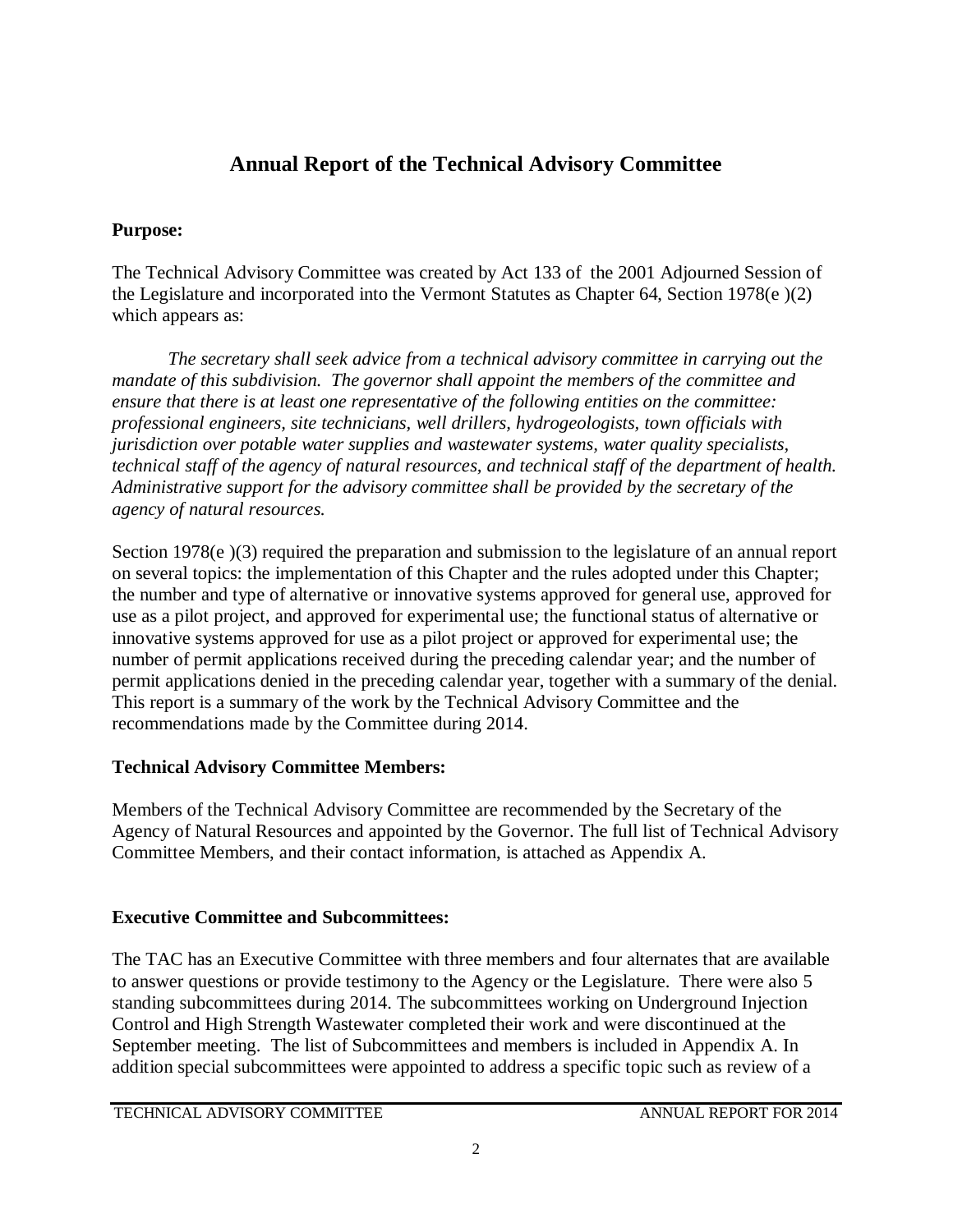# Annual Report of the Technical Advisory Committee

## Purpose:

The Technical Advisory Committee was created by Act 133 of the 2001 Adjourned Session of the Legislature and incorporated into the Vermont Statutes as Chapter 64, Section 1978(e )(2) which appears as:

*The secretary shall seek advice from a technical advisory committee in carrying out the mandate of this subdivision. The governor shall appoint the members of the committee and ensure that there is at least one representative of the following entities on the committee: professional engineers, site technicians, well drillers, hydrogeologists, town officials with jurisdiction over potable water supplies and wastewater systems, water quality specialists, technical staff of the agency of natural resources, and technical staff of the department of health. Administrative support for the advisory committee shall be provided by the secretary of the agency of natural resources.*

Section 1978(e )(3) required the preparation and submission to the legislature of an annual report on several topics: the implementation of this Chapter and the rules adopted under this Chapter; the number and type of alternative or innovative systems approved for general use, approved for use as a pilot project, and approved for experimental use; the functional status of alternative or innovative systems approved for use as a pilot project or approved for experimental use; the number of permit applications received during the preceding calendar year; and the number of permit applications denied in the preceding calendar year, together with a summary of the denial. This report is a summary of the work by the Technical Advisory Committee and the recommendations made by the Committee during 2014.

## Technical Advisory Committee Members:

Members of the Technical Advisory Committee are recommended by the Secretary of the Agency of Natural Resources and appointed by the Governor. The full list of Technical Advisory Committee Members, and their contact information, is attached as Appendix A.

## Executive Committee and Subcommittees:

The TAC has an Executive Committee with three members and four alternates that are available to answer questions or provide testimony to the Agency or the Legislature. There were also 5 standing subcommittees during 2014. The subcommittees working on Underground Injection Control and High Strength Wastewater completed their work and were discontinued at the September meeting. The list of Subcommittees and members is included in Appendix A. In addition special subcommittees were appointed to address a specific topic such as review of a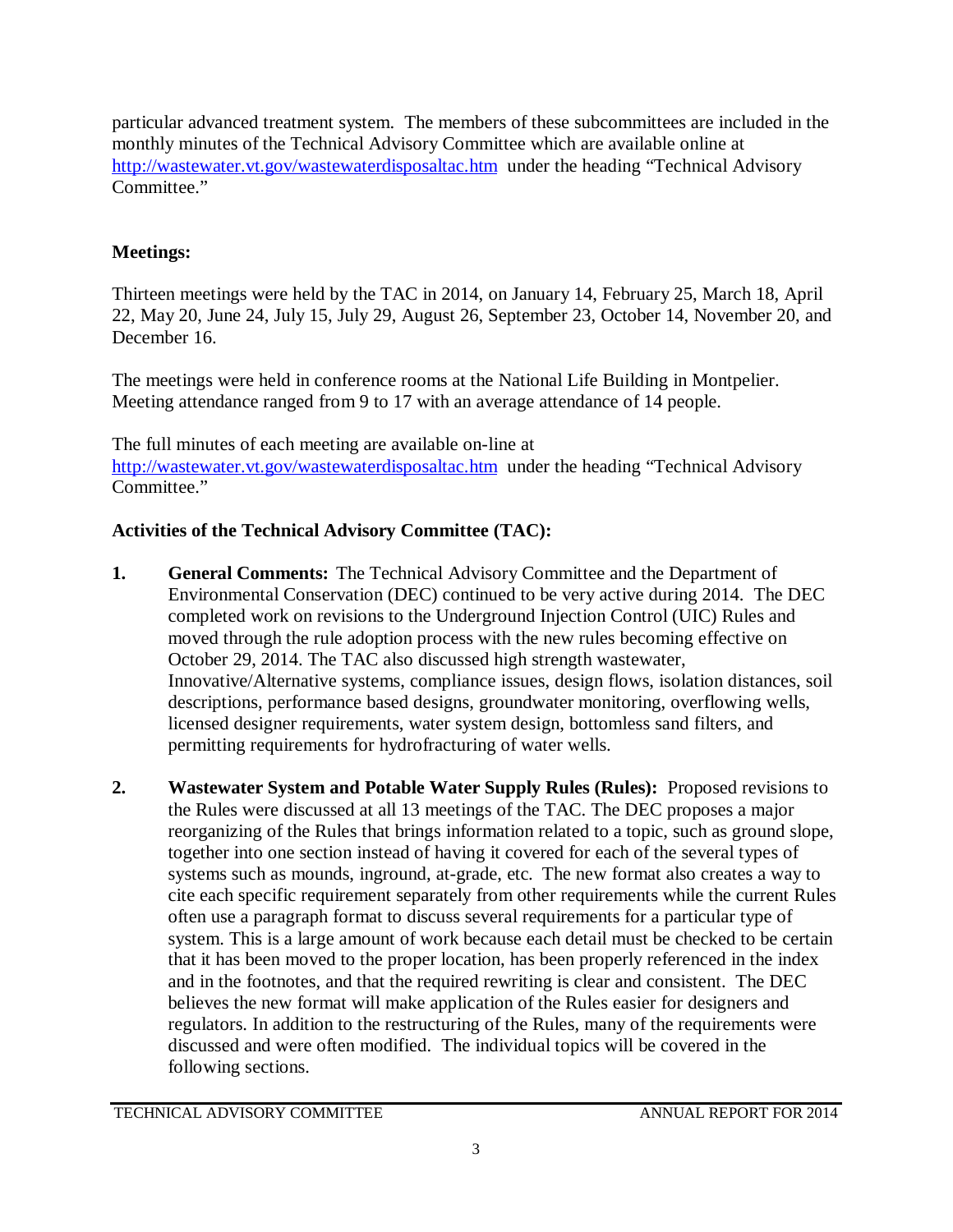particular advanced treatment system. The members of these subcommittees are included in the monthly minutes of the Technical Advisory Committee which are available online at http://wastewater.vt.gov/wastewaterdisposaltac.htm under the heading "Technical Advisory Committee."

**Meetings:**

Thirteen meetings were held by the TAC in 2014, on January 14, February 25, March 18, April 22, May 20, June 24, July 15, July 29, August 26, September 23, October 14, November 20, and December 16.

The meetings were held in conference rooms at the National Life Building in Montpelier. Meeting attendance ranged from 9 to 17 with an average attendance of 14 people.

The full minutes of each meeting are available on-line at http://wastewater.vt.gov/wastewaterdisposaltac.htm under the heading "Technical Advisory Committee."

**Activities of the Technical Advisory Committee (TAC):**

1. **General Comments:** The Technical Advisory Committee and the Department of Environmental Conservation (DEC) continued to be very active during 2014. The DEC completed work on revisions to the Underground Injection Control (UIC) Rules and moved through the rule adoption process with the new rules becoming effective on October 29, 2014. The TAC also discussed high strength wastewater, Innovative/Alternative systems, compliance issues, design flows, isolation distances, soil descriptions, performance based designs, groundwater monitoring, overflowing wells, licensed designer requirements, water system design, bottomless sand filters, and permitting requirements for hydrofracturing of water wells.

2. **Wastewater System and Potable Water Supply Rules (Rules):** Proposed revisions to the Rules were discussed at all 13 meetings of the TAC. The DEC proposes a major reorganizing of the Rules that brings information related to a topic, such as ground slope, together into one section instead of having it covered for each of the several types of systems such as mounds, inground, at-grade, etc. The new format also creates a way to cite each specific requirement separately from other requirements while the current Rules often use a paragraph format to discuss several requirements for a particular type of system. This is a large amount of work because each detail must be checked to be certain that it has been moved to the proper location, has been properly referenced in the index and in the footnotes, and that the required rewriting is clear and consistent. The DEC believes the new format will make application of the Rules easier for designers and regulators. In addition to the restructuring of the Rules, many of the requirements were discussed and were often modified. The individual topics will be covered in the following sections.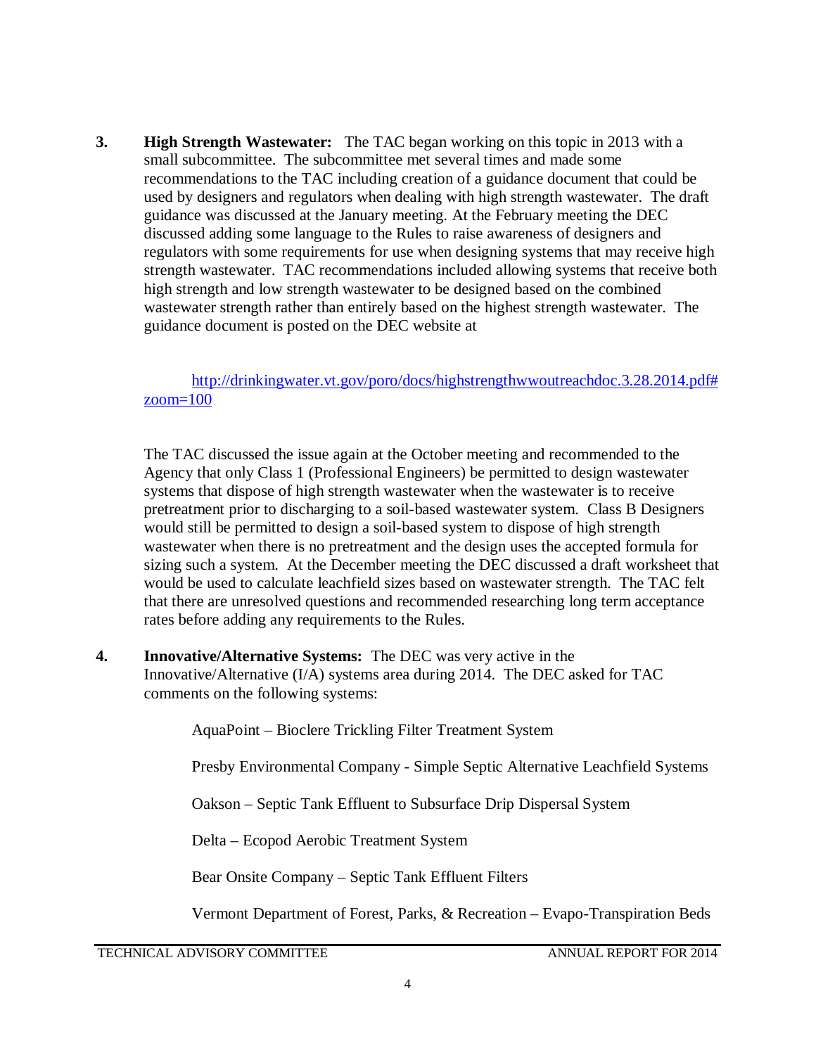3. **High Strength Wastewater:** The TAC began working on this topic in 2013 with a small subcommittee. The subcommittee met several times and made some recommendations to the TAC including creation of a guidance document that could be used by designers and regulators when dealing with high strength wastewater. The draft guidance was discussed at the January meeting. At the February meeting the DEC discussed adding some language to the Rules to raise awareness of designers and regulators with some requirements for use when designing systems that may receive high strength wastewater. TAC recommendations included allowing systems that receive both high strength and low strength wastewater to be designed based on the combined wastewater strength rather than entirely based on the highest strength wastewater. The guidance document is posted on the DEC website at

   http://drinkingwater.vt.gov/poro/docs/highstrengthwwoutreachdoc.3.28.2014.pdf#zoom=100

   The TAC discussed the issue again at the October meeting and recommended to the Agency that only Class 1 (Professional Engineers) be permitted to design wastewater systems that dispose of high strength wastewater when the wastewater is to receive pretreatment prior to discharging to a soil-based wastewater system. Class B Designers would still be permitted to design a soil-based system to dispose of high strength wastewater when there is no pretreatment and the design uses the accepted formula for sizing such a system. At the December meeting the DEC discussed a draft worksheet that would be used to calculate leachfield sizes based on wastewater strength. The TAC felt that there are unresolved questions and recommended researching long term acceptance rates before adding any requirements to the Rules.

4. **Innovative/Alternative Systems:** The DEC was very active in the Innovative/Alternative (I/A) systems area during 2014. The DEC asked for TAC comments on the following systems:

   AquaPoint – Bioclere Trickling Filter Treatment System

   Presby Environmental Company - Simple Septic Alternative Leachfield Systems

   Oakson – Septic Tank Effluent to Subsurface Drip Dispersal System

   Delta – Ecopod Aerobic Treatment System

   Bear Onsite Company – Septic Tank Effluent Filters

   Vermont Department of Forest, Parks, & Recreation – Evapo-Transpiration Beds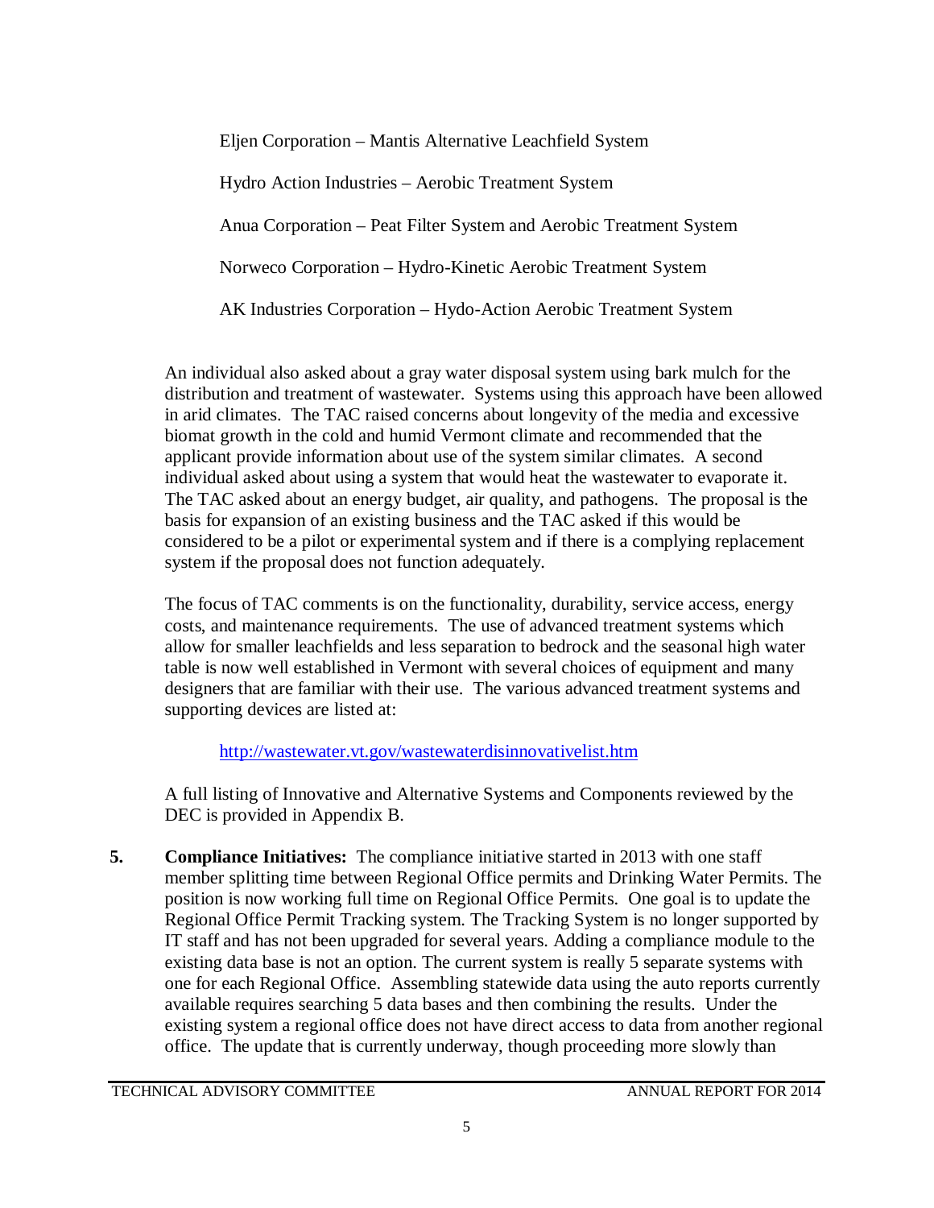Eljen Corporation – Mantis Alternative Leachfield System

Hydro Action Industries – Aerobic Treatment System

Anua Corporation – Peat Filter System and Aerobic Treatment System

Norweco Corporation – Hydro-Kinetic Aerobic Treatment System

AK Industries Corporation – Hydo-Action Aerobic Treatment System

An individual also asked about a gray water disposal system using bark mulch for the distribution and treatment of wastewater. Systems using this approach have been allowed in arid climates. The TAC raised concerns about longevity of the media and excessive biomat growth in the cold and humid Vermont climate and recommended that the applicant provide information about use of the system similar climates. A second individual asked about using a system that would heat the wastewater to evaporate it. The TAC asked about an energy budget, air quality, and pathogens. The proposal is the basis for expansion of an existing business and the TAC asked if this would be considered to be a pilot or experimental system and if there is a complying replacement system if the proposal does not function adequately.

The focus of TAC comments is on the functionality, durability, service access, energy costs, and maintenance requirements. The use of advanced treatment systems which allow for smaller leachfields and less separation to bedrock and the seasonal high water table is now well established in Vermont with several choices of equipment and many designers that are familiar with their use. The various advanced treatment systems and supporting devices are listed at:

http://wastewater.vt.gov/wastewaterdisinnovativelist.htm

A full listing of Innovative and Alternative Systems and Components reviewed by the DEC is provided in Appendix B.

**5. Compliance Initiatives:** The compliance initiative started in 2013 with one staff member splitting time between Regional Office permits and Drinking Water Permits. The position is now working full time on Regional Office Permits. One goal is to update the Regional Office Permit Tracking system. The Tracking System is no longer supported by IT staff and has not been upgraded for several years. Adding a compliance module to the existing data base is not an option. The current system is really 5 separate systems with one for each Regional Office. Assembling statewide data using the auto reports currently available requires searching 5 data bases and then combining the results. Under the existing system a regional office does not have direct access to data from another regional office. The update that is currently underway, though proceeding more slowly than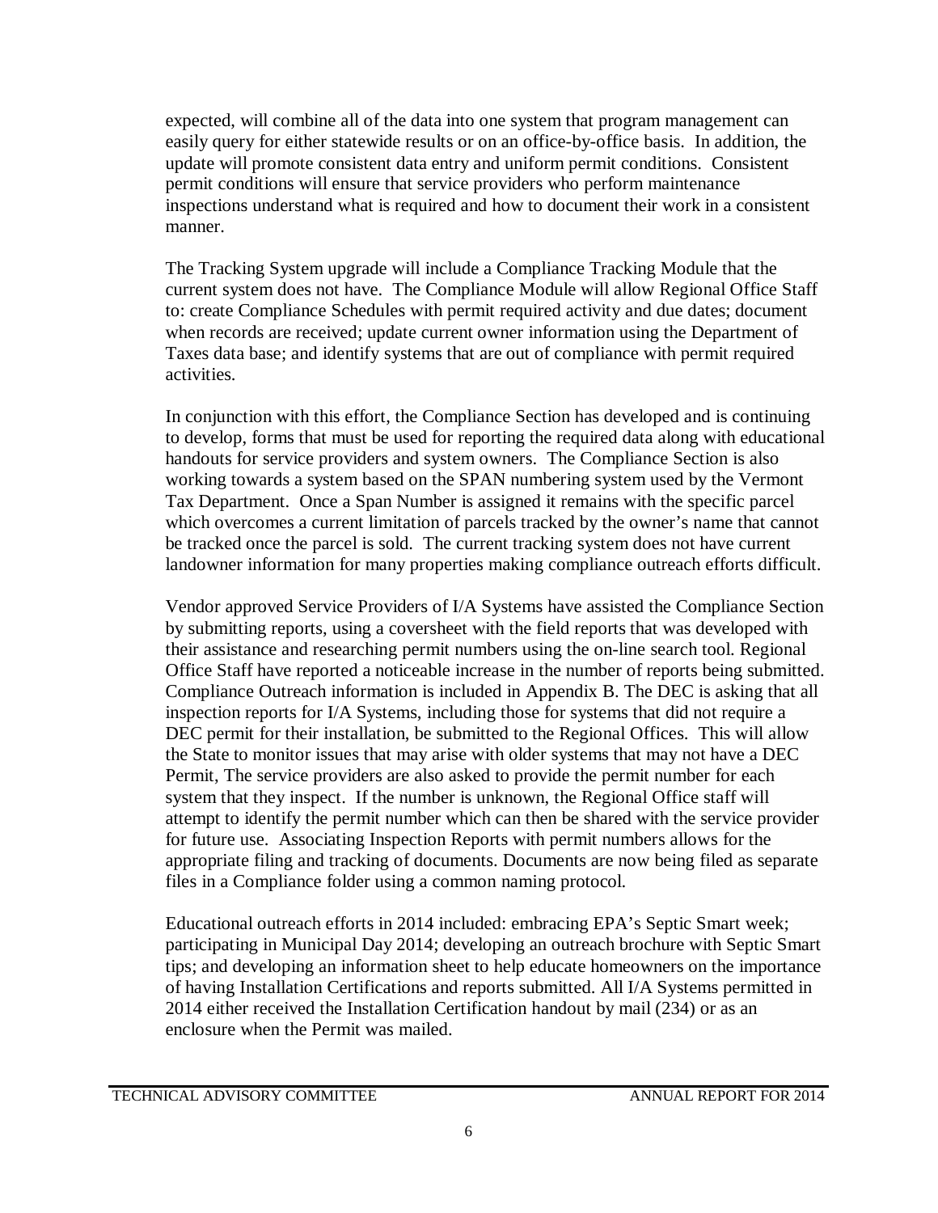expected, will combine all of the data into one system that program management can easily query for either statewide results or on an office-by-office basis. In addition, the update will promote consistent data entry and uniform permit conditions. Consistent permit conditions will ensure that service providers who perform maintenance inspections understand what is required and how to document their work in a consistent manner.

The Tracking System upgrade will include a Compliance Tracking Module that the current system does not have. The Compliance Module will allow Regional Office Staff to: create Compliance Schedules with permit required activity and due dates; document when records are received; update current owner information using the Department of Taxes data base; and identify systems that are out of compliance with permit required activities.

In conjunction with this effort, the Compliance Section has developed and is continuing to develop, forms that must be used for reporting the required data along with educational handouts for service providers and system owners. The Compliance Section is also working towards a system based on the SPAN numbering system used by the Vermont Tax Department. Once a Span Number is assigned it remains with the specific parcel which overcomes a current limitation of parcels tracked by the owner's name that cannot be tracked once the parcel is sold. The current tracking system does not have current landowner information for many properties making compliance outreach efforts difficult.

Vendor approved Service Providers of I/A Systems have assisted the Compliance Section by submitting reports, using a coversheet with the field reports that was developed with their assistance and researching permit numbers using the on-line search tool. Regional Office Staff have reported a noticeable increase in the number of reports being submitted. Compliance Outreach information is included in Appendix B. The DEC is asking that all inspection reports for I/A Systems, including those for systems that did not require a DEC permit for their installation, be submitted to the Regional Offices. This will allow the State to monitor issues that may arise with older systems that may not have a DEC Permit, The service providers are also asked to provide the permit number for each system that they inspect. If the number is unknown, the Regional Office staff will attempt to identify the permit number which can then be shared with the service provider for future use. Associating Inspection Reports with permit numbers allows for the appropriate filing and tracking of documents. Documents are now being filed as separate files in a Compliance folder using a common naming protocol.

Educational outreach efforts in 2014 included: embracing EPA's Septic Smart week; participating in Municipal Day 2014; developing an outreach brochure with Septic Smart tips; and developing an information sheet to help educate homeowners on the importance of having Installation Certifications and reports submitted. All I/A Systems permitted in 2014 either received the Installation Certification handout by mail (234) or as an enclosure when the Permit was mailed.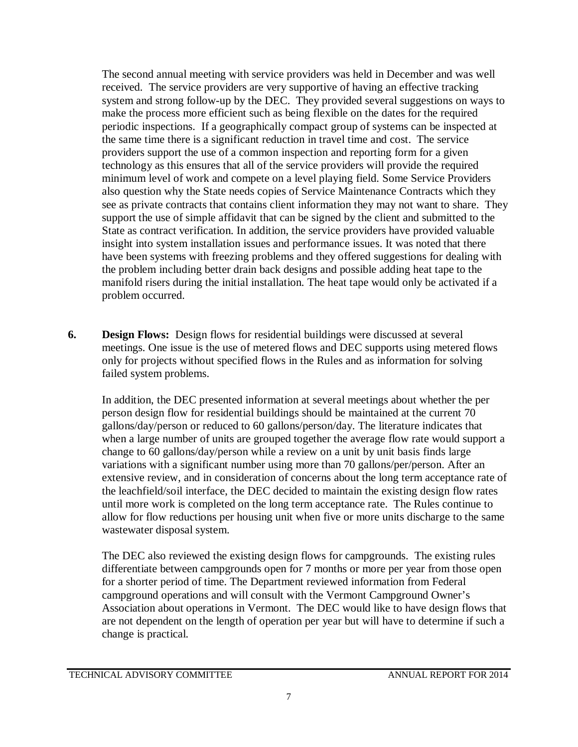The second annual meeting with service providers was held in December and was well received. The service providers are very supportive of having an effective tracking system and strong follow-up by the DEC. They provided several suggestions on ways to make the process more efficient such as being flexible on the dates for the required periodic inspections. If a geographically compact group of systems can be inspected at the same time there is a significant reduction in travel time and cost. The service providers support the use of a common inspection and reporting form for a given technology as this ensures that all of the service providers will provide the required minimum level of work and compete on a level playing field. Some Service Providers also question why the State needs copies of Service Maintenance Contracts which they see as private contracts that contains client information they may not want to share. They support the use of simple affidavit that can be signed by the client and submitted to the State as contract verification. In addition, the service providers have provided valuable insight into system installation issues and performance issues. It was noted that there have been systems with freezing problems and they offered suggestions for dealing with the problem including better drain back designs and possible adding heat tape to the manifold risers during the initial installation. The heat tape would only be activated if a problem occurred.

**6. Design Flows:** Design flows for residential buildings were discussed at several meetings. One issue is the use of metered flows and DEC supports using metered flows only for projects without specified flows in the Rules and as information for solving failed system problems.

In addition, the DEC presented information at several meetings about whether the per person design flow for residential buildings should be maintained at the current 70 gallons/day/person or reduced to 60 gallons/person/day. The literature indicates that when a large number of units are grouped together the average flow rate would support a change to 60 gallons/day/person while a review on a unit by unit basis finds large variations with a significant number using more than 70 gallons/per/person. After an extensive review, and in consideration of concerns about the long term acceptance rate of the leachfield/soil interface, the DEC decided to maintain the existing design flow rates until more work is completed on the long term acceptance rate. The Rules continue to allow for flow reductions per housing unit when five or more units discharge to the same wastewater disposal system.

The DEC also reviewed the existing design flows for campgrounds. The existing rules differentiate between campgrounds open for 7 months or more per year from those open for a shorter period of time. The Department reviewed information from Federal campground operations and will consult with the Vermont Campground Owner's Association about operations in Vermont. The DEC would like to have design flows that are not dependent on the length of operation per year but will have to determine if such a change is practical.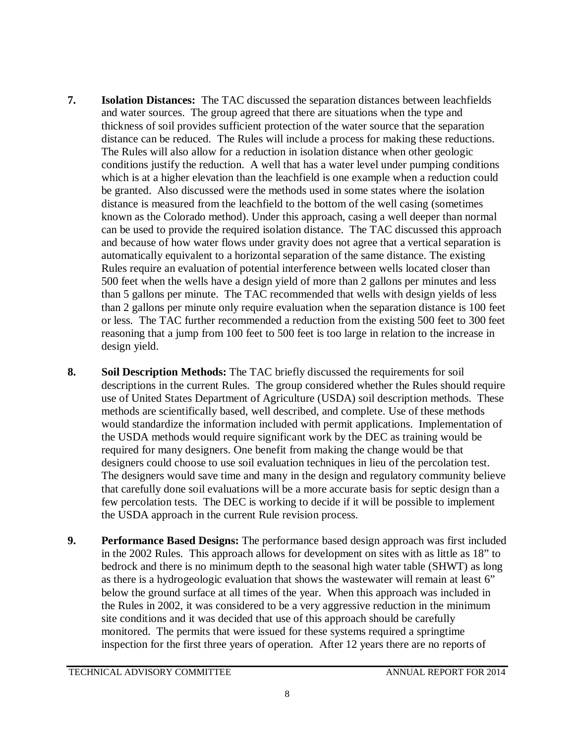7. **Isolation Distances:** The TAC discussed the separation distances between leachfields and water sources. The group agreed that there are situations when the type and thickness of soil provides sufficient protection of the water source that the separation distance can be reduced. The Rules will include a process for making these reductions. The Rules will also allow for a reduction in isolation distance when other geologic conditions justify the reduction. A well that has a water level under pumping conditions which is at a higher elevation than the leachfield is one example when a reduction could be granted. Also discussed were the methods used in some states where the isolation distance is measured from the leachfield to the bottom of the well casing (sometimes known as the Colorado method). Under this approach, casing a well deeper than normal can be used to provide the required isolation distance. The TAC discussed this approach and because of how water flows under gravity does not agree that a vertical separation is automatically equivalent to a horizontal separation of the same distance. The existing Rules require an evaluation of potential interference between wells located closer than 500 feet when the wells have a design yield of more than 2 gallons per minutes and less than 5 gallons per minute. The TAC recommended that wells with design yields of less than 2 gallons per minute only require evaluation when the separation distance is 100 feet or less. The TAC further recommended a reduction from the existing 500 feet to 300 feet reasoning that a jump from 100 feet to 500 feet is too large in relation to the increase in design yield.

8. **Soil Description Methods:** The TAC briefly discussed the requirements for soil descriptions in the current Rules. The group considered whether the Rules should require use of United States Department of Agriculture (USDA) soil description methods. These methods are scientifically based, well described, and complete. Use of these methods would standardize the information included with permit applications. Implementation of the USDA methods would require significant work by the DEC as training would be required for many designers. One benefit from making the change would be that designers could choose to use soil evaluation techniques in lieu of the percolation test. The designers would save time and many in the design and regulatory community believe that carefully done soil evaluations will be a more accurate basis for septic design than a few percolation tests. The DEC is working to decide if it will be possible to implement the USDA approach in the current Rule revision process.

9. **Performance Based Designs:** The performance based design approach was first included in the 2002 Rules. This approach allows for development on sites with as little as 18" to bedrock and there is no minimum depth to the seasonal high water table (SHWT) as long as there is a hydrogeologic evaluation that shows the wastewater will remain at least 6" below the ground surface at all times of the year. When this approach was included in the Rules in 2002, it was considered to be a very aggressive reduction in the minimum site conditions and it was decided that use of this approach should be carefully monitored. The permits that were issued for these systems required a springtime inspection for the first three years of operation. After 12 years there are no reports of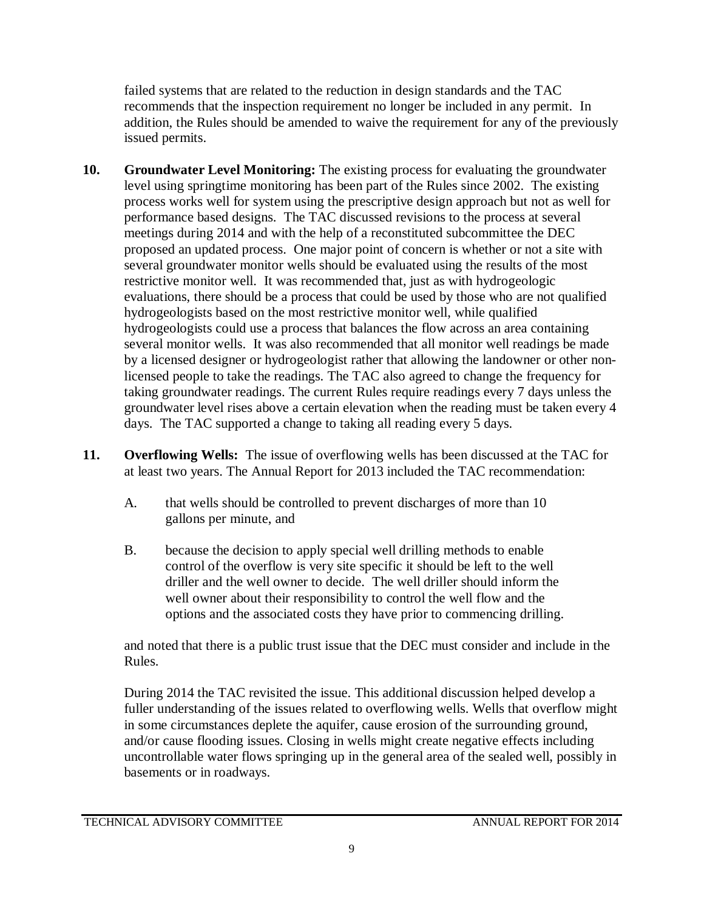failed systems that are related to the reduction in design standards and the TAC recommends that the inspection requirement no longer be included in any permit. In addition, the Rules should be amended to waive the requirement for any of the previously issued permits.

**10. Groundwater Level Monitoring:** The existing process for evaluating the groundwater level using springtime monitoring has been part of the Rules since 2002. The existing process works well for system using the prescriptive design approach but not as well for performance based designs. The TAC discussed revisions to the process at several meetings during 2014 and with the help of a reconstituted subcommittee the DEC proposed an updated process. One major point of concern is whether or not a site with several groundwater monitor wells should be evaluated using the results of the most restrictive monitor well. It was recommended that, just as with hydrogeologic evaluations, there should be a process that could be used by those who are not qualified hydrogeologists based on the most restrictive monitor well, while qualified hydrogeologists could use a process that balances the flow across an area containing several monitor wells. It was also recommended that all monitor well readings be made by a licensed designer or hydrogeologist rather that allowing the landowner or other non-licensed people to take the readings. The TAC also agreed to change the frequency for taking groundwater readings. The current Rules require readings every 7 days unless the groundwater level rises above a certain elevation when the reading must be taken every 4 days. The TAC supported a change to taking all reading every 5 days.

**11. Overflowing Wells:** The issue of overflowing wells has been discussed at the TAC for at least two years. The Annual Report for 2013 included the TAC recommendation:

A. that wells should be controlled to prevent discharges of more than 10 gallons per minute, and

B. because the decision to apply special well drilling methods to enable control of the overflow is very site specific it should be left to the well driller and the well owner to decide. The well driller should inform the well owner about their responsibility to control the well flow and the options and the associated costs they have prior to commencing drilling.

and noted that there is a public trust issue that the DEC must consider and include in the Rules.

During 2014 the TAC revisited the issue. This additional discussion helped develop a fuller understanding of the issues related to overflowing wells. Wells that overflow might in some circumstances deplete the aquifer, cause erosion of the surrounding ground, and/or cause flooding issues. Closing in wells might create negative effects including uncontrollable water flows springing up in the general area of the sealed well, possibly in basements or in roadways.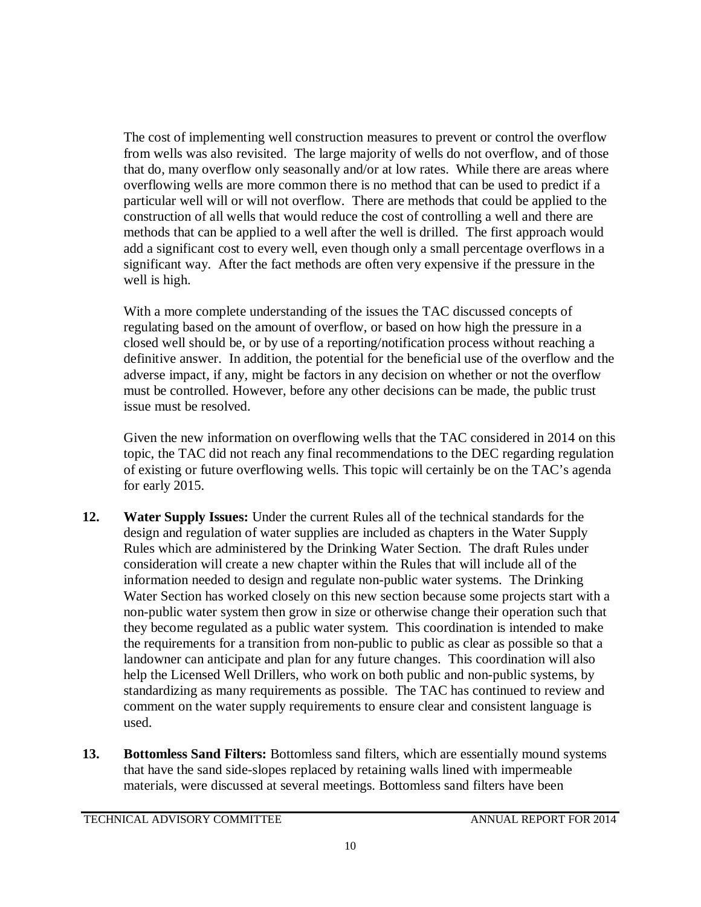The cost of implementing well construction measures to prevent or control the overflow from wells was also revisited. The large majority of wells do not overflow, and of those that do, many overflow only seasonally and/or at low rates. While there are areas where overflowing wells are more common there is no method that can be used to predict if a particular well will or will not overflow. There are methods that could be applied to the construction of all wells that would reduce the cost of controlling a well and there are methods that can be applied to a well after the well is drilled. The first approach would add a significant cost to every well, even though only a small percentage overflows in a significant way. After the fact methods are often very expensive if the pressure in the well is high.

With a more complete understanding of the issues the TAC discussed concepts of regulating based on the amount of overflow, or based on how high the pressure in a closed well should be, or by use of a reporting/notification process without reaching a definitive answer. In addition, the potential for the beneficial use of the overflow and the adverse impact, if any, might be factors in any decision on whether or not the overflow must be controlled. However, before any other decisions can be made, the public trust issue must be resolved.

Given the new information on overflowing wells that the TAC considered in 2014 on this topic, the TAC did not reach any final recommendations to the DEC regarding regulation of existing or future overflowing wells. This topic will certainly be on the TAC's agenda for early 2015.

12. **Water Supply Issues:** Under the current Rules all of the technical standards for the design and regulation of water supplies are included as chapters in the Water Supply Rules which are administered by the Drinking Water Section. The draft Rules under consideration will create a new chapter within the Rules that will include all of the information needed to design and regulate non-public water systems. The Drinking Water Section has worked closely on this new section because some projects start with a non-public water system then grow in size or otherwise change their operation such that they become regulated as a public water system. This coordination is intended to make the requirements for a transition from non-public to public as clear as possible so that a landowner can anticipate and plan for any future changes. This coordination will also help the Licensed Well Drillers, who work on both public and non-public systems, by standardizing as many requirements as possible. The TAC has continued to review and comment on the water supply requirements to ensure clear and consistent language is used.

13. **Bottomless Sand Filters:** Bottomless sand filters, which are essentially mound systems that have the sand side-slopes replaced by retaining walls lined with impermeable materials, were discussed at several meetings. Bottomless sand filters have been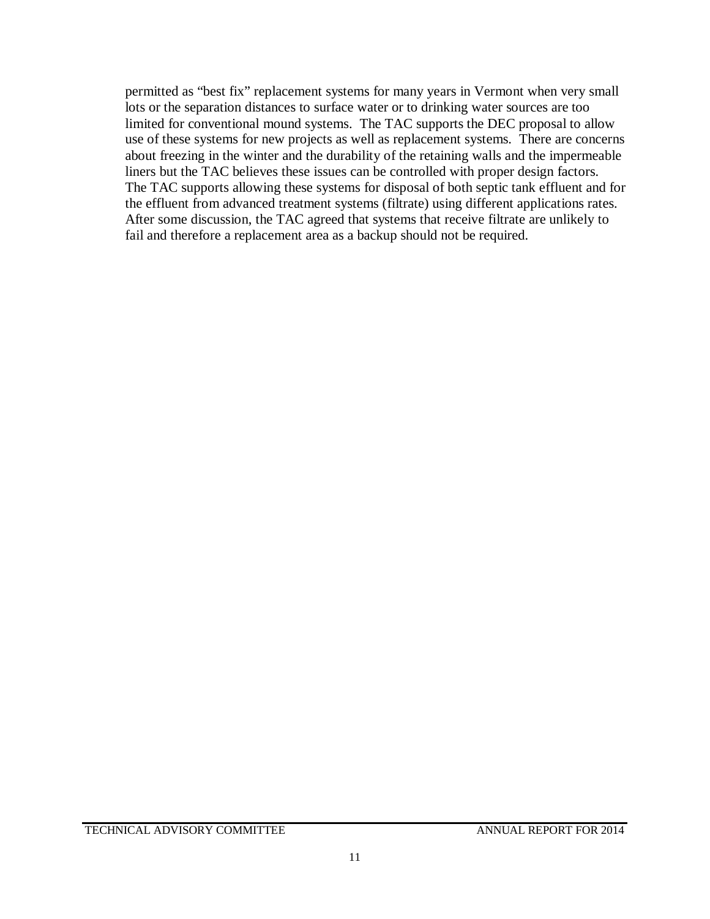permitted as "best fix" replacement systems for many years in Vermont when very small lots or the separation distances to surface water or to drinking water sources are too limited for conventional mound systems. The TAC supports the DEC proposal to allow use of these systems for new projects as well as replacement systems. There are concerns about freezing in the winter and the durability of the retaining walls and the impermeable liners but the TAC believes these issues can be controlled with proper design factors. The TAC supports allowing these systems for disposal of both septic tank effluent and for the effluent from advanced treatment systems (filtrate) using different applications rates. After some discussion, the TAC agreed that systems that receive filtrate are unlikely to fail and therefore a replacement area as a backup should not be required.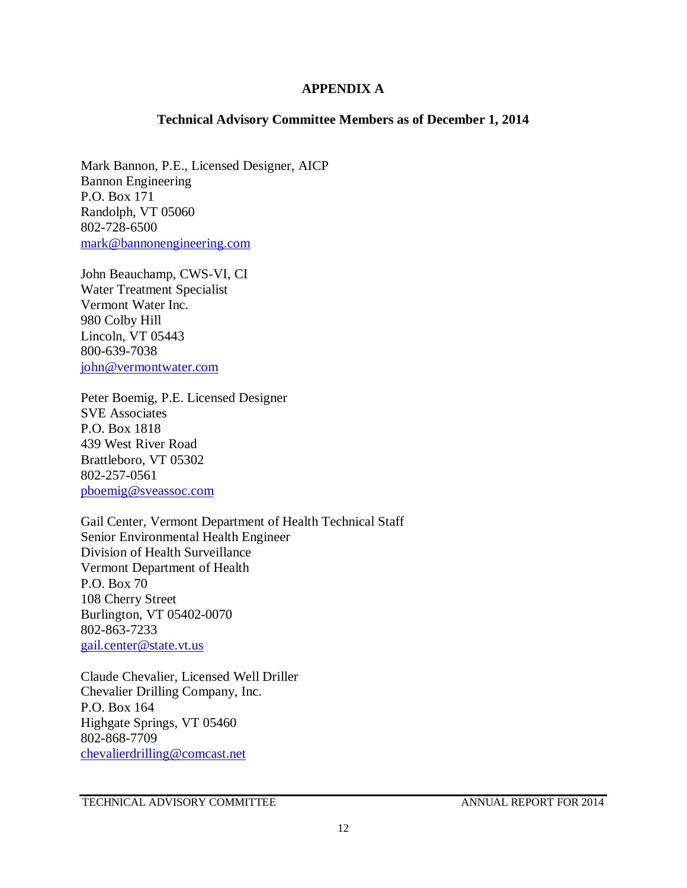# APPENDIX A

## Technical Advisory Committee Members as of December 1, 2014

Mark Bannon, P.E., Licensed Designer, AICP
Bannon Engineering
P.O. Box 171
Randolph, VT 05060
802-728-6500
mark@bannonengineering.com

John Beauchamp, CWS-VI, CI
Water Treatment Specialist
Vermont Water Inc.
980 Colby Hill
Lincoln, VT 05443
800-639-7038
john@vermontwater.com

Peter Boemig, P.E. Licensed Designer
SVE Associates
P.O. Box 1818
439 West River Road
Brattleboro, VT 05302
802-257-0561
pboemig@sveassoc.com

Gail Center, Vermont Department of Health Technical Staff
Senior Environmental Health Engineer
Division of Health Surveillance
Vermont Department of Health
P.O. Box 70
108 Cherry Street
Burlington, VT 05402-0070
802-863-7233
gail.center@state.vt.us

Claude Chevalier, Licensed Well Driller
Chevalier Drilling Company, Inc.
P.O. Box 164
Highgate Springs, VT 05460
802-868-7709
chevalierdrilling@comcast.net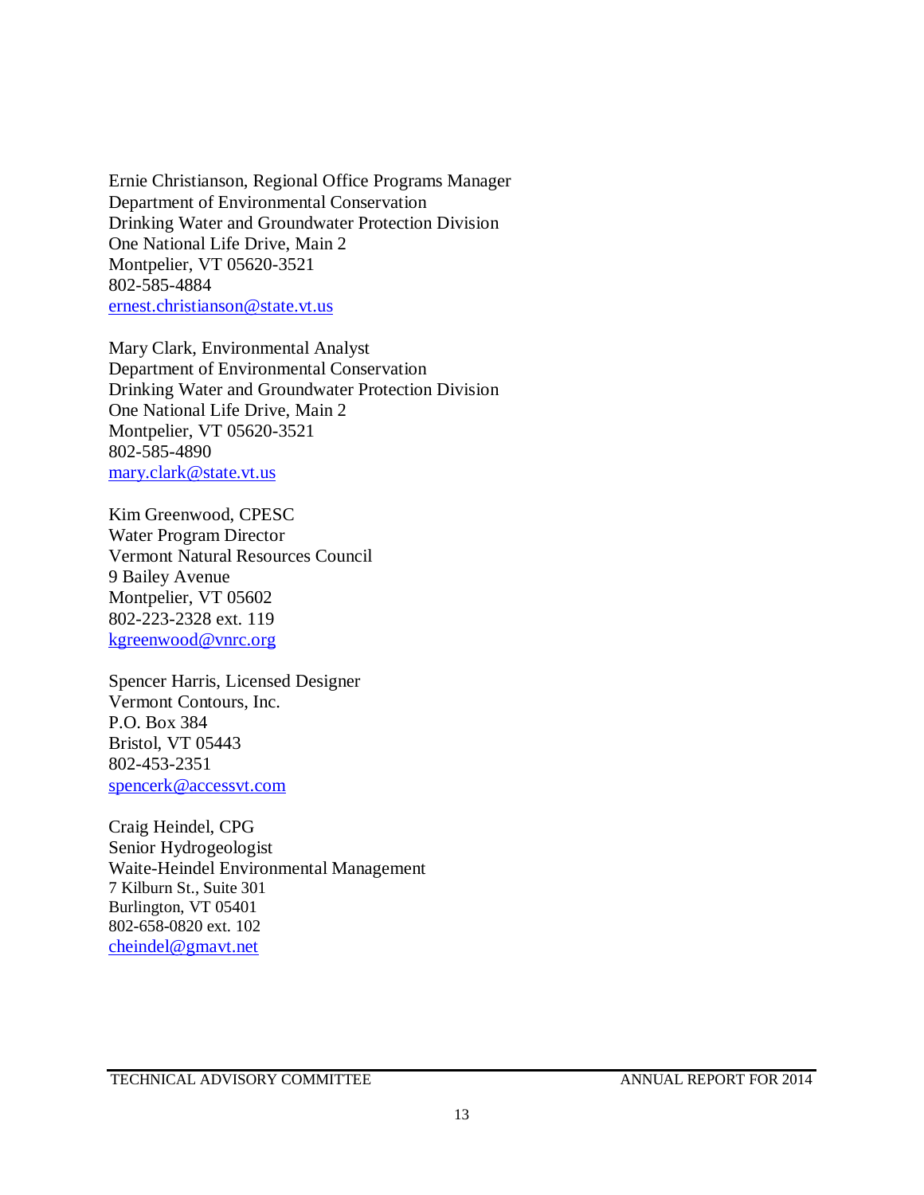Ernie Christianson, Regional Office Programs Manager
Department of Environmental Conservation
Drinking Water and Groundwater Protection Division
One National Life Drive, Main 2
Montpelier, VT 05620-3521
802-585-4884
ernest.christianson@state.vt.us

Mary Clark, Environmental Analyst
Department of Environmental Conservation
Drinking Water and Groundwater Protection Division
One National Life Drive, Main 2
Montpelier, VT 05620-3521
802-585-4890
mary.clark@state.vt.us

Kim Greenwood, CPESC
Water Program Director
Vermont Natural Resources Council
9 Bailey Avenue
Montpelier, VT 05602
802-223-2328 ext. 119
kgreenwood@vnrc.org

Spencer Harris, Licensed Designer
Vermont Contours, Inc.
P.O. Box 384
Bristol, VT 05443
802-453-2351
spencerk@accessvt.com

Craig Heindel, CPG
Senior Hydrogeologist
Waite-Heindel Environmental Management
7 Kilburn St., Suite 301
Burlington, VT 05401
802-658-0820 ext. 102
cheindel@gmavt.net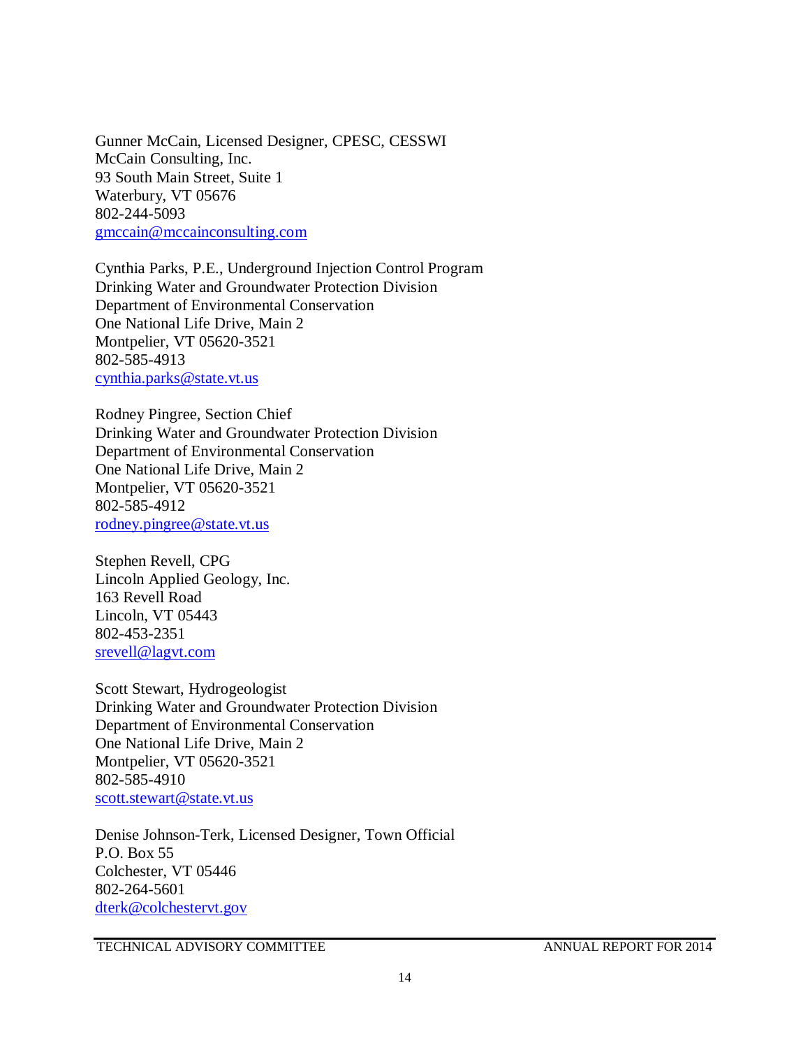Gunner McCain, Licensed Designer, CPESC, CESSWI
McCain Consulting, Inc.
93 South Main Street, Suite 1
Waterbury, VT 05676
802-244-5093
gmccain@mccainconsulting.com

Cynthia Parks, P.E., Underground Injection Control Program
Drinking Water and Groundwater Protection Division
Department of Environmental Conservation
One National Life Drive, Main 2
Montpelier, VT 05620-3521
802-585-4913
cynthia.parks@state.vt.us

Rodney Pingree, Section Chief
Drinking Water and Groundwater Protection Division
Department of Environmental Conservation
One National Life Drive, Main 2
Montpelier, VT 05620-3521
802-585-4912
rodney.pingree@state.vt.us

Stephen Revell, CPG
Lincoln Applied Geology, Inc.
163 Revell Road
Lincoln, VT 05443
802-453-2351
srevell@lagvt.com

Scott Stewart, Hydrogeologist
Drinking Water and Groundwater Protection Division
Department of Environmental Conservation
One National Life Drive, Main 2
Montpelier, VT 05620-3521
802-585-4910
scott.stewart@state.vt.us

Denise Johnson-Terk, Licensed Designer, Town Official
P.O. Box 55
Colchester, VT 05446
802-264-5601
dterk@colchestervt.gov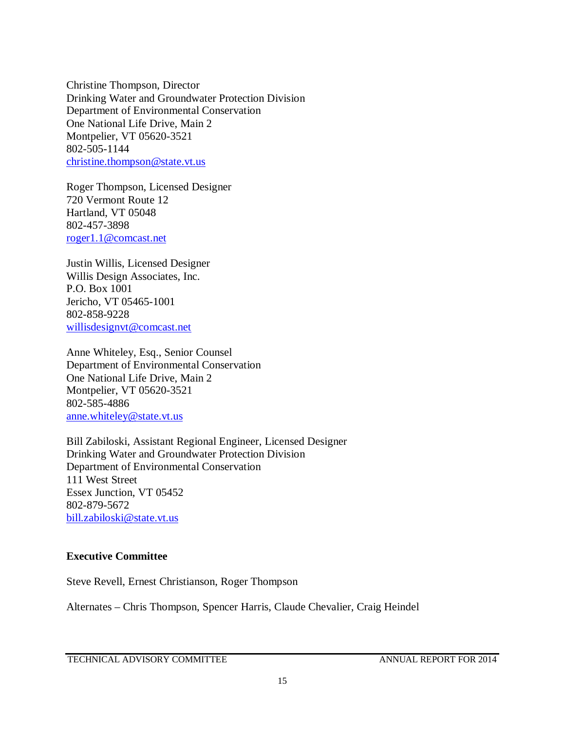Christine Thompson, Director
Drinking Water and Groundwater Protection Division
Department of Environmental Conservation
One National Life Drive, Main 2
Montpelier, VT 05620-3521
802-505-1144
christine.thompson@state.vt.us

Roger Thompson, Licensed Designer
720 Vermont Route 12
Hartland, VT 05048
802-457-3898
roger1.1@comcast.net

Justin Willis, Licensed Designer
Willis Design Associates, Inc.
P.O. Box 1001
Jericho, VT 05465-1001
802-858-9228
willisdesignvt@comcast.net

Anne Whiteley, Esq., Senior Counsel
Department of Environmental Conservation
One National Life Drive, Main 2
Montpelier, VT 05620-3521
802-585-4886
anne.whiteley@state.vt.us

Bill Zabiloski, Assistant Regional Engineer, Licensed Designer
Drinking Water and Groundwater Protection Division
Department of Environmental Conservation
111 West Street
Essex Junction, VT 05452
802-879-5672
bill.zabiloski@state.vt.us

**Executive Committee**

Steve Revell, Ernest Christianson, Roger Thompson

Alternates – Chris Thompson, Spencer Harris, Claude Chevalier, Craig Heindel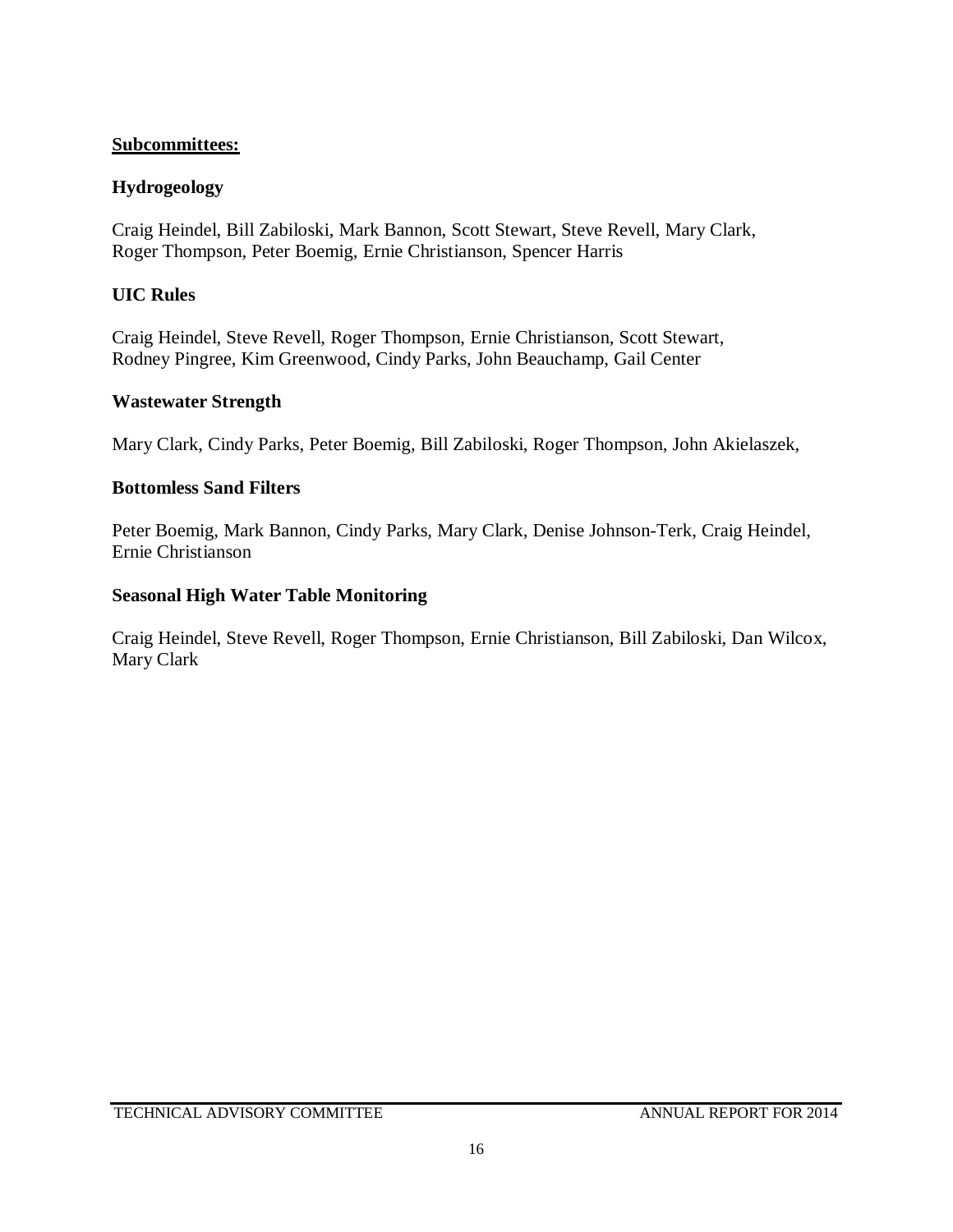**Subcommittees:**

**Hydrogeology**

Craig Heindel, Bill Zabiloski, Mark Bannon, Scott Stewart, Steve Revell, Mary Clark, Roger Thompson, Peter Boemig, Ernie Christianson, Spencer Harris

**UIC Rules**

Craig Heindel, Steve Revell, Roger Thompson, Ernie Christianson, Scott Stewart, Rodney Pingree, Kim Greenwood, Cindy Parks, John Beauchamp, Gail Center

**Wastewater Strength**

Mary Clark, Cindy Parks, Peter Boemig, Bill Zabiloski, Roger Thompson, John Akielaszek,

**Bottomless Sand Filters**

Peter Boemig, Mark Bannon, Cindy Parks, Mary Clark, Denise Johnson-Terk, Craig Heindel, Ernie Christianson

**Seasonal High Water Table Monitoring**

Craig Heindel, Steve Revell, Roger Thompson, Ernie Christianson, Bill Zabiloski, Dan Wilcox, Mary Clark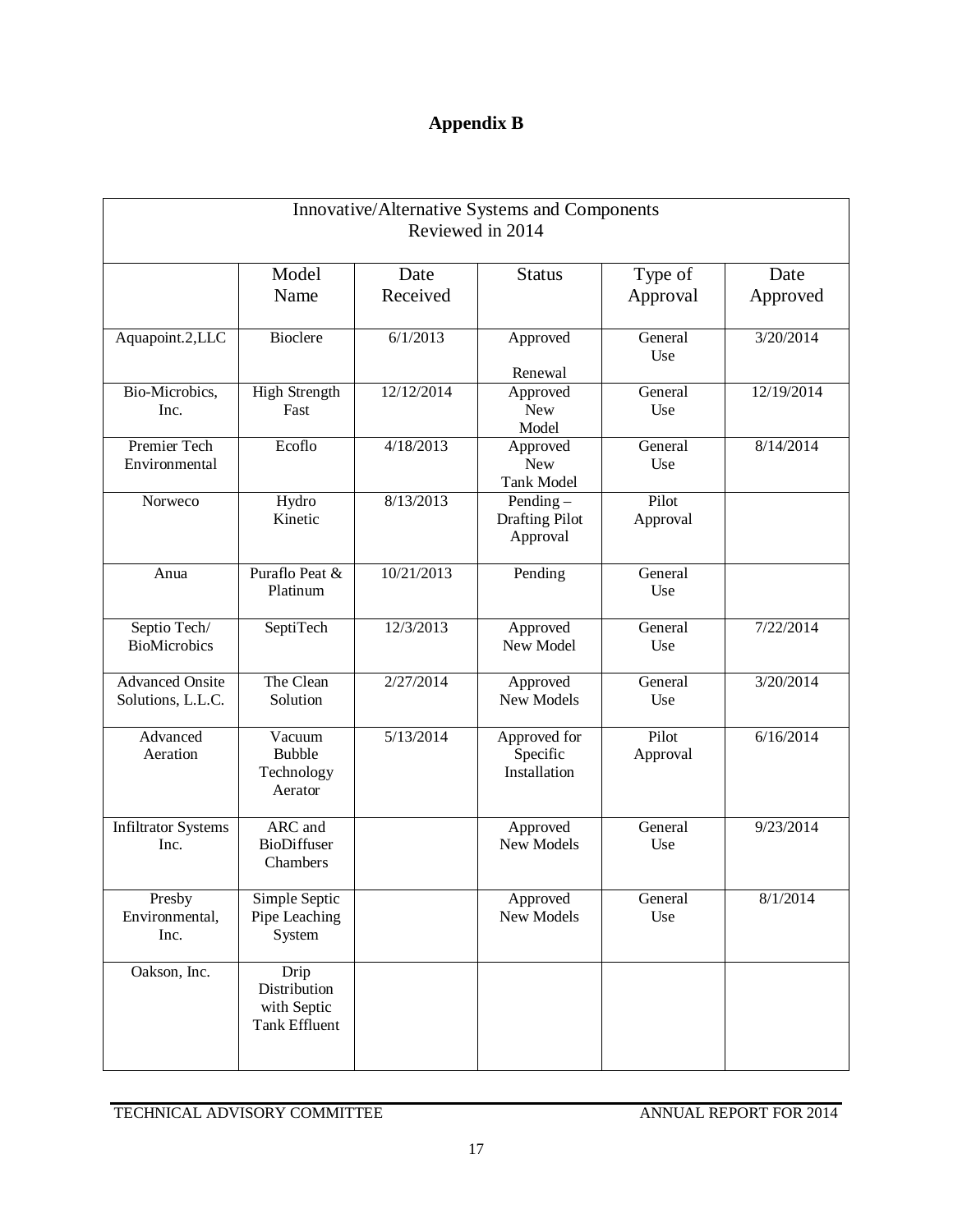# Appendix B

| Innovative/Alternative Systems and Components Reviewed in 2014 | | | | | |
|---|---|---|---|---|---|
| | Model Name | Date Received | Status | Type of Approval | Date Approved |
| Aquapoint.2,LLC | Bioclere | 6/1/2013 | Approved<br><br>Renewal | General Use | 3/20/2014 |
| Bio-Microbics, Inc. | High Strength Fast | 12/12/2014 | Approved New Model | General Use | 12/19/2014 |
| Premier Tech Environmental | Ecoflo | 4/18/2013 | Approved New Tank Model | General Use | 8/14/2014 |
| Norweco | Hydro Kinetic | 8/13/2013 | Pending – Drafting Pilot Approval | Pilot Approval | |
| Anua | Puraflo Peat & Platinum | 10/21/2013 | Pending | General Use | |
| Septio Tech/ BioMicrobics | SeptiTech | 12/3/2013 | Approved New Model | General Use | 7/22/2014 |
| Advanced Onsite Solutions, L.L.C. | The Clean Solution | 2/27/2014 | Approved New Models | General Use | 3/20/2014 |
| Advanced Aeration | Vacuum Bubble Technology Aerator | 5/13/2014 | Approved for Specific Installation | Pilot Approval | 6/16/2014 |
| Infiltrator Systems Inc. | ARC and BioDiffuser Chambers | | Approved New Models | General Use | 9/23/2014 |
| Presby Environmental, Inc. | Simple Septic Pipe Leaching System | | Approved New Models | General Use | 8/1/2014 |
| Oakson, Inc. | Drip Distribution with Septic Tank Effluent | | | | |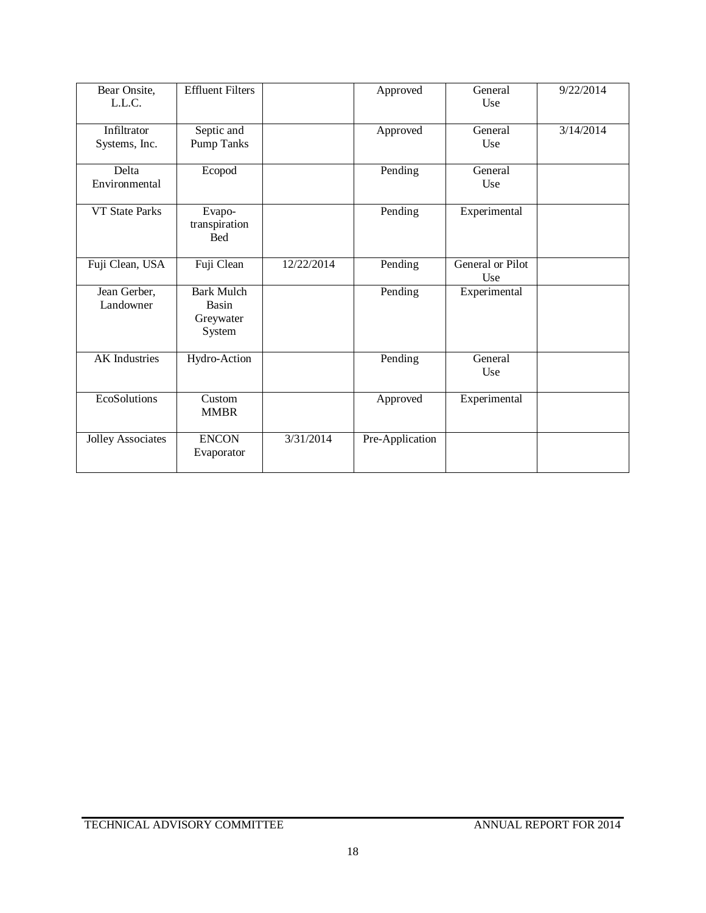| Bear Onsite, L.L.C. | Effluent Filters | | Approved | General Use | 9/22/2014 |
|---|---|---|---|---|---|
| Infiltrator Systems, Inc. | Septic and Pump Tanks | | Approved | General Use | 3/14/2014 |
| Delta Environmental | Ecopod | | Pending | General Use | |
| VT State Parks | Evapo-transpiration Bed | | Pending | Experimental | |
| Fuji Clean, USA | Fuji Clean | 12/22/2014 | Pending | General or Pilot Use | |
| Jean Gerber, Landowner | Bark Mulch Basin Greywater System | | Pending | Experimental | |
| AK Industries | Hydro-Action | | Pending | General Use | |
| EcoSolutions | Custom MMBR | | Approved | Experimental | |
| Jolley Associates | ENCON Evaporator | 3/31/2014 | Pre-Application | | |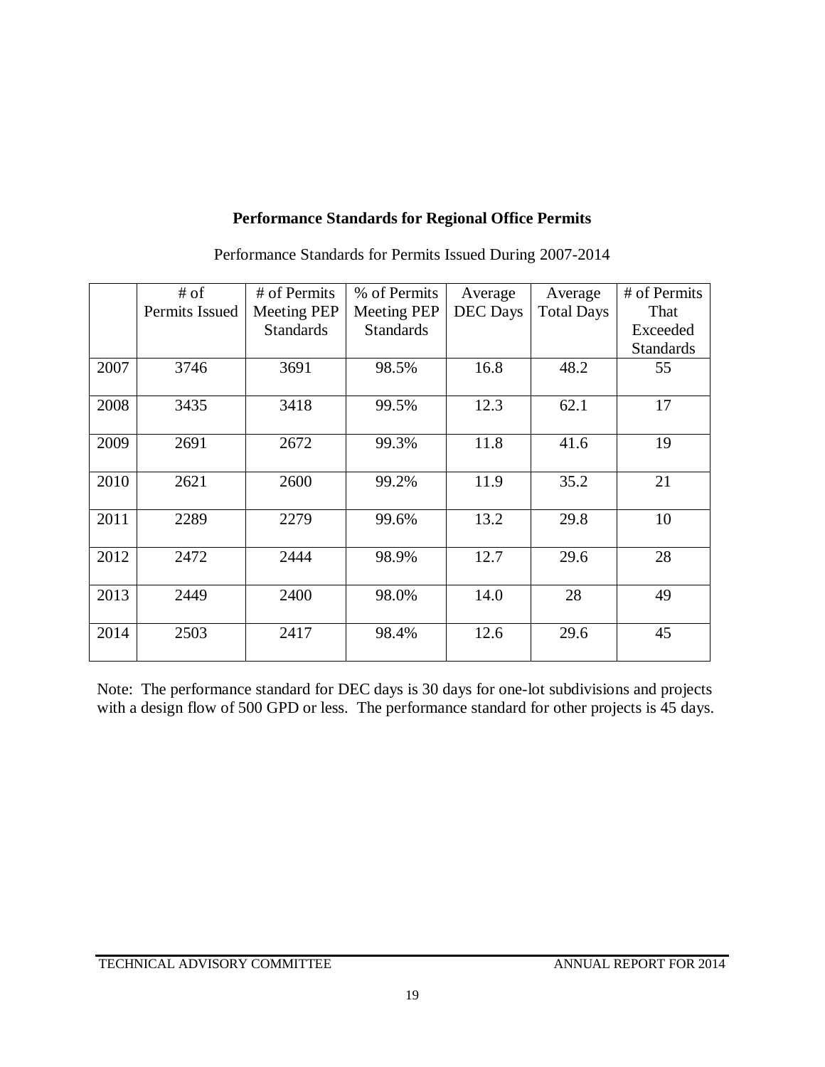## Performance Standards for Regional Office Permits

Performance Standards for Permits Issued During 2007-2014

| | # of Permits Issued | # of Permits Meeting PEP Standards | % of Permits Meeting PEP Standards | Average DEC Days | Average Total Days | # of Permits That Exceeded Standards |
|---|---|---|---|---|---|---|
| 2007 | 3746 | 3691 | 98.5% | 16.8 | 48.2 | 55 |
| 2008 | 3435 | 3418 | 99.5% | 12.3 | 62.1 | 17 |
| 2009 | 2691 | 2672 | 99.3% | 11.8 | 41.6 | 19 |
| 2010 | 2621 | 2600 | 99.2% | 11.9 | 35.2 | 21 |
| 2011 | 2289 | 2279 | 99.6% | 13.2 | 29.8 | 10 |
| 2012 | 2472 | 2444 | 98.9% | 12.7 | 29.6 | 28 |
| 2013 | 2449 | 2400 | 98.0% | 14.0 | 28 | 49 |
| 2014 | 2503 | 2417 | 98.4% | 12.6 | 29.6 | 45 |

Note: The performance standard for DEC days is 30 days for one-lot subdivisions and projects with a design flow of 500 GPD or less. The performance standard for other projects is 45 days.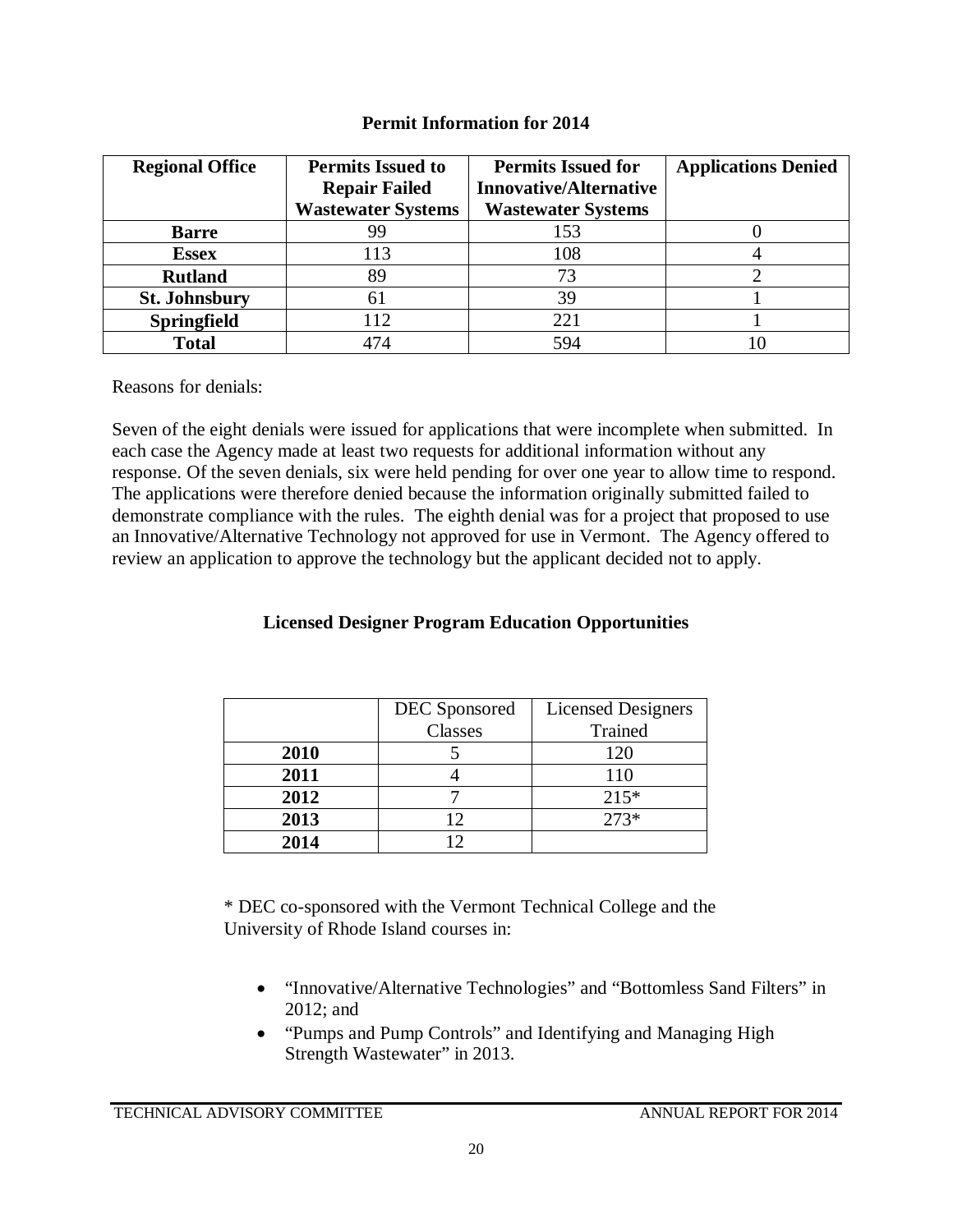## Permit Information for 2014

| Regional Office | Permits Issued to Repair Failed Wastewater Systems | Permits Issued for Innovative/Alternative Wastewater Systems | Applications Denied |
|---|---|---|---|
| **Barre** | 99 | 153 | 0 |
| **Essex** | 113 | 108 | 4 |
| **Rutland** | 89 | 73 | 2 |
| **St. Johnsbury** | 61 | 39 | 1 |
| **Springfield** | 112 | 221 | 1 |
| **Total** | 474 | 594 | 10 |

Reasons for denials:

Seven of the eight denials were issued for applications that were incomplete when submitted. In each case the Agency made at least two requests for additional information without any response. Of the seven denials, six were held pending for over one year to allow time to respond. The applications were therefore denied because the information originally submitted failed to demonstrate compliance with the rules. The eighth denial was for a project that proposed to use an Innovative/Alternative Technology not approved for use in Vermont. The Agency offered to review an application to approve the technology but the applicant decided not to apply.

## Licensed Designer Program Education Opportunities

| | DEC Sponsored Classes | Licensed Designers Trained |
|---|---|---|
| **2010** | 5 | 120 |
| **2011** | 4 | 110 |
| **2012** | 7 | 215* |
| **2013** | 12 | 273* |
| **2014** | 12 | |

* DEC co-sponsored with the Vermont Technical College and the University of Rhode Island courses in:

- "Innovative/Alternative Technologies" and "Bottomless Sand Filters" in 2012; and
- "Pumps and Pump Controls" and Identifying and Managing High Strength Wastewater" in 2013.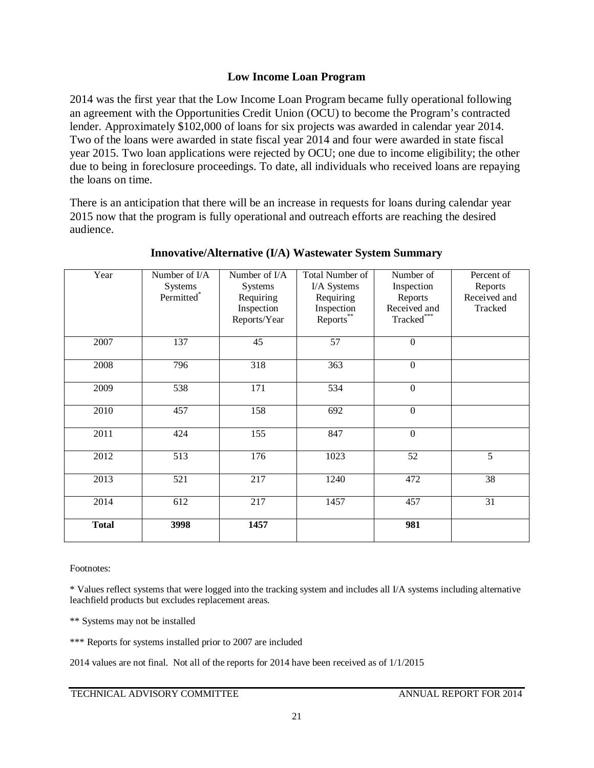## Low Income Loan Program

2014 was the first year that the Low Income Loan Program became fully operational following an agreement with the Opportunities Credit Union (OCU) to become the Program's contracted lender. Approximately $102,000 of loans for six projects was awarded in calendar year 2014. Two of the loans were awarded in state fiscal year 2014 and four were awarded in state fiscal year 2015. Two loan applications were rejected by OCU; one due to income eligibility; the other due to being in foreclosure proceedings. To date, all individuals who received loans are repaying the loans on time.

There is an anticipation that there will be an increase in requests for loans during calendar year 2015 now that the program is fully operational and outreach efforts are reaching the desired audience.

## Innovative/Alternative (I/A) Wastewater System Summary

| Year | Number of I/A Systems Permitted* | Number of I/A Systems Requiring Inspection Reports/Year | Total Number of I/A Systems Requiring Inspection Reports** | Number of Inspection Reports Received and Tracked*** | Percent of Reports Received and Tracked |
|---|---|---|---|---|---|
| 2007 | 137 | 45 | 57 | 0 | |
| 2008 | 796 | 318 | 363 | 0 | |
| 2009 | 538 | 171 | 534 | 0 | |
| 2010 | 457 | 158 | 692 | 0 | |
| 2011 | 424 | 155 | 847 | 0 | |
| 2012 | 513 | 176 | 1023 | 52 | 5 |
| 2013 | 521 | 217 | 1240 | 472 | 38 |
| 2014 | 612 | 217 | 1457 | 457 | 31 |
| **Total** | **3998** | **1457** | | **981** | |

Footnotes:

* Values reflect systems that were logged into the tracking system and includes all I/A systems including alternative leachfield products but excludes replacement areas.

** Systems may not be installed

*** Reports for systems installed prior to 2007 are included

2014 values are not final. Not all of the reports for 2014 have been received as of 1/1/2015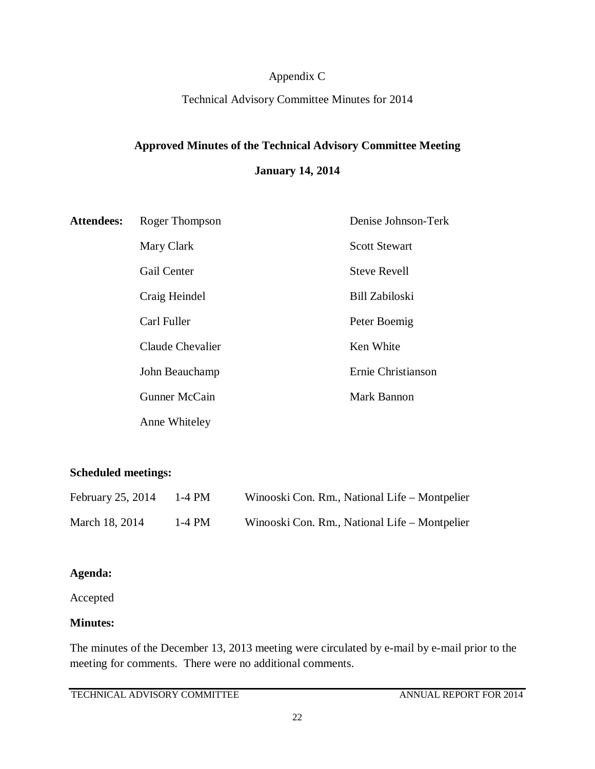Appendix C

Technical Advisory Committee Minutes for 2014

## Approved Minutes of the Technical Advisory Committee Meeting

**January 14, 2014**

| **Attendees:** | Roger Thompson | Denise Johnson-Terk |
|---|---|---|
| | Mary Clark | Scott Stewart |
| | Gail Center | Steve Revell |
| | Craig Heindel | Bill Zabiloski |
| | Carl Fuller | Peter Boemig |
| | Claude Chevalier | Ken White |
| | John Beauchamp | Ernie Christianson |
| | Gunner McCain | Mark Bannon |
| | Anne Whiteley | |

**Scheduled meetings:**

| | | |
|---|---|---|
| February 25, 2014 | 1-4 PM | Winooski Con. Rm., National Life – Montpelier |
| March 18, 2014 | 1-4 PM | Winooski Con. Rm., National Life – Montpelier |

**Agenda:**

Accepted

**Minutes:**

The minutes of the December 13, 2013 meeting were circulated by e-mail by e-mail prior to the meeting for comments. There were no additional comments.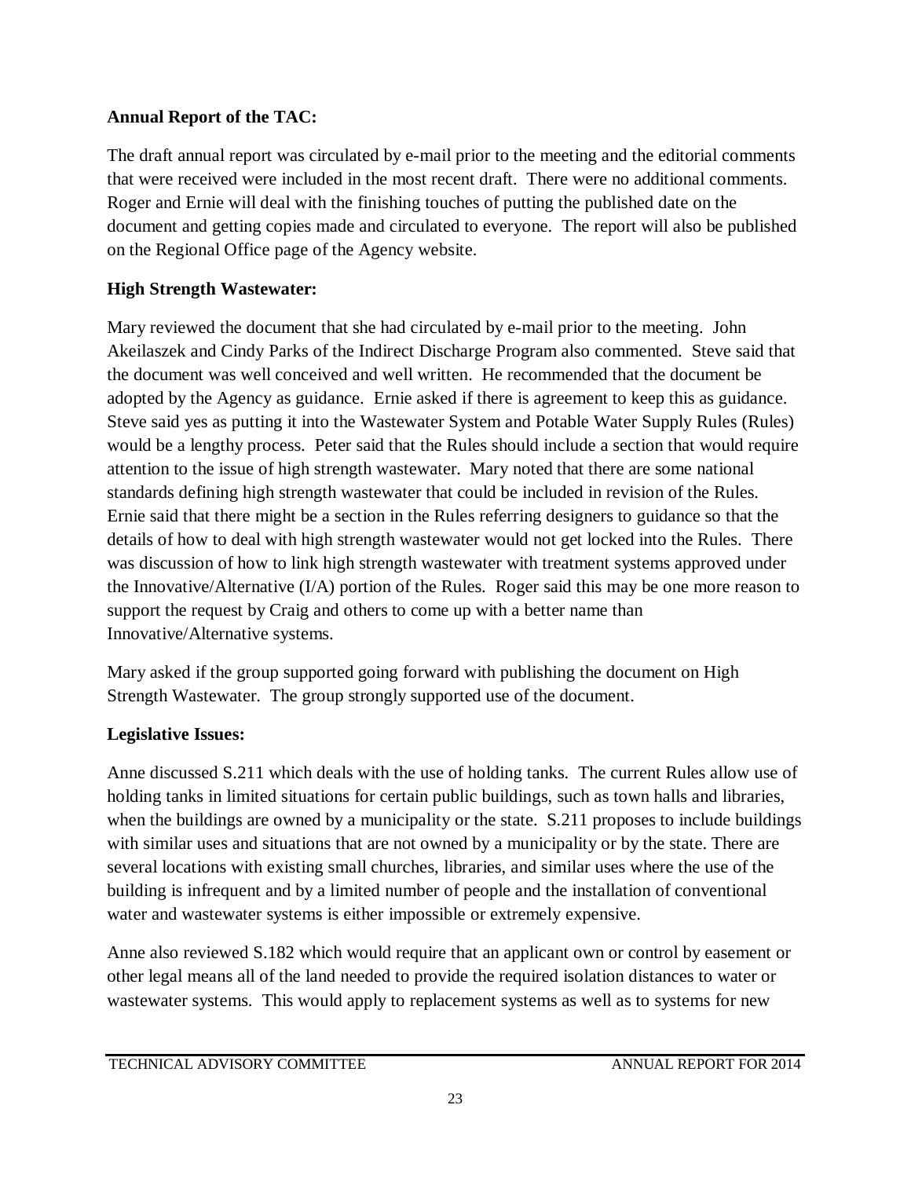**Annual Report of the TAC:**

The draft annual report was circulated by e-mail prior to the meeting and the editorial comments that were received were included in the most recent draft. There were no additional comments. Roger and Ernie will deal with the finishing touches of putting the published date on the document and getting copies made and circulated to everyone. The report will also be published on the Regional Office page of the Agency website.

**High Strength Wastewater:**

Mary reviewed the document that she had circulated by e-mail prior to the meeting. John Akeilaszek and Cindy Parks of the Indirect Discharge Program also commented. Steve said that the document was well conceived and well written. He recommended that the document be adopted by the Agency as guidance. Ernie asked if there is agreement to keep this as guidance. Steve said yes as putting it into the Wastewater System and Potable Water Supply Rules (Rules) would be a lengthy process. Peter said that the Rules should include a section that would require attention to the issue of high strength wastewater. Mary noted that there are some national standards defining high strength wastewater that could be included in revision of the Rules. Ernie said that there might be a section in the Rules referring designers to guidance so that the details of how to deal with high strength wastewater would not get locked into the Rules. There was discussion of how to link high strength wastewater with treatment systems approved under the Innovative/Alternative (I/A) portion of the Rules. Roger said this may be one more reason to support the request by Craig and others to come up with a better name than Innovative/Alternative systems.

Mary asked if the group supported going forward with publishing the document on High Strength Wastewater. The group strongly supported use of the document.

**Legislative Issues:**

Anne discussed S.211 which deals with the use of holding tanks. The current Rules allow use of holding tanks in limited situations for certain public buildings, such as town halls and libraries, when the buildings are owned by a municipality or the state. S.211 proposes to include buildings with similar uses and situations that are not owned by a municipality or by the state. There are several locations with existing small churches, libraries, and similar uses where the use of the building is infrequent and by a limited number of people and the installation of conventional water and wastewater systems is either impossible or extremely expensive.

Anne also reviewed S.182 which would require that an applicant own or control by easement or other legal means all of the land needed to provide the required isolation distances to water or wastewater systems. This would apply to replacement systems as well as to systems for new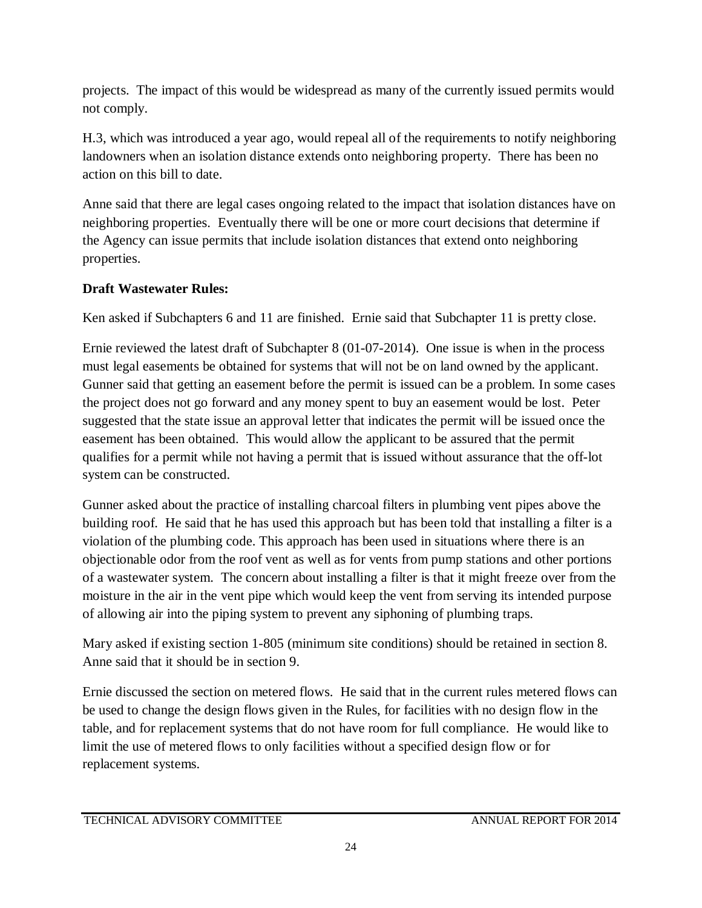projects. The impact of this would be widespread as many of the currently issued permits would not comply.

H.3, which was introduced a year ago, would repeal all of the requirements to notify neighboring landowners when an isolation distance extends onto neighboring property. There has been no action on this bill to date.

Anne said that there are legal cases ongoing related to the impact that isolation distances have on neighboring properties. Eventually there will be one or more court decisions that determine if the Agency can issue permits that include isolation distances that extend onto neighboring properties.

**Draft Wastewater Rules:**

Ken asked if Subchapters 6 and 11 are finished. Ernie said that Subchapter 11 is pretty close.

Ernie reviewed the latest draft of Subchapter 8 (01-07-2014). One issue is when in the process must legal easements be obtained for systems that will not be on land owned by the applicant. Gunner said that getting an easement before the permit is issued can be a problem. In some cases the project does not go forward and any money spent to buy an easement would be lost. Peter suggested that the state issue an approval letter that indicates the permit will be issued once the easement has been obtained. This would allow the applicant to be assured that the permit qualifies for a permit while not having a permit that is issued without assurance that the off-lot system can be constructed.

Gunner asked about the practice of installing charcoal filters in plumbing vent pipes above the building roof. He said that he has used this approach but has been told that installing a filter is a violation of the plumbing code. This approach has been used in situations where there is an objectionable odor from the roof vent as well as for vents from pump stations and other portions of a wastewater system. The concern about installing a filter is that it might freeze over from the moisture in the air in the vent pipe which would keep the vent from serving its intended purpose of allowing air into the piping system to prevent any siphoning of plumbing traps.

Mary asked if existing section 1-805 (minimum site conditions) should be retained in section 8. Anne said that it should be in section 9.

Ernie discussed the section on metered flows. He said that in the current rules metered flows can be used to change the design flows given in the Rules, for facilities with no design flow in the table, and for replacement systems that do not have room for full compliance. He would like to limit the use of metered flows to only facilities without a specified design flow or for replacement systems.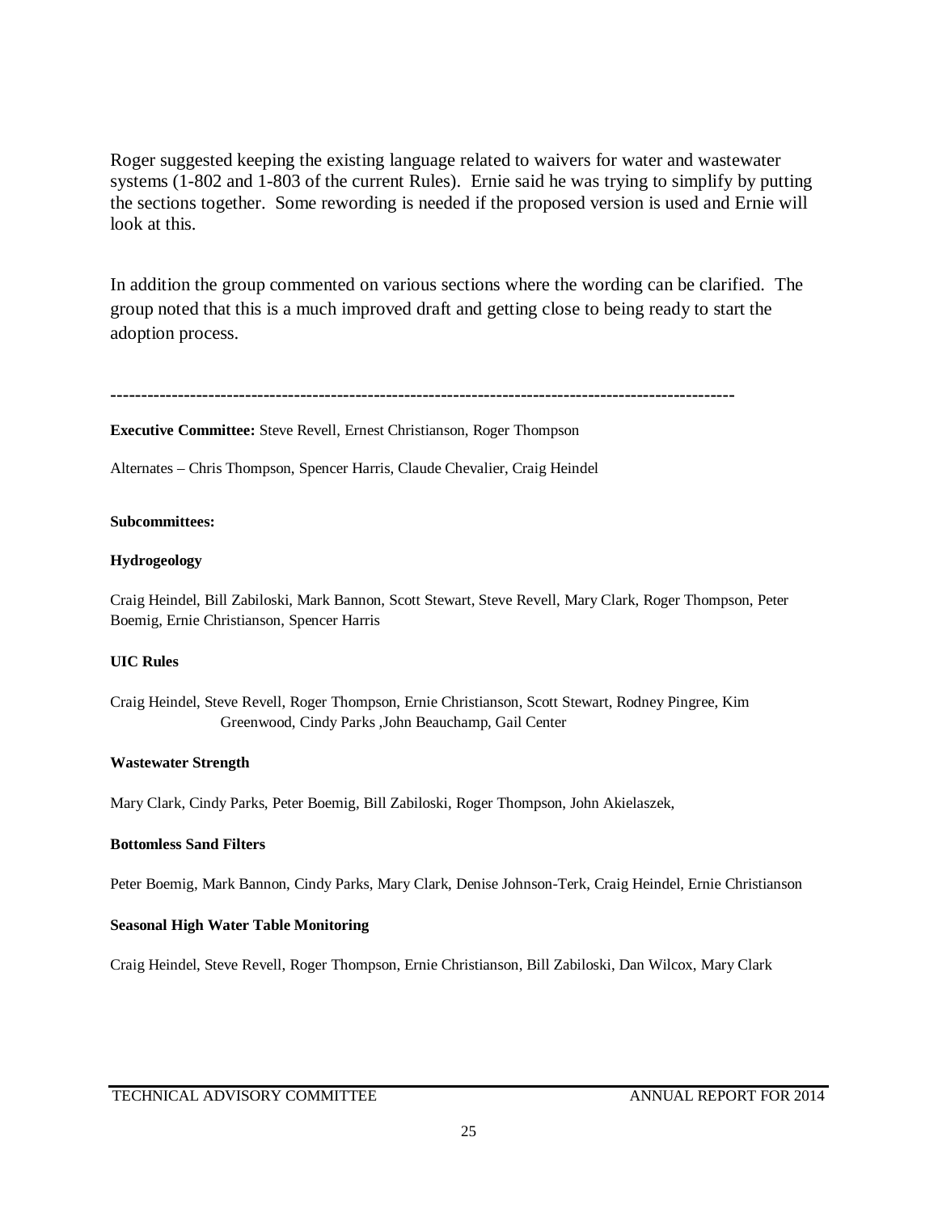Roger suggested keeping the existing language related to waivers for water and wastewater systems (1-802 and 1-803 of the current Rules). Ernie said he was trying to simplify by putting the sections together. Some rewording is needed if the proposed version is used and Ernie will look at this.

In addition the group commented on various sections where the wording can be clarified. The group noted that this is a much improved draft and getting close to being ready to start the adoption process.

---

**Executive Committee:** Steve Revell, Ernest Christianson, Roger Thompson

Alternates – Chris Thompson, Spencer Harris, Claude Chevalier, Craig Heindel

**Subcommittees:**

**Hydrogeology**

Craig Heindel, Bill Zabiloski, Mark Bannon, Scott Stewart, Steve Revell, Mary Clark, Roger Thompson, Peter Boemig, Ernie Christianson, Spencer Harris

**UIC Rules**

Craig Heindel, Steve Revell, Roger Thompson, Ernie Christianson, Scott Stewart, Rodney Pingree, Kim Greenwood, Cindy Parks ,John Beauchamp, Gail Center

**Wastewater Strength**

Mary Clark, Cindy Parks, Peter Boemig, Bill Zabiloski, Roger Thompson, John Akielaszek,

**Bottomless Sand Filters**

Peter Boemig, Mark Bannon, Cindy Parks, Mary Clark, Denise Johnson-Terk, Craig Heindel, Ernie Christianson

**Seasonal High Water Table Monitoring**

Craig Heindel, Steve Revell, Roger Thompson, Ernie Christianson, Bill Zabiloski, Dan Wilcox, Mary Clark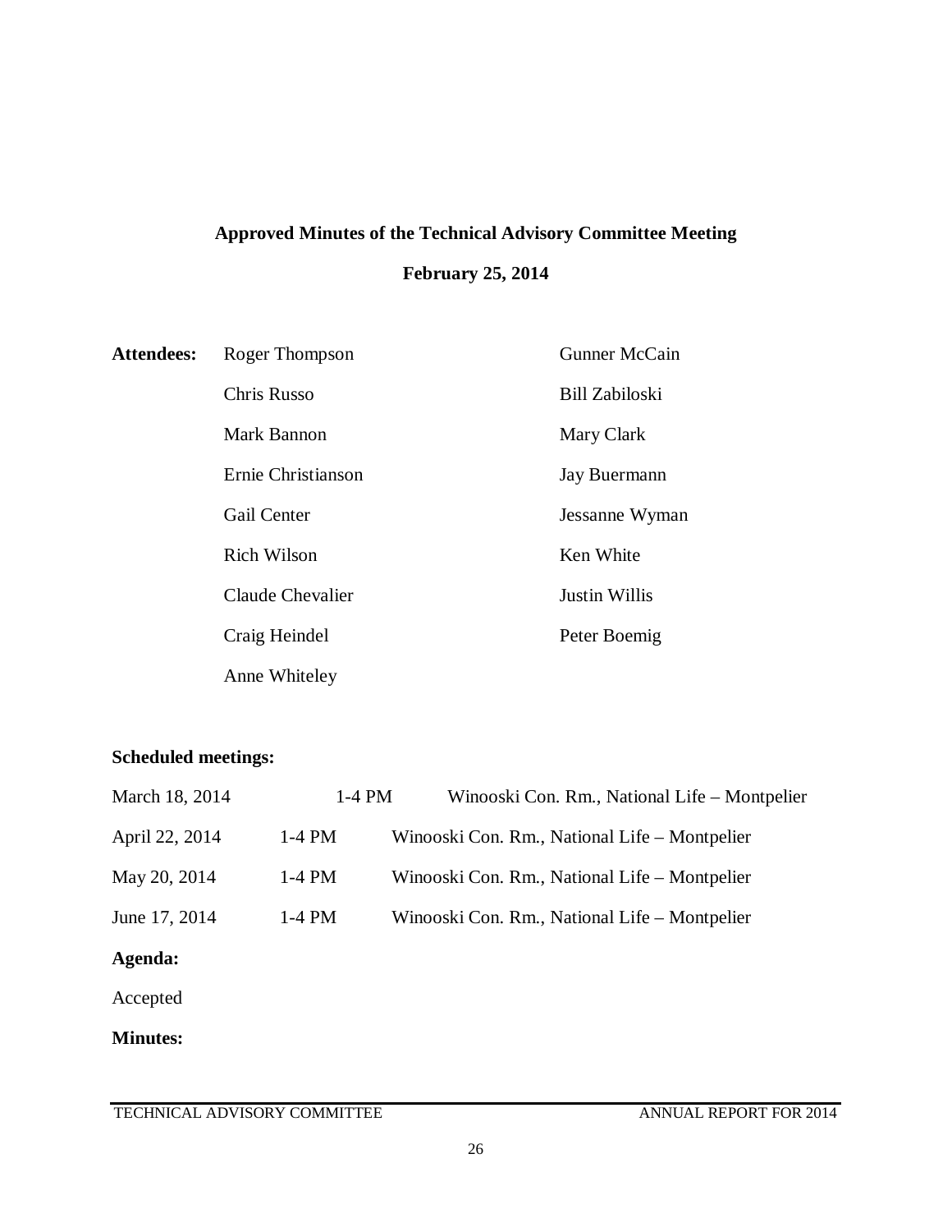**Approved Minutes of the Technical Advisory Committee Meeting**

**February 25, 2014**

**Attendees:**

| | |
|---|---|
| Roger Thompson | Gunner McCain |
| Chris Russo | Bill Zabiloski |
| Mark Bannon | Mary Clark |
| Ernie Christianson | Jay Buermann |
| Gail Center | Jessanne Wyman |
| Rich Wilson | Ken White |
| Claude Chevalier | Justin Willis |
| Craig Heindel | Peter Boemig |
| Anne Whiteley | |

**Scheduled meetings:**

| | | |
|---|---|---|
| March 18, 2014 | 1-4 PM | Winooski Con. Rm., National Life – Montpelier |
| April 22, 2014 | 1-4 PM | Winooski Con. Rm., National Life – Montpelier |
| May 20, 2014 | 1-4 PM | Winooski Con. Rm., National Life – Montpelier |
| June 17, 2014 | 1-4 PM | Winooski Con. Rm., National Life – Montpelier |

**Agenda:**

Accepted

**Minutes:**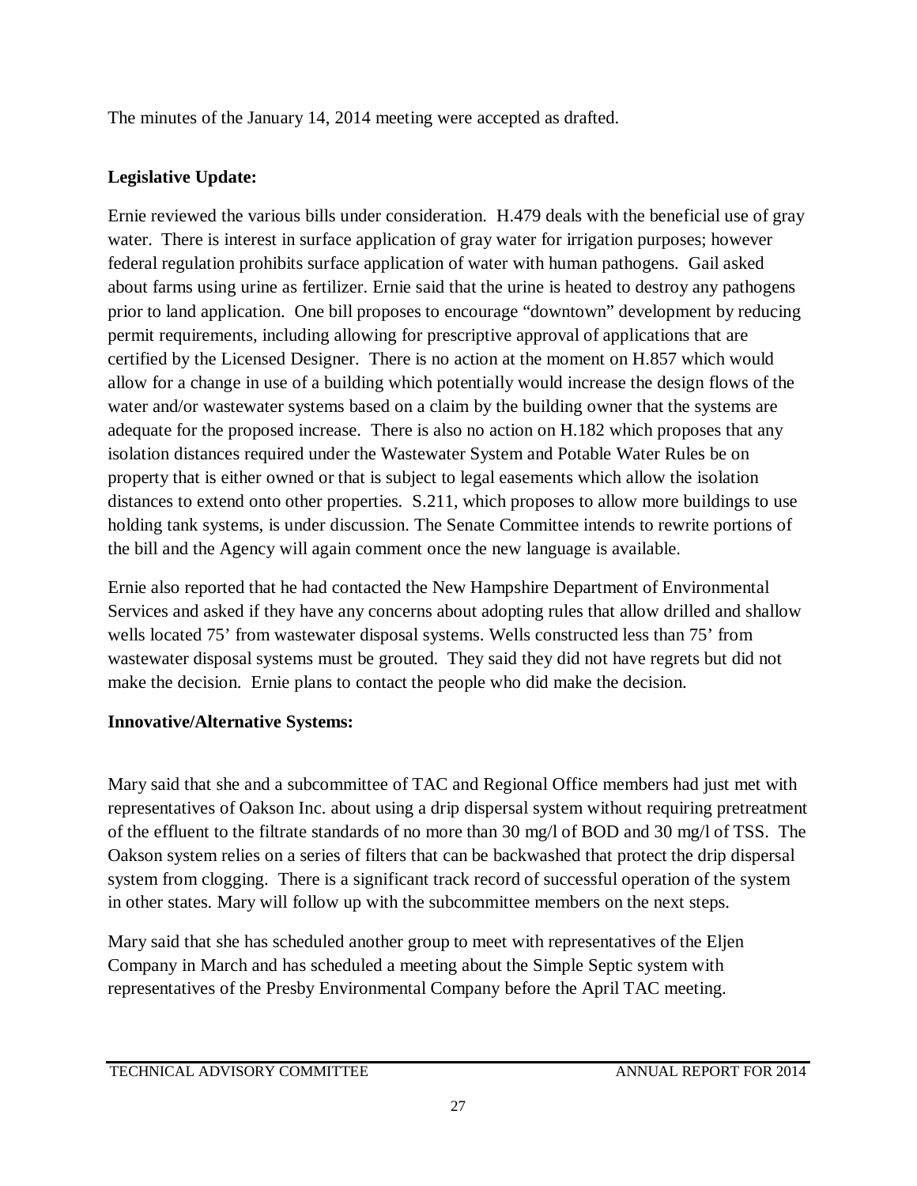The minutes of the January 14, 2014 meeting were accepted as drafted.

**Legislative Update:**

Ernie reviewed the various bills under consideration. H.479 deals with the beneficial use of gray water. There is interest in surface application of gray water for irrigation purposes; however federal regulation prohibits surface application of water with human pathogens. Gail asked about farms using urine as fertilizer. Ernie said that the urine is heated to destroy any pathogens prior to land application. One bill proposes to encourage "downtown" development by reducing permit requirements, including allowing for prescriptive approval of applications that are certified by the Licensed Designer. There is no action at the moment on H.857 which would allow for a change in use of a building which potentially would increase the design flows of the water and/or wastewater systems based on a claim by the building owner that the systems are adequate for the proposed increase. There is also no action on H.182 which proposes that any isolation distances required under the Wastewater System and Potable Water Rules be on property that is either owned or that is subject to legal easements which allow the isolation distances to extend onto other properties. S.211, which proposes to allow more buildings to use holding tank systems, is under discussion. The Senate Committee intends to rewrite portions of the bill and the Agency will again comment once the new language is available.

Ernie also reported that he had contacted the New Hampshire Department of Environmental Services and asked if they have any concerns about adopting rules that allow drilled and shallow wells located 75' from wastewater disposal systems. Wells constructed less than 75' from wastewater disposal systems must be grouted. They said they did not have regrets but did not make the decision. Ernie plans to contact the people who did make the decision.

**Innovative/Alternative Systems:**

Mary said that she and a subcommittee of TAC and Regional Office members had just met with representatives of Oakson Inc. about using a drip dispersal system without requiring pretreatment of the effluent to the filtrate standards of no more than 30 mg/l of BOD and 30 mg/l of TSS. The Oakson system relies on a series of filters that can be backwashed that protect the drip dispersal system from clogging. There is a significant track record of successful operation of the system in other states. Mary will follow up with the subcommittee members on the next steps.

Mary said that she has scheduled another group to meet with representatives of the Eljen Company in March and has scheduled a meeting about the Simple Septic system with representatives of the Presby Environmental Company before the April TAC meeting.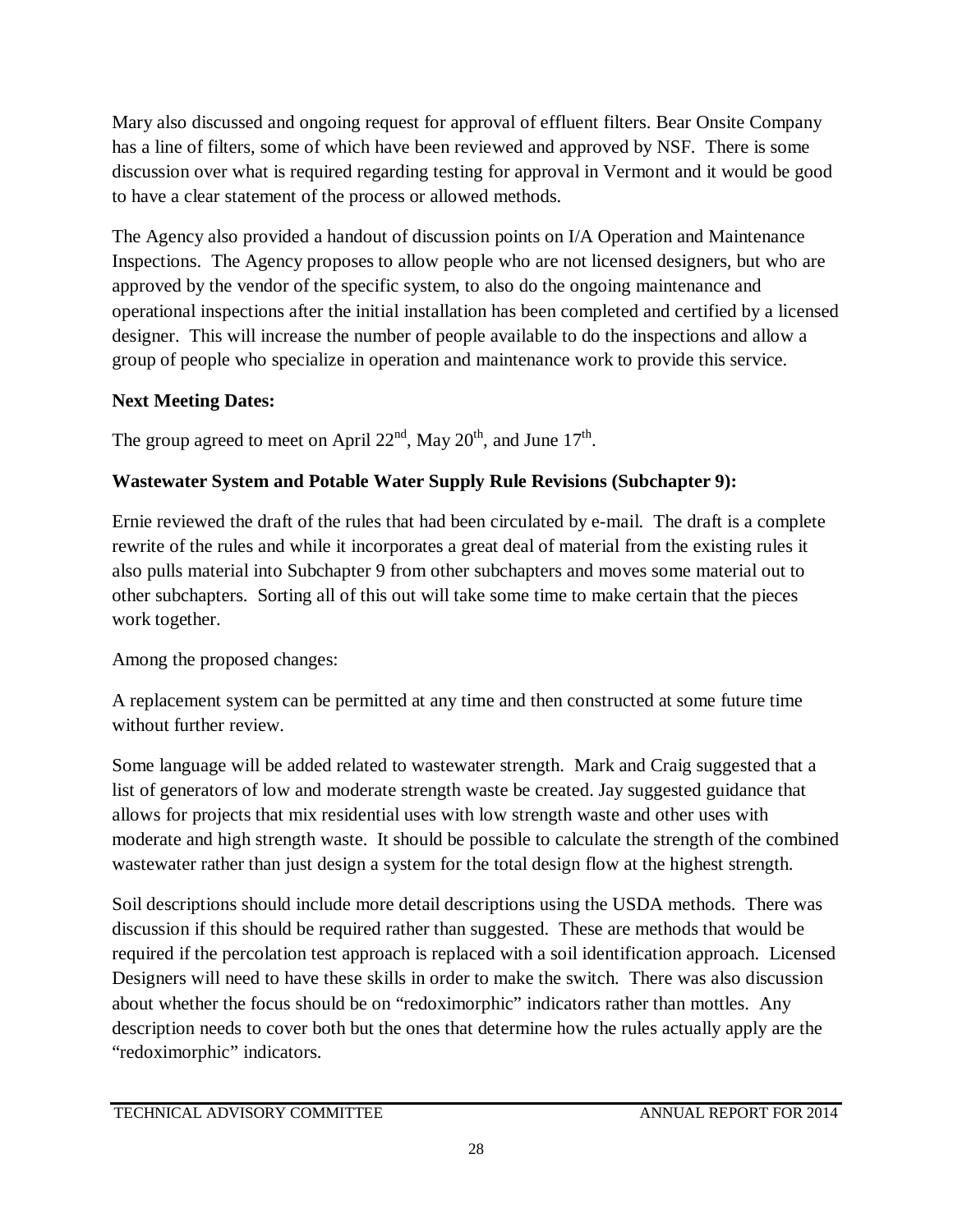Mary also discussed and ongoing request for approval of effluent filters. Bear Onsite Company has a line of filters, some of which have been reviewed and approved by NSF. There is some discussion over what is required regarding testing for approval in Vermont and it would be good to have a clear statement of the process or allowed methods.

The Agency also provided a handout of discussion points on I/A Operation and Maintenance Inspections. The Agency proposes to allow people who are not licensed designers, but who are approved by the vendor of the specific system, to also do the ongoing maintenance and operational inspections after the initial installation has been completed and certified by a licensed designer. This will increase the number of people available to do the inspections and allow a group of people who specialize in operation and maintenance work to provide this service.

**Next Meeting Dates:**

The group agreed to meet on April 22nd, May 20th, and June 17th.

**Wastewater System and Potable Water Supply Rule Revisions (Subchapter 9):**

Ernie reviewed the draft of the rules that had been circulated by e-mail. The draft is a complete rewrite of the rules and while it incorporates a great deal of material from the existing rules it also pulls material into Subchapter 9 from other subchapters and moves some material out to other subchapters. Sorting all of this out will take some time to make certain that the pieces work together.

Among the proposed changes:

A replacement system can be permitted at any time and then constructed at some future time without further review.

Some language will be added related to wastewater strength. Mark and Craig suggested that a list of generators of low and moderate strength waste be created. Jay suggested guidance that allows for projects that mix residential uses with low strength waste and other uses with moderate and high strength waste. It should be possible to calculate the strength of the combined wastewater rather than just design a system for the total design flow at the highest strength.

Soil descriptions should include more detail descriptions using the USDA methods. There was discussion if this should be required rather than suggested. These are methods that would be required if the percolation test approach is replaced with a soil identification approach. Licensed Designers will need to have these skills in order to make the switch. There was also discussion about whether the focus should be on "redoximorphic" indicators rather than mottles. Any description needs to cover both but the ones that determine how the rules actually apply are the "redoximorphic" indicators.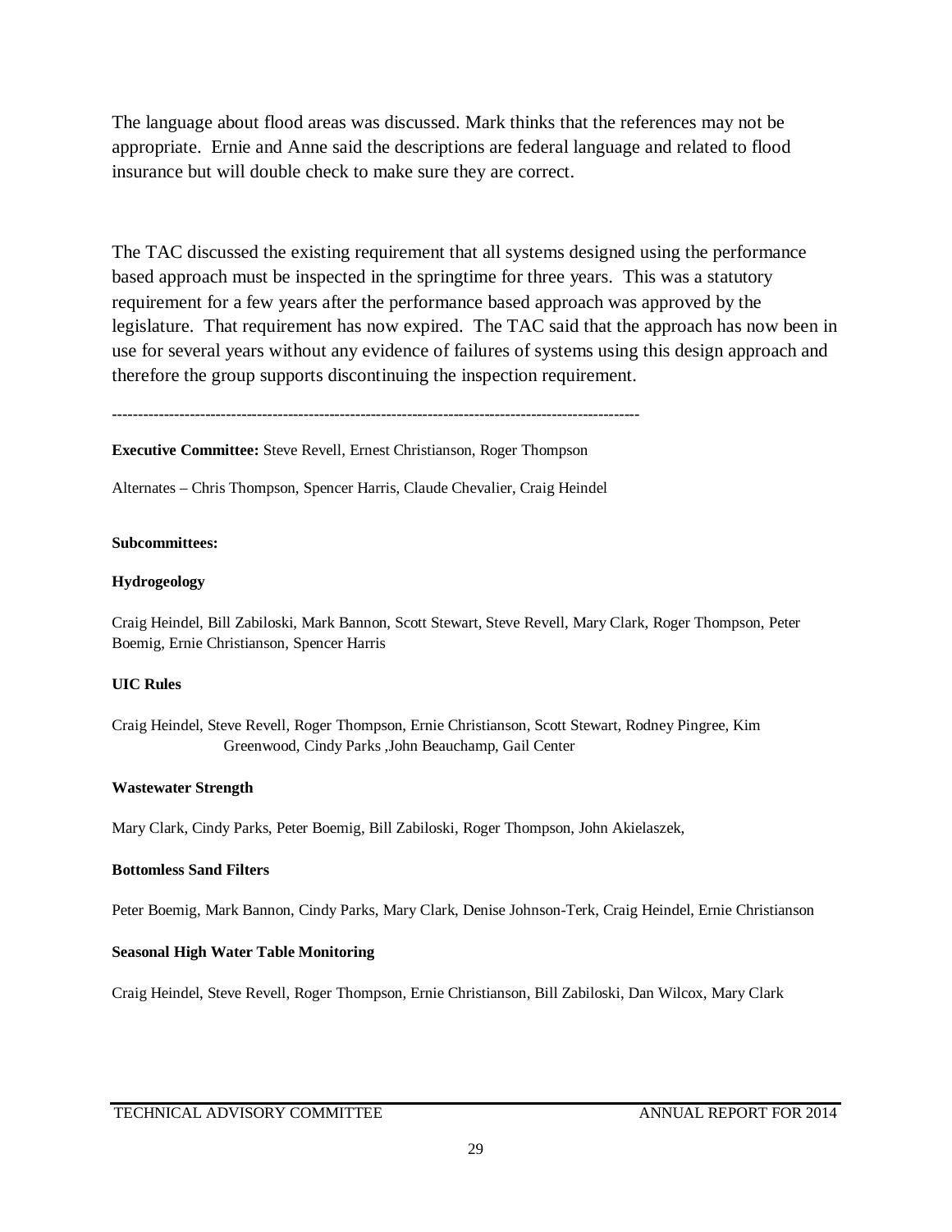The language about flood areas was discussed. Mark thinks that the references may not be appropriate. Ernie and Anne said the descriptions are federal language and related to flood insurance but will double check to make sure they are correct.

The TAC discussed the existing requirement that all systems designed using the performance based approach must be inspected in the springtime for three years. This was a statutory requirement for a few years after the performance based approach was approved by the legislature. That requirement has now expired. The TAC said that the approach has now been in use for several years without any evidence of failures of systems using this design approach and therefore the group supports discontinuing the inspection requirement.

---

**Executive Committee:** Steve Revell, Ernest Christianson, Roger Thompson

Alternates – Chris Thompson, Spencer Harris, Claude Chevalier, Craig Heindel

**Subcommittees:**

**Hydrogeology**

Craig Heindel, Bill Zabiloski, Mark Bannon, Scott Stewart, Steve Revell, Mary Clark, Roger Thompson, Peter Boemig, Ernie Christianson, Spencer Harris

**UIC Rules**

Craig Heindel, Steve Revell, Roger Thompson, Ernie Christianson, Scott Stewart, Rodney Pingree, Kim Greenwood, Cindy Parks ,John Beauchamp, Gail Center

**Wastewater Strength**

Mary Clark, Cindy Parks, Peter Boemig, Bill Zabiloski, Roger Thompson, John Akielaszek,

**Bottomless Sand Filters**

Peter Boemig, Mark Bannon, Cindy Parks, Mary Clark, Denise Johnson-Terk, Craig Heindel, Ernie Christianson

**Seasonal High Water Table Monitoring**

Craig Heindel, Steve Revell, Roger Thompson, Ernie Christianson, Bill Zabiloski, Dan Wilcox, Mary Clark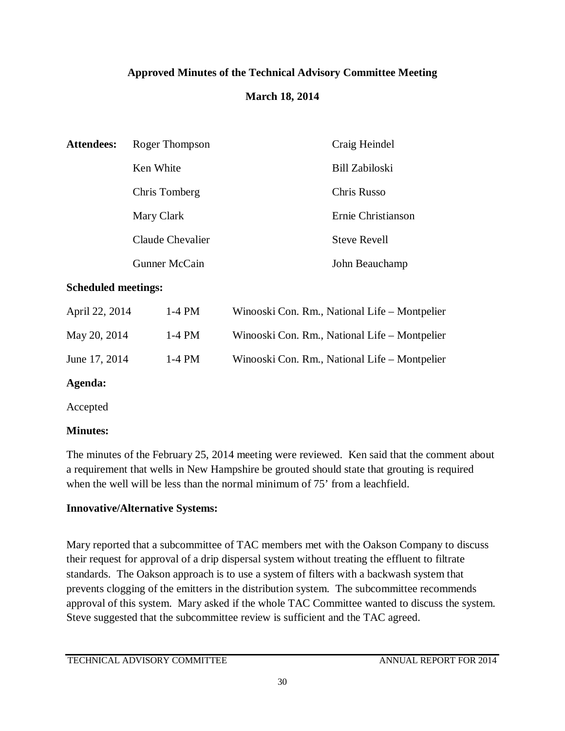**Approved Minutes of the Technical Advisory Committee Meeting**

**March 18, 2014**

| **Attendees:** | Roger Thompson | Craig Heindel |
|---|---|---|
| | Ken White | Bill Zabiloski |
| | Chris Tomberg | Chris Russo |
| | Mary Clark | Ernie Christianson |
| | Claude Chevalier | Steve Revell |
| | Gunner McCain | John Beauchamp |

**Scheduled meetings:**

| | | |
|---|---|---|
| April 22, 2014 | 1-4 PM | Winooski Con. Rm., National Life – Montpelier |
| May 20, 2014 | 1-4 PM | Winooski Con. Rm., National Life – Montpelier |
| June 17, 2014 | 1-4 PM | Winooski Con. Rm., National Life – Montpelier |

**Agenda:**

Accepted

**Minutes:**

The minutes of the February 25, 2014 meeting were reviewed. Ken said that the comment about a requirement that wells in New Hampshire be grouted should state that grouting is required when the well will be less than the normal minimum of 75' from a leachfield.

**Innovative/Alternative Systems:**

Mary reported that a subcommittee of TAC members met with the Oakson Company to discuss their request for approval of a drip dispersal system without treating the effluent to filtrate standards. The Oakson approach is to use a system of filters with a backwash system that prevents clogging of the emitters in the distribution system. The subcommittee recommends approval of this system. Mary asked if the whole TAC Committee wanted to discuss the system. Steve suggested that the subcommittee review is sufficient and the TAC agreed.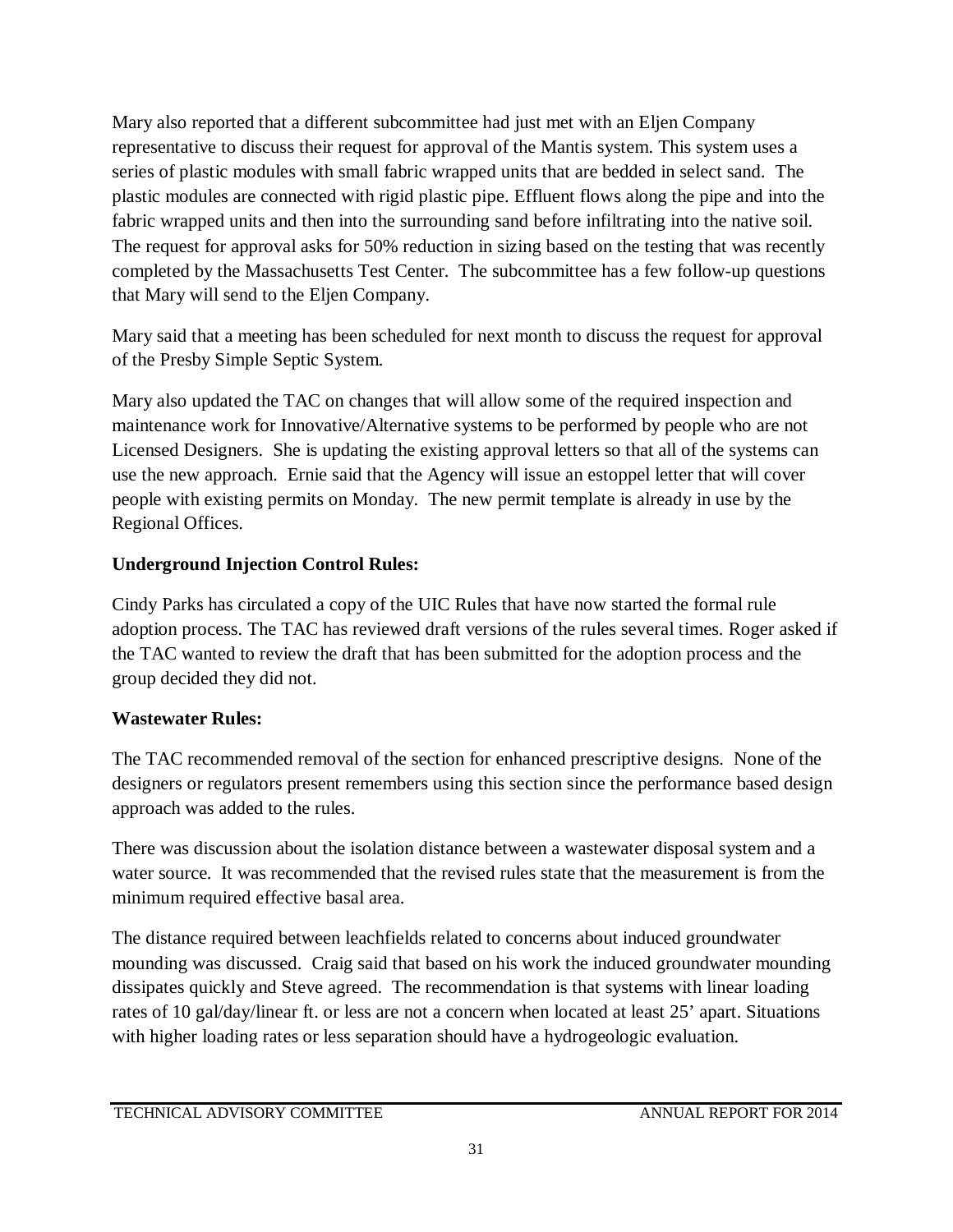Mary also reported that a different subcommittee had just met with an Eljen Company representative to discuss their request for approval of the Mantis system. This system uses a series of plastic modules with small fabric wrapped units that are bedded in select sand. The plastic modules are connected with rigid plastic pipe. Effluent flows along the pipe and into the fabric wrapped units and then into the surrounding sand before infiltrating into the native soil. The request for approval asks for 50% reduction in sizing based on the testing that was recently completed by the Massachusetts Test Center. The subcommittee has a few follow-up questions that Mary will send to the Eljen Company.

Mary said that a meeting has been scheduled for next month to discuss the request for approval of the Presby Simple Septic System.

Mary also updated the TAC on changes that will allow some of the required inspection and maintenance work for Innovative/Alternative systems to be performed by people who are not Licensed Designers. She is updating the existing approval letters so that all of the systems can use the new approach. Ernie said that the Agency will issue an estoppel letter that will cover people with existing permits on Monday. The new permit template is already in use by the Regional Offices.

**Underground Injection Control Rules:**

Cindy Parks has circulated a copy of the UIC Rules that have now started the formal rule adoption process. The TAC has reviewed draft versions of the rules several times. Roger asked if the TAC wanted to review the draft that has been submitted for the adoption process and the group decided they did not.

**Wastewater Rules:**

The TAC recommended removal of the section for enhanced prescriptive designs. None of the designers or regulators present remembers using this section since the performance based design approach was added to the rules.

There was discussion about the isolation distance between a wastewater disposal system and a water source. It was recommended that the revised rules state that the measurement is from the minimum required effective basal area.

The distance required between leachfields related to concerns about induced groundwater mounding was discussed. Craig said that based on his work the induced groundwater mounding dissipates quickly and Steve agreed. The recommendation is that systems with linear loading rates of 10 gal/day/linear ft. or less are not a concern when located at least 25' apart. Situations with higher loading rates or less separation should have a hydrogeologic evaluation.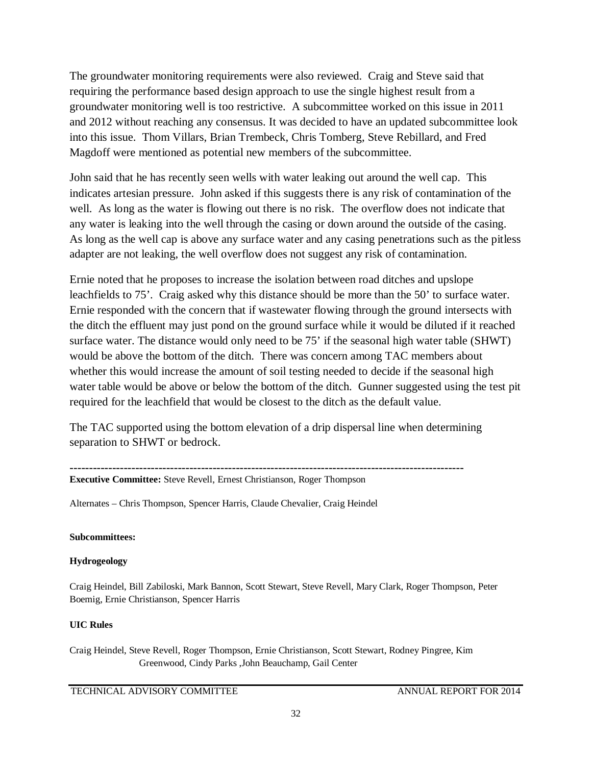The groundwater monitoring requirements were also reviewed. Craig and Steve said that requiring the performance based design approach to use the single highest result from a groundwater monitoring well is too restrictive. A subcommittee worked on this issue in 2011 and 2012 without reaching any consensus. It was decided to have an updated subcommittee look into this issue. Thom Villars, Brian Trembeck, Chris Tomberg, Steve Rebillard, and Fred Magdoff were mentioned as potential new members of the subcommittee.

John said that he has recently seen wells with water leaking out around the well cap. This indicates artesian pressure. John asked if this suggests there is any risk of contamination of the well. As long as the water is flowing out there is no risk. The overflow does not indicate that any water is leaking into the well through the casing or down around the outside of the casing. As long as the well cap is above any surface water and any casing penetrations such as the pitless adapter are not leaking, the well overflow does not suggest any risk of contamination.

Ernie noted that he proposes to increase the isolation between road ditches and upslope leachfields to 75'. Craig asked why this distance should be more than the 50' to surface water. Ernie responded with the concern that if wastewater flowing through the ground intersects with the ditch the effluent may just pond on the ground surface while it would be diluted if it reached surface water. The distance would only need to be 75' if the seasonal high water table (SHWT) would be above the bottom of the ditch. There was concern among TAC members about whether this would increase the amount of soil testing needed to decide if the seasonal high water table would be above or below the bottom of the ditch. Gunner suggested using the test pit required for the leachfield that would be closest to the ditch as the default value.

The TAC supported using the bottom elevation of a drip dispersal line when determining separation to SHWT or bedrock.

---

**Executive Committee:** Steve Revell, Ernest Christianson, Roger Thompson

Alternates – Chris Thompson, Spencer Harris, Claude Chevalier, Craig Heindel

**Subcommittees:**

**Hydrogeology**

Craig Heindel, Bill Zabiloski, Mark Bannon, Scott Stewart, Steve Revell, Mary Clark, Roger Thompson, Peter Boemig, Ernie Christianson, Spencer Harris

**UIC Rules**

Craig Heindel, Steve Revell, Roger Thompson, Ernie Christianson, Scott Stewart, Rodney Pingree, Kim Greenwood, Cindy Parks ,John Beauchamp, Gail Center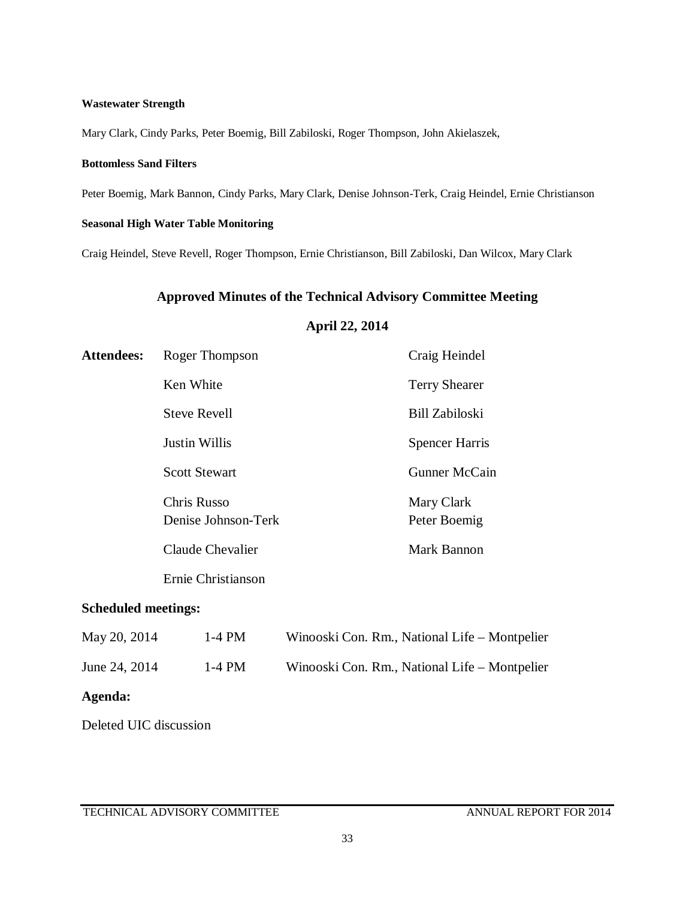**Wastewater Strength**

Mary Clark, Cindy Parks, Peter Boemig, Bill Zabiloski, Roger Thompson, John Akielaszek,

**Bottomless Sand Filters**

Peter Boemig, Mark Bannon, Cindy Parks, Mary Clark, Denise Johnson-Terk, Craig Heindel, Ernie Christianson

**Seasonal High Water Table Monitoring**

Craig Heindel, Steve Revell, Roger Thompson, Ernie Christianson, Bill Zabiloski, Dan Wilcox, Mary Clark

## Approved Minutes of the Technical Advisory Committee Meeting

## April 22, 2014

| **Attendees:** | Roger Thompson | Craig Heindel |
|---|---|---|
| | Ken White | Terry Shearer |
| | Steve Revell | Bill Zabiloski |
| | Justin Willis | Spencer Harris |
| | Scott Stewart | Gunner McCain |
| | Chris Russo | Mary Clark |
| | Denise Johnson-Terk | Peter Boemig |
| | Claude Chevalier | Mark Bannon |
| | Ernie Christianson | |

**Scheduled meetings:**

| | | |
|---|---|---|
| May 20, 2014 | 1-4 PM | Winooski Con. Rm., National Life – Montpelier |
| June 24, 2014 | 1-4 PM | Winooski Con. Rm., National Life – Montpelier |

**Agenda:**

Deleted UIC discussion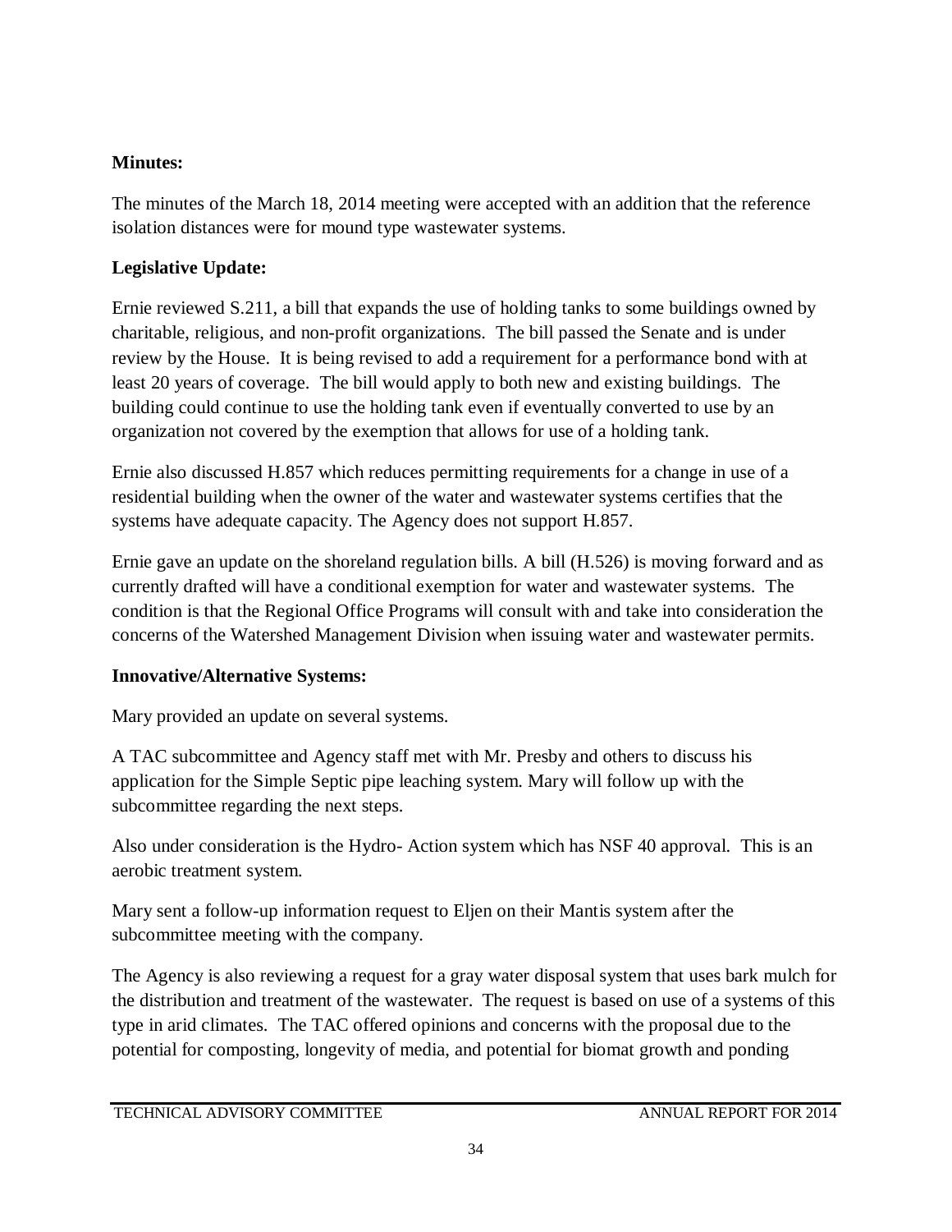**Minutes:**

The minutes of the March 18, 2014 meeting were accepted with an addition that the reference isolation distances were for mound type wastewater systems.

**Legislative Update:**

Ernie reviewed S.211, a bill that expands the use of holding tanks to some buildings owned by charitable, religious, and non-profit organizations. The bill passed the Senate and is under review by the House. It is being revised to add a requirement for a performance bond with at least 20 years of coverage. The bill would apply to both new and existing buildings. The building could continue to use the holding tank even if eventually converted to use by an organization not covered by the exemption that allows for use of a holding tank.

Ernie also discussed H.857 which reduces permitting requirements for a change in use of a residential building when the owner of the water and wastewater systems certifies that the systems have adequate capacity. The Agency does not support H.857.

Ernie gave an update on the shoreland regulation bills. A bill (H.526) is moving forward and as currently drafted will have a conditional exemption for water and wastewater systems. The condition is that the Regional Office Programs will consult with and take into consideration the concerns of the Watershed Management Division when issuing water and wastewater permits.

**Innovative/Alternative Systems:**

Mary provided an update on several systems.

A TAC subcommittee and Agency staff met with Mr. Presby and others to discuss his application for the Simple Septic pipe leaching system. Mary will follow up with the subcommittee regarding the next steps.

Also under consideration is the Hydro- Action system which has NSF 40 approval. This is an aerobic treatment system.

Mary sent a follow-up information request to Eljen on their Mantis system after the subcommittee meeting with the company.

The Agency is also reviewing a request for a gray water disposal system that uses bark mulch for the distribution and treatment of the wastewater. The request is based on use of a systems of this type in arid climates. The TAC offered opinions and concerns with the proposal due to the potential for composting, longevity of media, and potential for biomat growth and ponding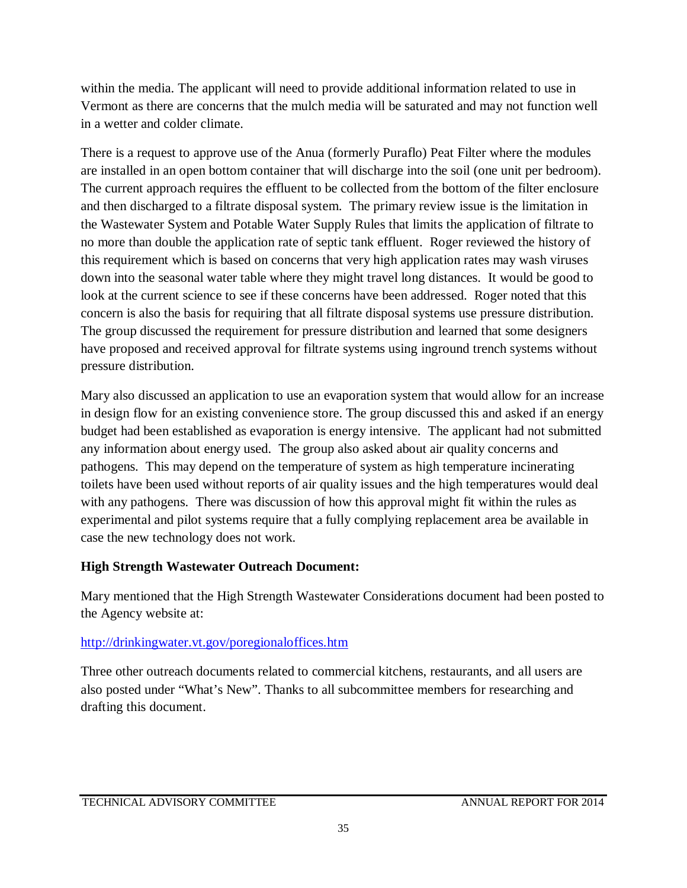within the media. The applicant will need to provide additional information related to use in Vermont as there are concerns that the mulch media will be saturated and may not function well in a wetter and colder climate.

There is a request to approve use of the Anua (formerly Puraflo) Peat Filter where the modules are installed in an open bottom container that will discharge into the soil (one unit per bedroom). The current approach requires the effluent to be collected from the bottom of the filter enclosure and then discharged to a filtrate disposal system. The primary review issue is the limitation in the Wastewater System and Potable Water Supply Rules that limits the application of filtrate to no more than double the application rate of septic tank effluent. Roger reviewed the history of this requirement which is based on concerns that very high application rates may wash viruses down into the seasonal water table where they might travel long distances. It would be good to look at the current science to see if these concerns have been addressed. Roger noted that this concern is also the basis for requiring that all filtrate disposal systems use pressure distribution. The group discussed the requirement for pressure distribution and learned that some designers have proposed and received approval for filtrate systems using inground trench systems without pressure distribution.

Mary also discussed an application to use an evaporation system that would allow for an increase in design flow for an existing convenience store. The group discussed this and asked if an energy budget had been established as evaporation is energy intensive. The applicant had not submitted any information about energy used. The group also asked about air quality concerns and pathogens. This may depend on the temperature of system as high temperature incinerating toilets have been used without reports of air quality issues and the high temperatures would deal with any pathogens. There was discussion of how this approval might fit within the rules as experimental and pilot systems require that a fully complying replacement area be available in case the new technology does not work.

**High Strength Wastewater Outreach Document:**

Mary mentioned that the High Strength Wastewater Considerations document had been posted to the Agency website at:

http://drinkingwater.vt.gov/poregionaloffices.htm

Three other outreach documents related to commercial kitchens, restaurants, and all users are also posted under "What's New". Thanks to all subcommittee members for researching and drafting this document.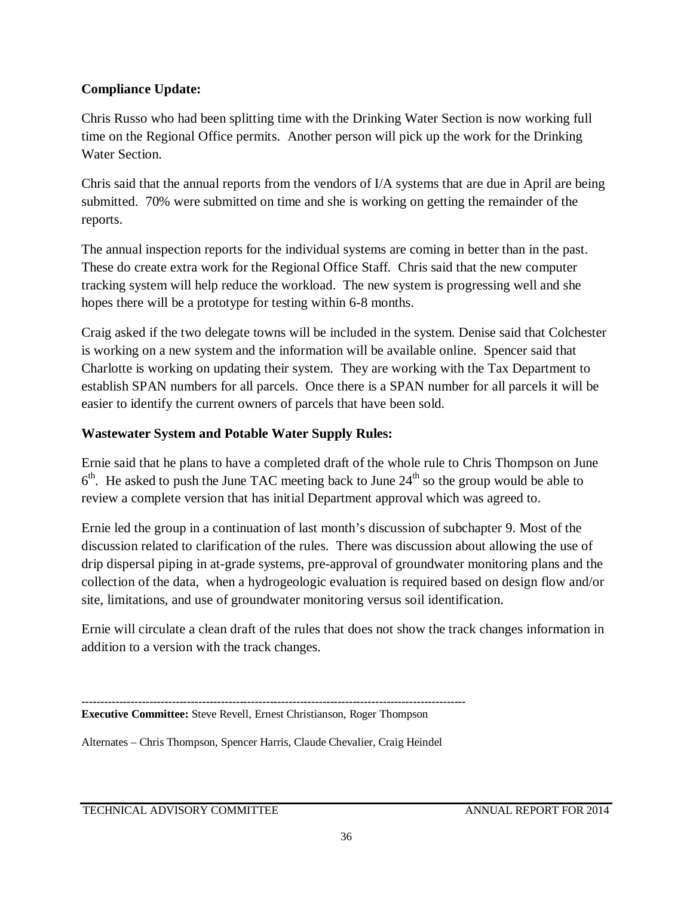**Compliance Update:**

Chris Russo who had been splitting time with the Drinking Water Section is now working full time on the Regional Office permits. Another person will pick up the work for the Drinking Water Section.

Chris said that the annual reports from the vendors of I/A systems that are due in April are being submitted. 70% were submitted on time and she is working on getting the remainder of the reports.

The annual inspection reports for the individual systems are coming in better than in the past. These do create extra work for the Regional Office Staff. Chris said that the new computer tracking system will help reduce the workload. The new system is progressing well and she hopes there will be a prototype for testing within 6-8 months.

Craig asked if the two delegate towns will be included in the system. Denise said that Colchester is working on a new system and the information will be available online. Spencer said that Charlotte is working on updating their system. They are working with the Tax Department to establish SPAN numbers for all parcels. Once there is a SPAN number for all parcels it will be easier to identify the current owners of parcels that have been sold.

**Wastewater System and Potable Water Supply Rules:**

Ernie said that he plans to have a completed draft of the whole rule to Chris Thompson on June 6th. He asked to push the June TAC meeting back to June 24th so the group would be able to review a complete version that has initial Department approval which was agreed to.

Ernie led the group in a continuation of last month's discussion of subchapter 9. Most of the discussion related to clarification of the rules. There was discussion about allowing the use of drip dispersal piping in at-grade systems, pre-approval of groundwater monitoring plans and the collection of the data, when a hydrogeologic evaluation is required based on design flow and/or site, limitations, and use of groundwater monitoring versus soil identification.

Ernie will circulate a clean draft of the rules that does not show the track changes information in addition to a version with the track changes.

---

**Executive Committee:** Steve Revell, Ernest Christianson, Roger Thompson

Alternates – Chris Thompson, Spencer Harris, Claude Chevalier, Craig Heindel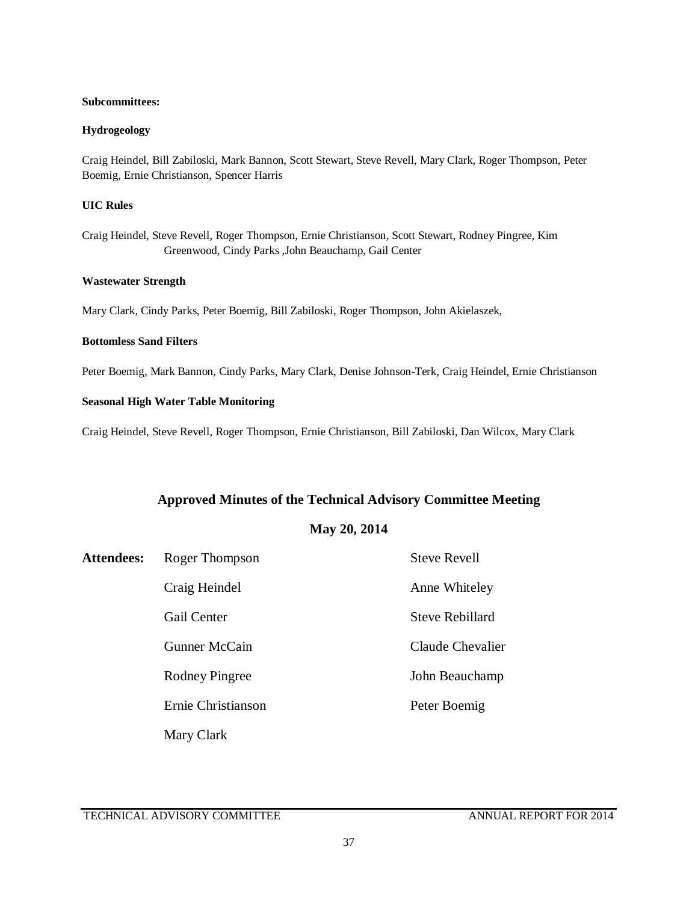**Subcommittees:**

**Hydrogeology**

Craig Heindel, Bill Zabiloski, Mark Bannon, Scott Stewart, Steve Revell, Mary Clark, Roger Thompson, Peter Boemig, Ernie Christianson, Spencer Harris

**UIC Rules**

Craig Heindel, Steve Revell, Roger Thompson, Ernie Christianson, Scott Stewart, Rodney Pingree, Kim Greenwood, Cindy Parks ,John Beauchamp, Gail Center

**Wastewater Strength**

Mary Clark, Cindy Parks, Peter Boemig, Bill Zabiloski, Roger Thompson, John Akielaszek,

**Bottomless Sand Filters**

Peter Boemig, Mark Bannon, Cindy Parks, Mary Clark, Denise Johnson-Terk, Craig Heindel, Ernie Christianson

**Seasonal High Water Table Monitoring**

Craig Heindel, Steve Revell, Roger Thompson, Ernie Christianson, Bill Zabiloski, Dan Wilcox, Mary Clark

## Approved Minutes of the Technical Advisory Committee Meeting

## May 20, 2014

**Attendees:**

- Roger Thompson
- Steve Revell
- Craig Heindel
- Anne Whiteley
- Gail Center
- Steve Rebillard
- Gunner McCain
- Claude Chevalier
- Rodney Pingree
- John Beauchamp
- Ernie Christianson
- Peter Boemig
- Mary Clark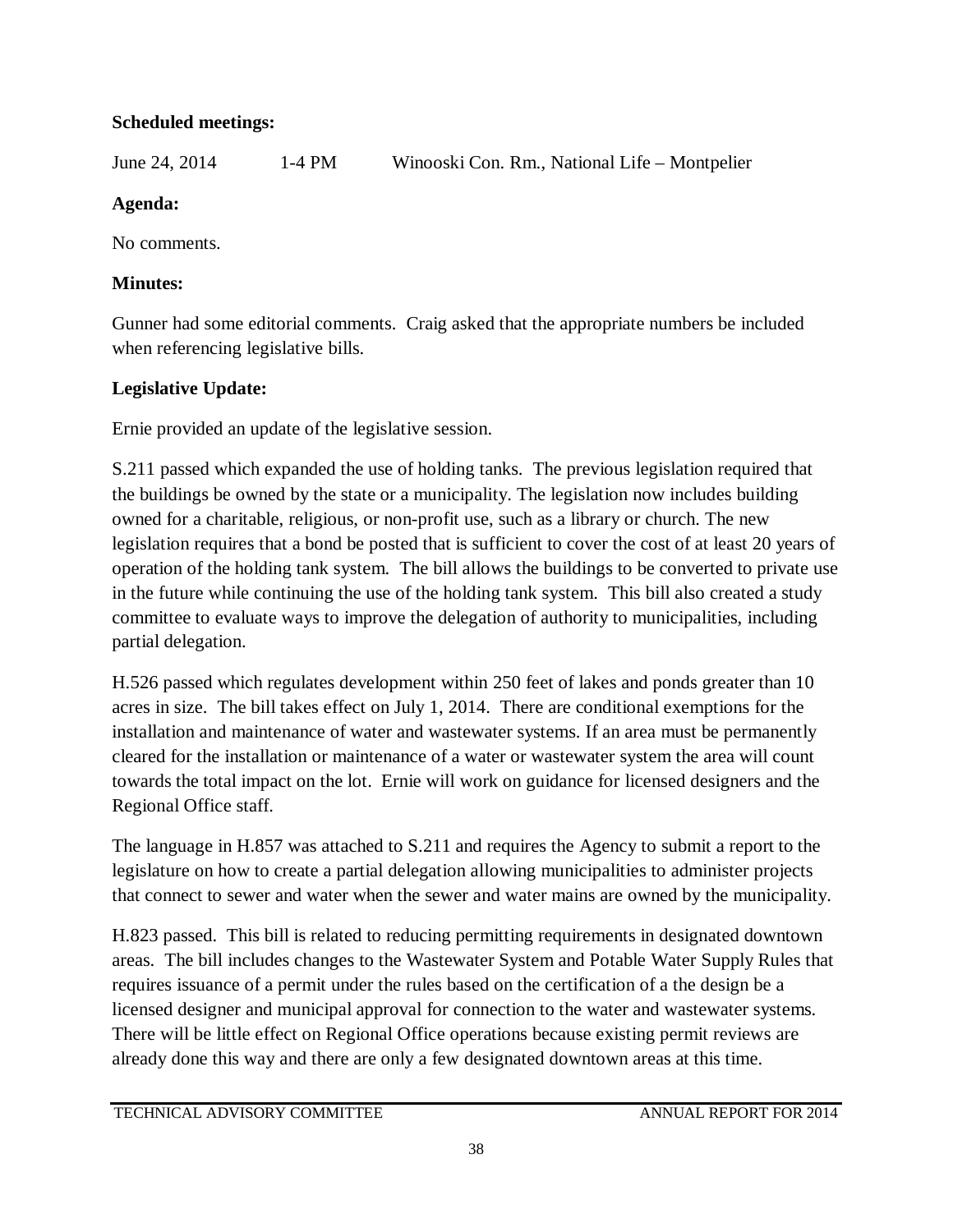**Scheduled meetings:**

June 24, 2014 1-4 PM Winooski Con. Rm., National Life – Montpelier

**Agenda:**

No comments.

**Minutes:**

Gunner had some editorial comments. Craig asked that the appropriate numbers be included when referencing legislative bills.

**Legislative Update:**

Ernie provided an update of the legislative session.

S.211 passed which expanded the use of holding tanks. The previous legislation required that the buildings be owned by the state or a municipality. The legislation now includes building owned for a charitable, religious, or non-profit use, such as a library or church. The new legislation requires that a bond be posted that is sufficient to cover the cost of at least 20 years of operation of the holding tank system. The bill allows the buildings to be converted to private use in the future while continuing the use of the holding tank system. This bill also created a study committee to evaluate ways to improve the delegation of authority to municipalities, including partial delegation.

H.526 passed which regulates development within 250 feet of lakes and ponds greater than 10 acres in size. The bill takes effect on July 1, 2014. There are conditional exemptions for the installation and maintenance of water and wastewater systems. If an area must be permanently cleared for the installation or maintenance of a water or wastewater system the area will count towards the total impact on the lot. Ernie will work on guidance for licensed designers and the Regional Office staff.

The language in H.857 was attached to S.211 and requires the Agency to submit a report to the legislature on how to create a partial delegation allowing municipalities to administer projects that connect to sewer and water when the sewer and water mains are owned by the municipality.

H.823 passed. This bill is related to reducing permitting requirements in designated downtown areas. The bill includes changes to the Wastewater System and Potable Water Supply Rules that requires issuance of a permit under the rules based on the certification of a the design be a licensed designer and municipal approval for connection to the water and wastewater systems. There will be little effect on Regional Office operations because existing permit reviews are already done this way and there are only a few designated downtown areas at this time.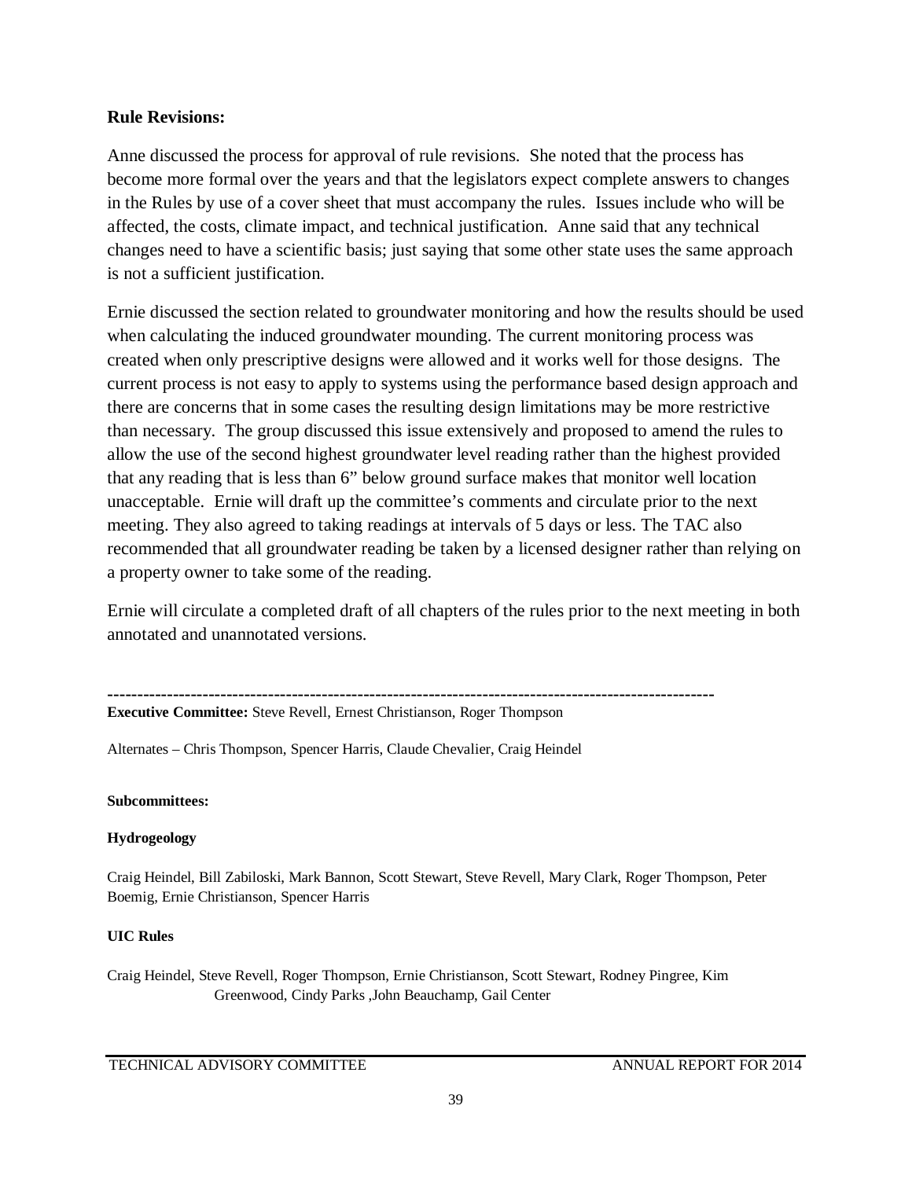**Rule Revisions:**

Anne discussed the process for approval of rule revisions. She noted that the process has become more formal over the years and that the legislators expect complete answers to changes in the Rules by use of a cover sheet that must accompany the rules. Issues include who will be affected, the costs, climate impact, and technical justification. Anne said that any technical changes need to have a scientific basis; just saying that some other state uses the same approach is not a sufficient justification.

Ernie discussed the section related to groundwater monitoring and how the results should be used when calculating the induced groundwater mounding. The current monitoring process was created when only prescriptive designs were allowed and it works well for those designs. The current process is not easy to apply to systems using the performance based design approach and there are concerns that in some cases the resulting design limitations may be more restrictive than necessary. The group discussed this issue extensively and proposed to amend the rules to allow the use of the second highest groundwater level reading rather than the highest provided that any reading that is less than 6" below ground surface makes that monitor well location unacceptable. Ernie will draft up the committee's comments and circulate prior to the next meeting. They also agreed to taking readings at intervals of 5 days or less. The TAC also recommended that all groundwater reading be taken by a licensed designer rather than relying on a property owner to take some of the reading.

Ernie will circulate a completed draft of all chapters of the rules prior to the next meeting in both annotated and unannotated versions.

---

**Executive Committee:** Steve Revell, Ernest Christianson, Roger Thompson

Alternates – Chris Thompson, Spencer Harris, Claude Chevalier, Craig Heindel

**Subcommittees:**

**Hydrogeology**

Craig Heindel, Bill Zabiloski, Mark Bannon, Scott Stewart, Steve Revell, Mary Clark, Roger Thompson, Peter Boemig, Ernie Christianson, Spencer Harris

**UIC Rules**

Craig Heindel, Steve Revell, Roger Thompson, Ernie Christianson, Scott Stewart, Rodney Pingree, Kim Greenwood, Cindy Parks ,John Beauchamp, Gail Center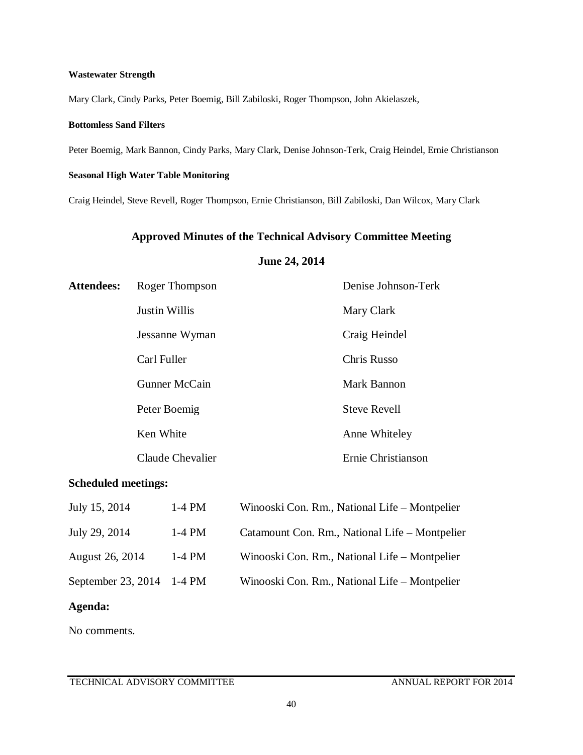**Wastewater Strength**

Mary Clark, Cindy Parks, Peter Boemig, Bill Zabiloski, Roger Thompson, John Akielaszek,

**Bottomless Sand Filters**

Peter Boemig, Mark Bannon, Cindy Parks, Mary Clark, Denise Johnson-Terk, Craig Heindel, Ernie Christianson

**Seasonal High Water Table Monitoring**

Craig Heindel, Steve Revell, Roger Thompson, Ernie Christianson, Bill Zabiloski, Dan Wilcox, Mary Clark

## Approved Minutes of the Technical Advisory Committee Meeting

### June 24, 2014

**Attendees:**

| | |
|---|---|
| Roger Thompson | Denise Johnson-Terk |
| Justin Willis | Mary Clark |
| Jessanne Wyman | Craig Heindel |
| Carl Fuller | Chris Russo |
| Gunner McCain | Mark Bannon |
| Peter Boemig | Steve Revell |
| Ken White | Anne Whiteley |
| Claude Chevalier | Ernie Christianson |

**Scheduled meetings:**

| | | |
|---|---|---|
| July 15, 2014 | 1-4 PM | Winooski Con. Rm., National Life – Montpelier |
| July 29, 2014 | 1-4 PM | Catamount Con. Rm., National Life – Montpelier |
| August 26, 2014 | 1-4 PM | Winooski Con. Rm., National Life – Montpelier |
| September 23, 2014 | 1-4 PM | Winooski Con. Rm., National Life – Montpelier |

**Agenda:**

No comments.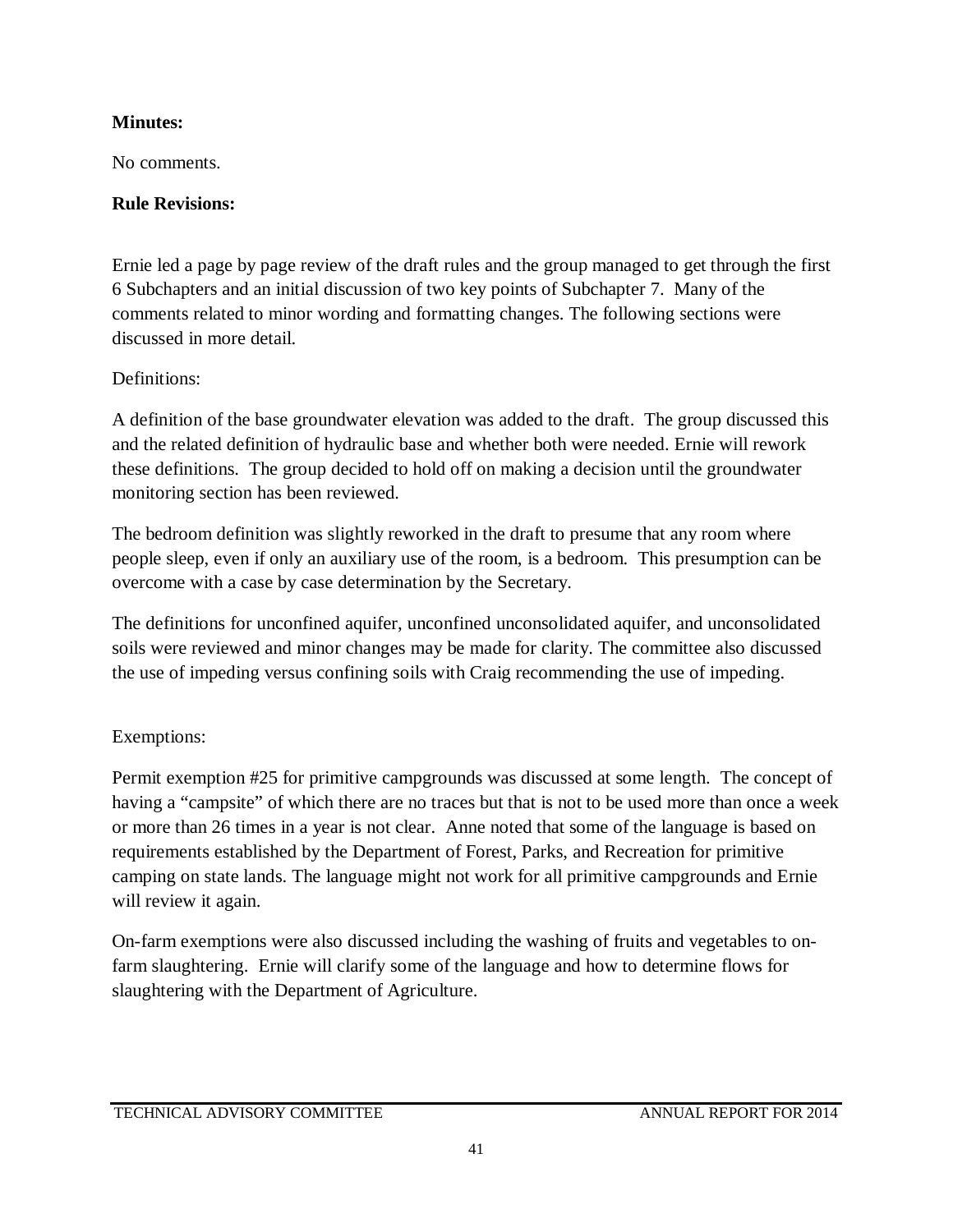**Minutes:**

No comments.

**Rule Revisions:**

Ernie led a page by page review of the draft rules and the group managed to get through the first 6 Subchapters and an initial discussion of two key points of Subchapter 7. Many of the comments related to minor wording and formatting changes. The following sections were discussed in more detail.

Definitions:

A definition of the base groundwater elevation was added to the draft. The group discussed this and the related definition of hydraulic base and whether both were needed. Ernie will rework these definitions. The group decided to hold off on making a decision until the groundwater monitoring section has been reviewed.

The bedroom definition was slightly reworked in the draft to presume that any room where people sleep, even if only an auxiliary use of the room, is a bedroom. This presumption can be overcome with a case by case determination by the Secretary.

The definitions for unconfined aquifer, unconfined unconsolidated aquifer, and unconsolidated soils were reviewed and minor changes may be made for clarity. The committee also discussed the use of impeding versus confining soils with Craig recommending the use of impeding.

Exemptions:

Permit exemption #25 for primitive campgrounds was discussed at some length. The concept of having a "campsite" of which there are no traces but that is not to be used more than once a week or more than 26 times in a year is not clear. Anne noted that some of the language is based on requirements established by the Department of Forest, Parks, and Recreation for primitive camping on state lands. The language might not work for all primitive campgrounds and Ernie will review it again.

On-farm exemptions were also discussed including the washing of fruits and vegetables to on-farm slaughtering. Ernie will clarify some of the language and how to determine flows for slaughtering with the Department of Agriculture.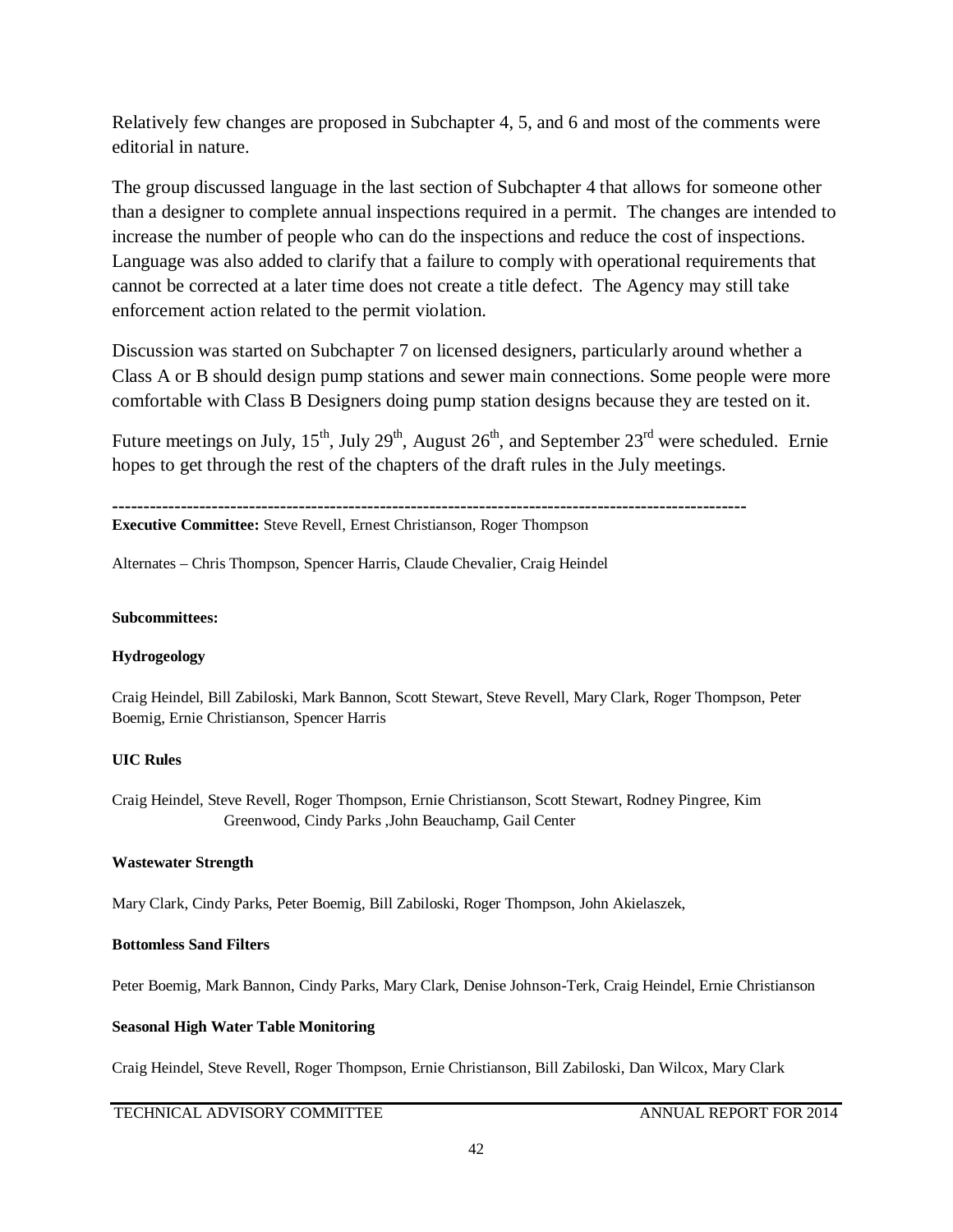Relatively few changes are proposed in Subchapter 4, 5, and 6 and most of the comments were editorial in nature.

The group discussed language in the last section of Subchapter 4 that allows for someone other than a designer to complete annual inspections required in a permit. The changes are intended to increase the number of people who can do the inspections and reduce the cost of inspections. Language was also added to clarify that a failure to comply with operational requirements that cannot be corrected at a later time does not create a title defect. The Agency may still take enforcement action related to the permit violation.

Discussion was started on Subchapter 7 on licensed designers, particularly around whether a Class A or B should design pump stations and sewer main connections. Some people were more comfortable with Class B Designers doing pump station designs because they are tested on it.

Future meetings on July, 15th, July 29th, August 26th, and September 23rd were scheduled. Ernie hopes to get through the rest of the chapters of the draft rules in the July meetings.

---

**Executive Committee:** Steve Revell, Ernest Christianson, Roger Thompson

Alternates – Chris Thompson, Spencer Harris, Claude Chevalier, Craig Heindel

**Subcommittees:**

**Hydrogeology**

Craig Heindel, Bill Zabiloski, Mark Bannon, Scott Stewart, Steve Revell, Mary Clark, Roger Thompson, Peter Boemig, Ernie Christianson, Spencer Harris

**UIC Rules**

Craig Heindel, Steve Revell, Roger Thompson, Ernie Christianson, Scott Stewart, Rodney Pingree, Kim Greenwood, Cindy Parks ,John Beauchamp, Gail Center

**Wastewater Strength**

Mary Clark, Cindy Parks, Peter Boemig, Bill Zabiloski, Roger Thompson, John Akielaszek,

**Bottomless Sand Filters**

Peter Boemig, Mark Bannon, Cindy Parks, Mary Clark, Denise Johnson-Terk, Craig Heindel, Ernie Christianson

**Seasonal High Water Table Monitoring**

Craig Heindel, Steve Revell, Roger Thompson, Ernie Christianson, Bill Zabiloski, Dan Wilcox, Mary Clark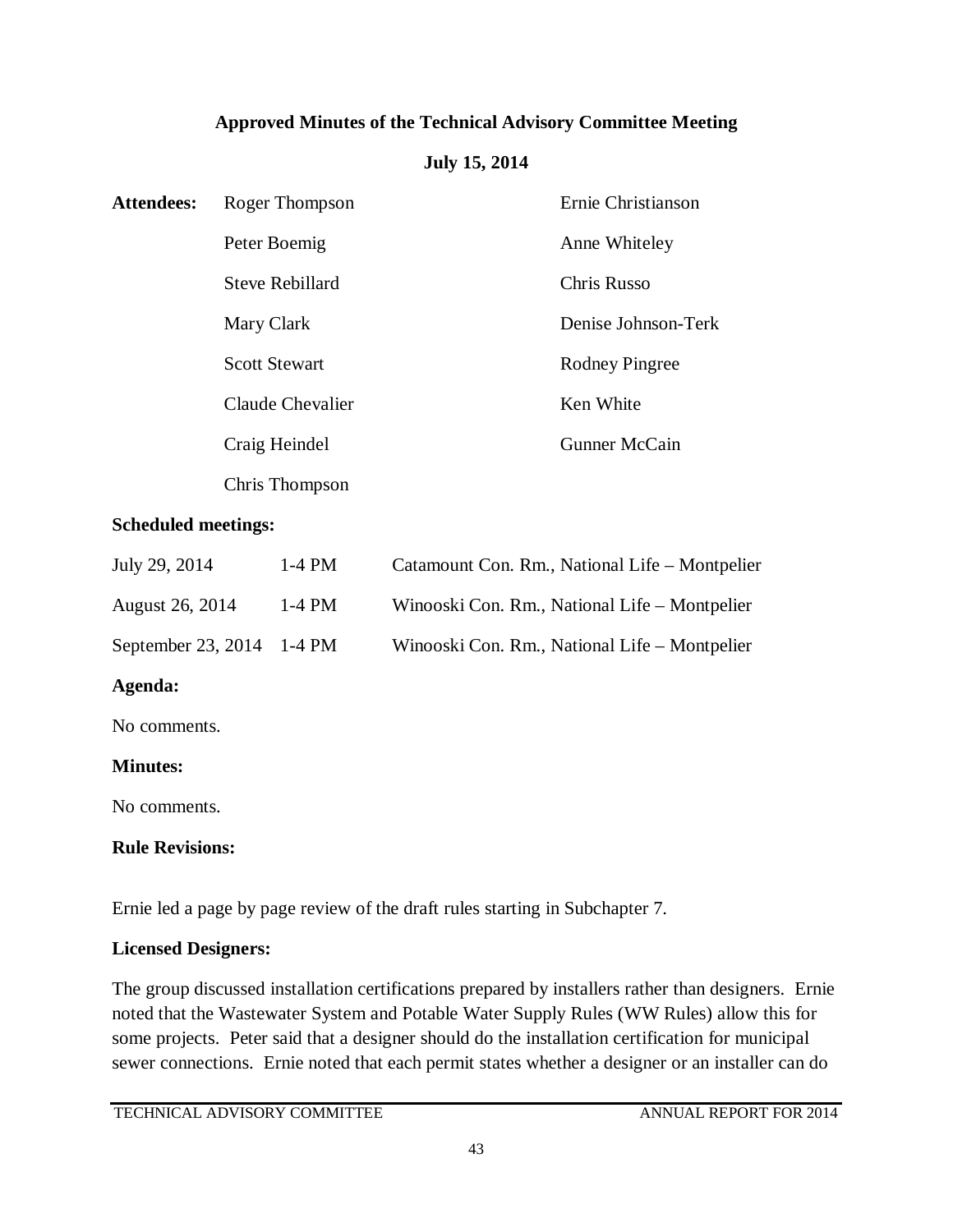**Approved Minutes of the Technical Advisory Committee Meeting**

**July 15, 2014**

| **Attendees:** | | |
|---|---|---|
| | Roger Thompson | Ernie Christianson |
| | Peter Boemig | Anne Whiteley |
| | Steve Rebillard | Chris Russo |
| | Mary Clark | Denise Johnson-Terk |
| | Scott Stewart | Rodney Pingree |
| | Claude Chevalier | Ken White |
| | Craig Heindel | Gunner McCain |
| | Chris Thompson | |

**Scheduled meetings:**

| | | |
|---|---|---|
| July 29, 2014 | 1-4 PM | Catamount Con. Rm., National Life – Montpelier |
| August 26, 2014 | 1-4 PM | Winooski Con. Rm., National Life – Montpelier |
| September 23, 2014 | 1-4 PM | Winooski Con. Rm., National Life – Montpelier |

**Agenda:**

No comments.

**Minutes:**

No comments.

**Rule Revisions:**

Ernie led a page by page review of the draft rules starting in Subchapter 7.

**Licensed Designers:**

The group discussed installation certifications prepared by installers rather than designers. Ernie noted that the Wastewater System and Potable Water Supply Rules (WW Rules) allow this for some projects. Peter said that a designer should do the installation certification for municipal sewer connections. Ernie noted that each permit states whether a designer or an installer can do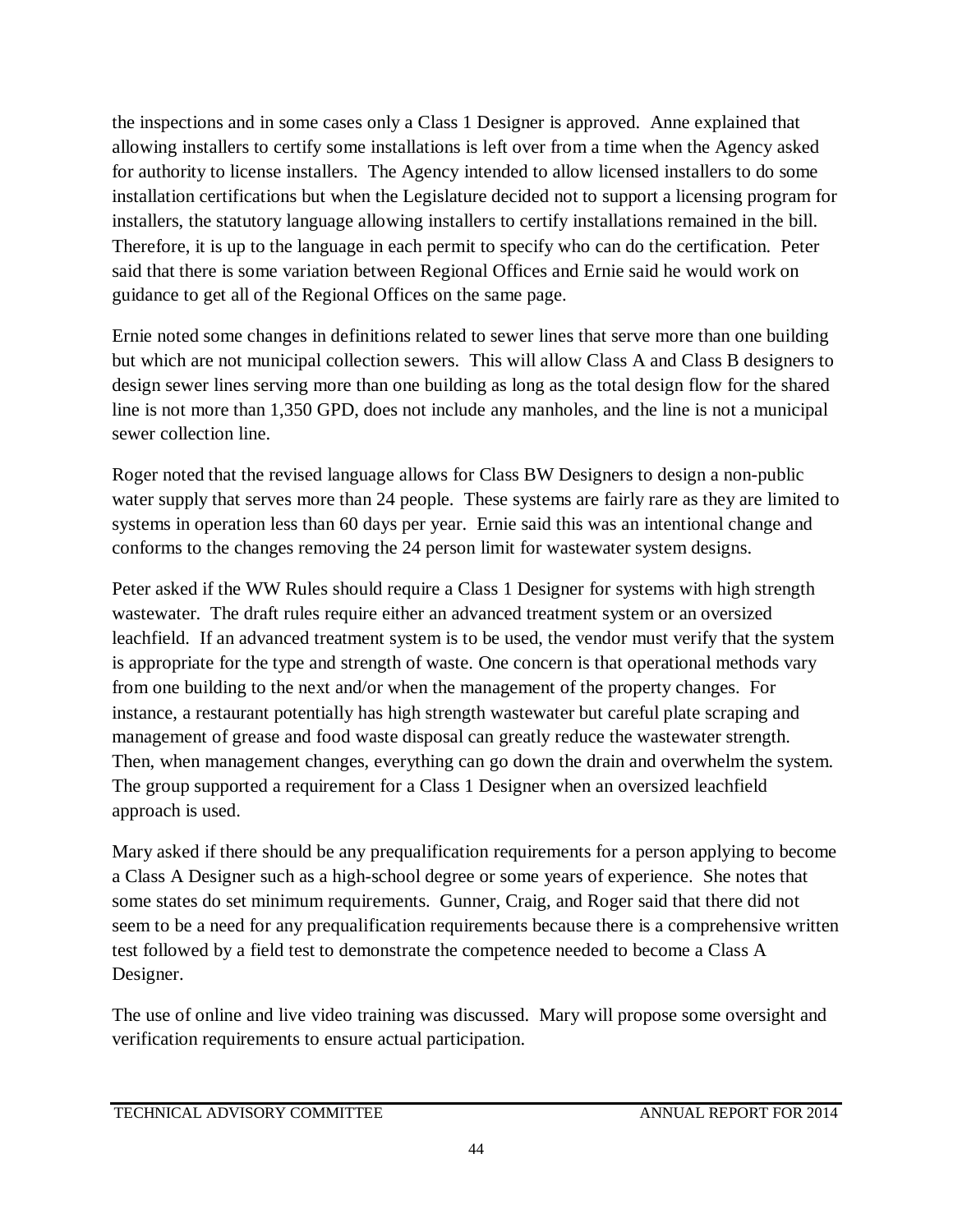the inspections and in some cases only a Class 1 Designer is approved. Anne explained that allowing installers to certify some installations is left over from a time when the Agency asked for authority to license installers. The Agency intended to allow licensed installers to do some installation certifications but when the Legislature decided not to support a licensing program for installers, the statutory language allowing installers to certify installations remained in the bill. Therefore, it is up to the language in each permit to specify who can do the certification. Peter said that there is some variation between Regional Offices and Ernie said he would work on guidance to get all of the Regional Offices on the same page.

Ernie noted some changes in definitions related to sewer lines that serve more than one building but which are not municipal collection sewers. This will allow Class A and Class B designers to design sewer lines serving more than one building as long as the total design flow for the shared line is not more than 1,350 GPD, does not include any manholes, and the line is not a municipal sewer collection line.

Roger noted that the revised language allows for Class BW Designers to design a non-public water supply that serves more than 24 people. These systems are fairly rare as they are limited to systems in operation less than 60 days per year. Ernie said this was an intentional change and conforms to the changes removing the 24 person limit for wastewater system designs.

Peter asked if the WW Rules should require a Class 1 Designer for systems with high strength wastewater. The draft rules require either an advanced treatment system or an oversized leachfield. If an advanced treatment system is to be used, the vendor must verify that the system is appropriate for the type and strength of waste. One concern is that operational methods vary from one building to the next and/or when the management of the property changes. For instance, a restaurant potentially has high strength wastewater but careful plate scraping and management of grease and food waste disposal can greatly reduce the wastewater strength. Then, when management changes, everything can go down the drain and overwhelm the system. The group supported a requirement for a Class 1 Designer when an oversized leachfield approach is used.

Mary asked if there should be any prequalification requirements for a person applying to become a Class A Designer such as a high-school degree or some years of experience. She notes that some states do set minimum requirements. Gunner, Craig, and Roger said that there did not seem to be a need for any prequalification requirements because there is a comprehensive written test followed by a field test to demonstrate the competence needed to become a Class A Designer.

The use of online and live video training was discussed. Mary will propose some oversight and verification requirements to ensure actual participation.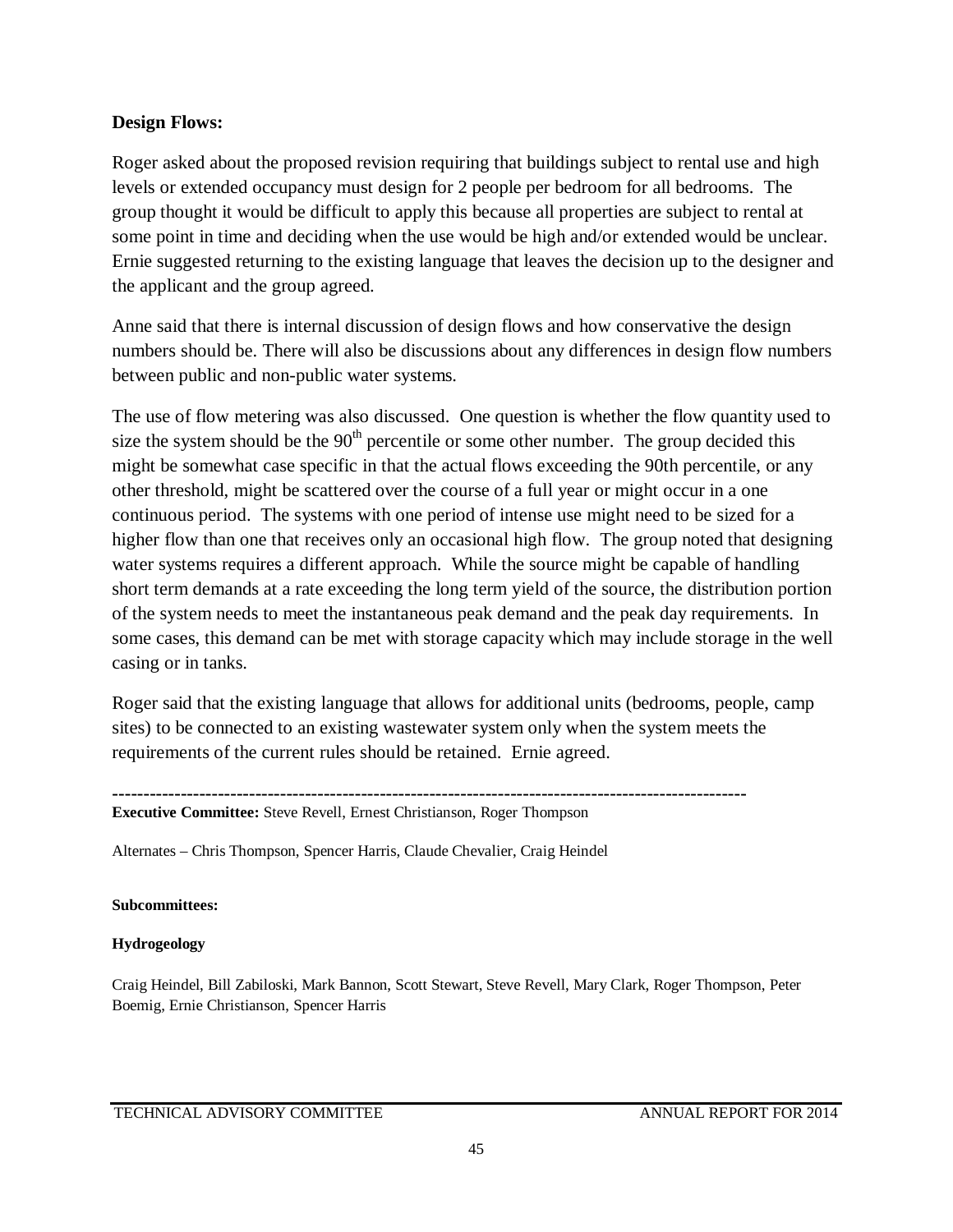**Design Flows:**

Roger asked about the proposed revision requiring that buildings subject to rental use and high levels or extended occupancy must design for 2 people per bedroom for all bedrooms. The group thought it would be difficult to apply this because all properties are subject to rental at some point in time and deciding when the use would be high and/or extended would be unclear. Ernie suggested returning to the existing language that leaves the decision up to the designer and the applicant and the group agreed.

Anne said that there is internal discussion of design flows and how conservative the design numbers should be. There will also be discussions about any differences in design flow numbers between public and non-public water systems.

The use of flow metering was also discussed. One question is whether the flow quantity used to size the system should be the 90th percentile or some other number. The group decided this might be somewhat case specific in that the actual flows exceeding the 90th percentile, or any other threshold, might be scattered over the course of a full year or might occur in a one continuous period. The systems with one period of intense use might need to be sized for a higher flow than one that receives only an occasional high flow. The group noted that designing water systems requires a different approach. While the source might be capable of handling short term demands at a rate exceeding the long term yield of the source, the distribution portion of the system needs to meet the instantaneous peak demand and the peak day requirements. In some cases, this demand can be met with storage capacity which may include storage in the well casing or in tanks.

Roger said that the existing language that allows for additional units (bedrooms, people, camp sites) to be connected to an existing wastewater system only when the system meets the requirements of the current rules should be retained. Ernie agreed.

---

**Executive Committee:** Steve Revell, Ernest Christianson, Roger Thompson

Alternates – Chris Thompson, Spencer Harris, Claude Chevalier, Craig Heindel

**Subcommittees:**

**Hydrogeology**

Craig Heindel, Bill Zabiloski, Mark Bannon, Scott Stewart, Steve Revell, Mary Clark, Roger Thompson, Peter Boemig, Ernie Christianson, Spencer Harris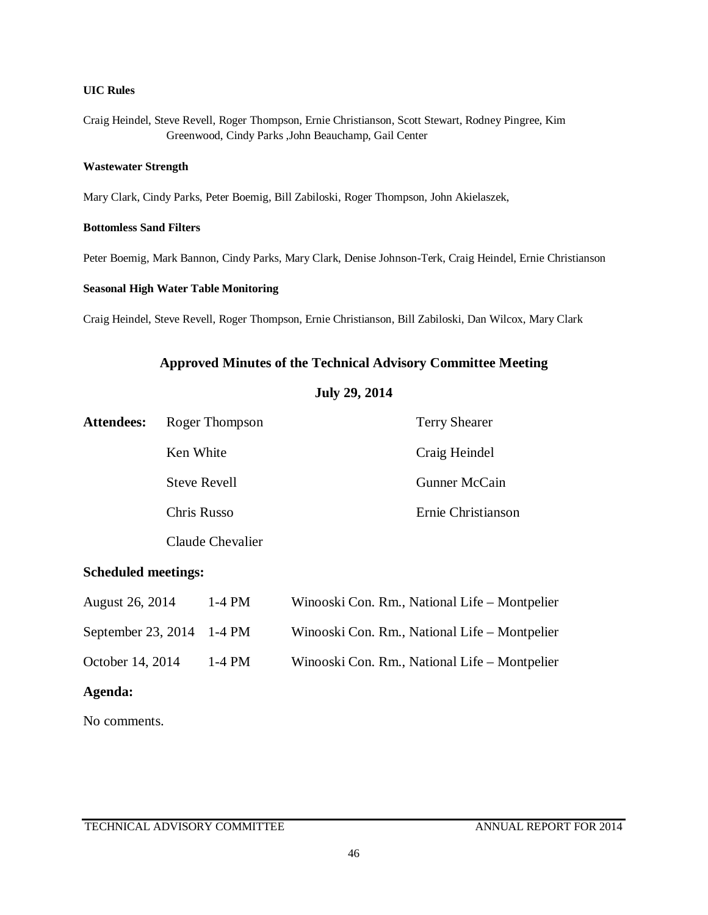**UIC Rules**

Craig Heindel, Steve Revell, Roger Thompson, Ernie Christianson, Scott Stewart, Rodney Pingree, Kim Greenwood, Cindy Parks ,John Beauchamp, Gail Center

**Wastewater Strength**

Mary Clark, Cindy Parks, Peter Boemig, Bill Zabiloski, Roger Thompson, John Akielaszek,

**Bottomless Sand Filters**

Peter Boemig, Mark Bannon, Cindy Parks, Mary Clark, Denise Johnson-Terk, Craig Heindel, Ernie Christianson

**Seasonal High Water Table Monitoring**

Craig Heindel, Steve Revell, Roger Thompson, Ernie Christianson, Bill Zabiloski, Dan Wilcox, Mary Clark

## Approved Minutes of the Technical Advisory Committee Meeting

## July 29, 2014

| **Attendees:** | Roger Thompson | Terry Shearer |
|---|---|---|
| | Ken White | Craig Heindel |
| | Steve Revell | Gunner McCain |
| | Chris Russo | Ernie Christianson |
| | Claude Chevalier | |

### Scheduled meetings:

| | | |
|---|---|---|
| August 26, 2014 | 1-4 PM | Winooski Con. Rm., National Life – Montpelier |
| September 23, 2014 | 1-4 PM | Winooski Con. Rm., National Life – Montpelier |
| October 14, 2014 | 1-4 PM | Winooski Con. Rm., National Life – Montpelier |

### Agenda:

No comments.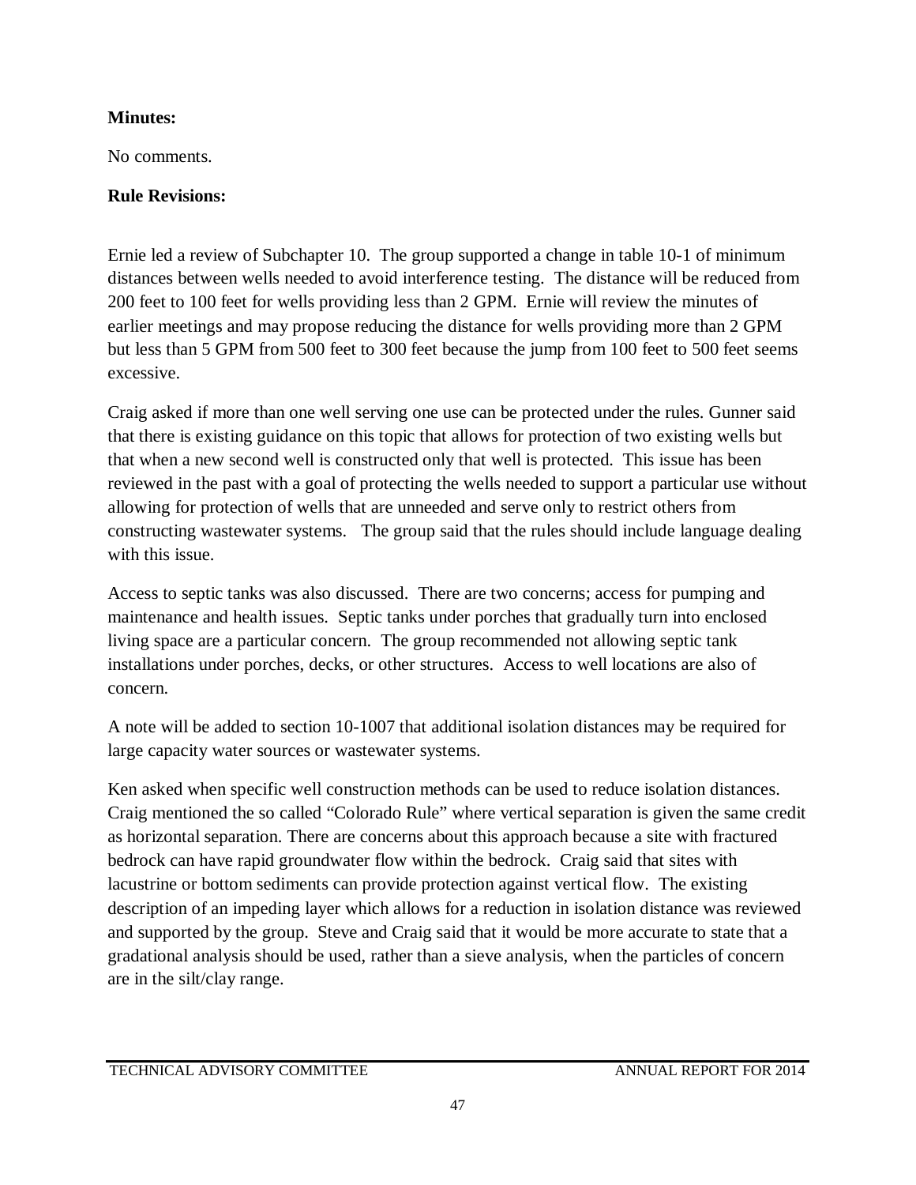**Minutes:**

No comments.

**Rule Revisions:**

Ernie led a review of Subchapter 10. The group supported a change in table 10-1 of minimum distances between wells needed to avoid interference testing. The distance will be reduced from 200 feet to 100 feet for wells providing less than 2 GPM. Ernie will review the minutes of earlier meetings and may propose reducing the distance for wells providing more than 2 GPM but less than 5 GPM from 500 feet to 300 feet because the jump from 100 feet to 500 feet seems excessive.

Craig asked if more than one well serving one use can be protected under the rules. Gunner said that there is existing guidance on this topic that allows for protection of two existing wells but that when a new second well is constructed only that well is protected. This issue has been reviewed in the past with a goal of protecting the wells needed to support a particular use without allowing for protection of wells that are unneeded and serve only to restrict others from constructing wastewater systems. The group said that the rules should include language dealing with this issue.

Access to septic tanks was also discussed. There are two concerns; access for pumping and maintenance and health issues. Septic tanks under porches that gradually turn into enclosed living space are a particular concern. The group recommended not allowing septic tank installations under porches, decks, or other structures. Access to well locations are also of concern.

A note will be added to section 10-1007 that additional isolation distances may be required for large capacity water sources or wastewater systems.

Ken asked when specific well construction methods can be used to reduce isolation distances. Craig mentioned the so called "Colorado Rule" where vertical separation is given the same credit as horizontal separation. There are concerns about this approach because a site with fractured bedrock can have rapid groundwater flow within the bedrock. Craig said that sites with lacustrine or bottom sediments can provide protection against vertical flow. The existing description of an impeding layer which allows for a reduction in isolation distance was reviewed and supported by the group. Steve and Craig said that it would be more accurate to state that a gradational analysis should be used, rather than a sieve analysis, when the particles of concern are in the silt/clay range.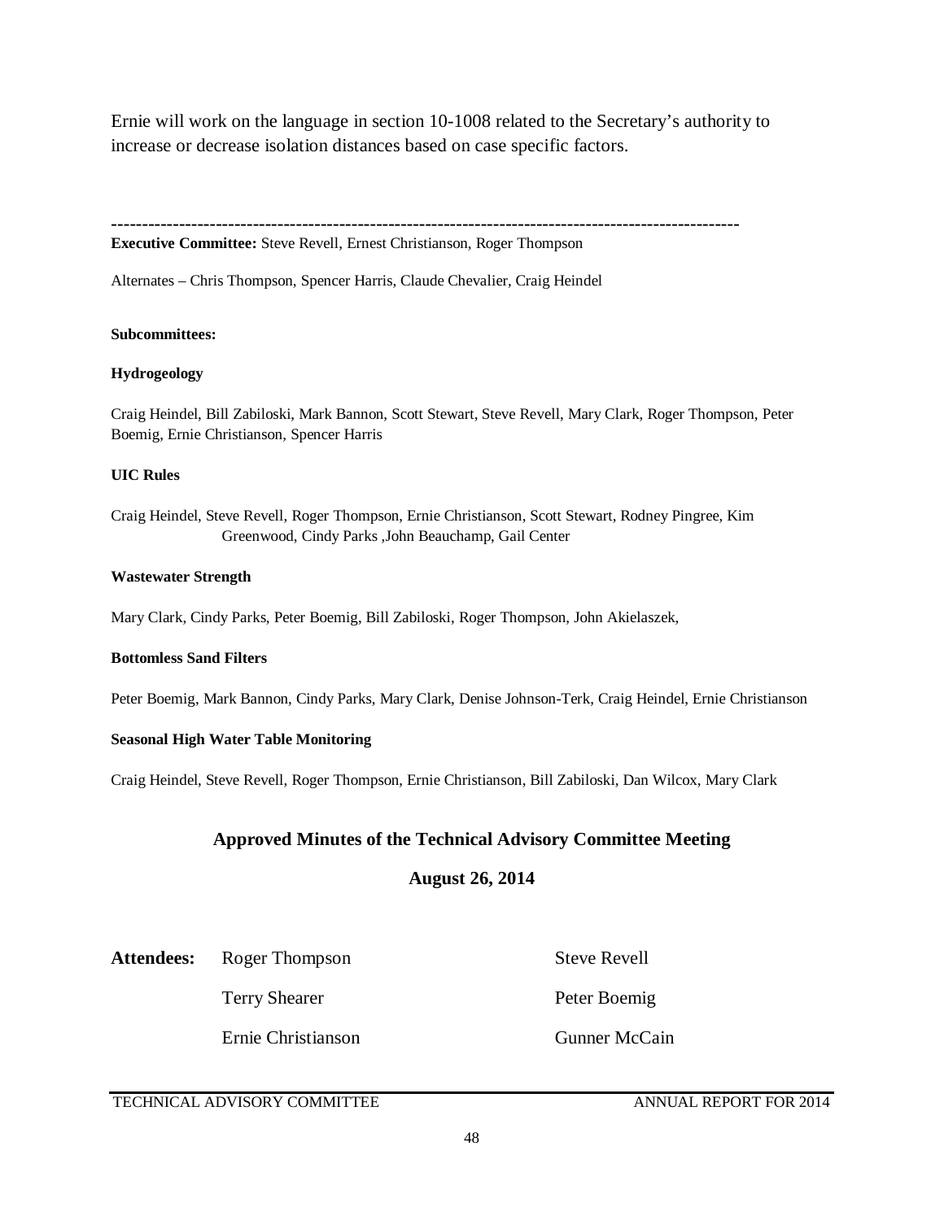Ernie will work on the language in section 10-1008 related to the Secretary's authority to increase or decrease isolation distances based on case specific factors.

---

**Executive Committee:** Steve Revell, Ernest Christianson, Roger Thompson

Alternates – Chris Thompson, Spencer Harris, Claude Chevalier, Craig Heindel

**Subcommittees:**

**Hydrogeology**

Craig Heindel, Bill Zabiloski, Mark Bannon, Scott Stewart, Steve Revell, Mary Clark, Roger Thompson, Peter Boemig, Ernie Christianson, Spencer Harris

**UIC Rules**

Craig Heindel, Steve Revell, Roger Thompson, Ernie Christianson, Scott Stewart, Rodney Pingree, Kim Greenwood, Cindy Parks ,John Beauchamp, Gail Center

**Wastewater Strength**

Mary Clark, Cindy Parks, Peter Boemig, Bill Zabiloski, Roger Thompson, John Akielaszek,

**Bottomless Sand Filters**

Peter Boemig, Mark Bannon, Cindy Parks, Mary Clark, Denise Johnson-Terk, Craig Heindel, Ernie Christianson

**Seasonal High Water Table Monitoring**

Craig Heindel, Steve Revell, Roger Thompson, Ernie Christianson, Bill Zabiloski, Dan Wilcox, Mary Clark

## Approved Minutes of the Technical Advisory Committee Meeting

## August 26, 2014

**Attendees:** Roger Thompson, Steve Revell, Terry Shearer, Peter Boemig, Ernie Christianson, Gunner McCain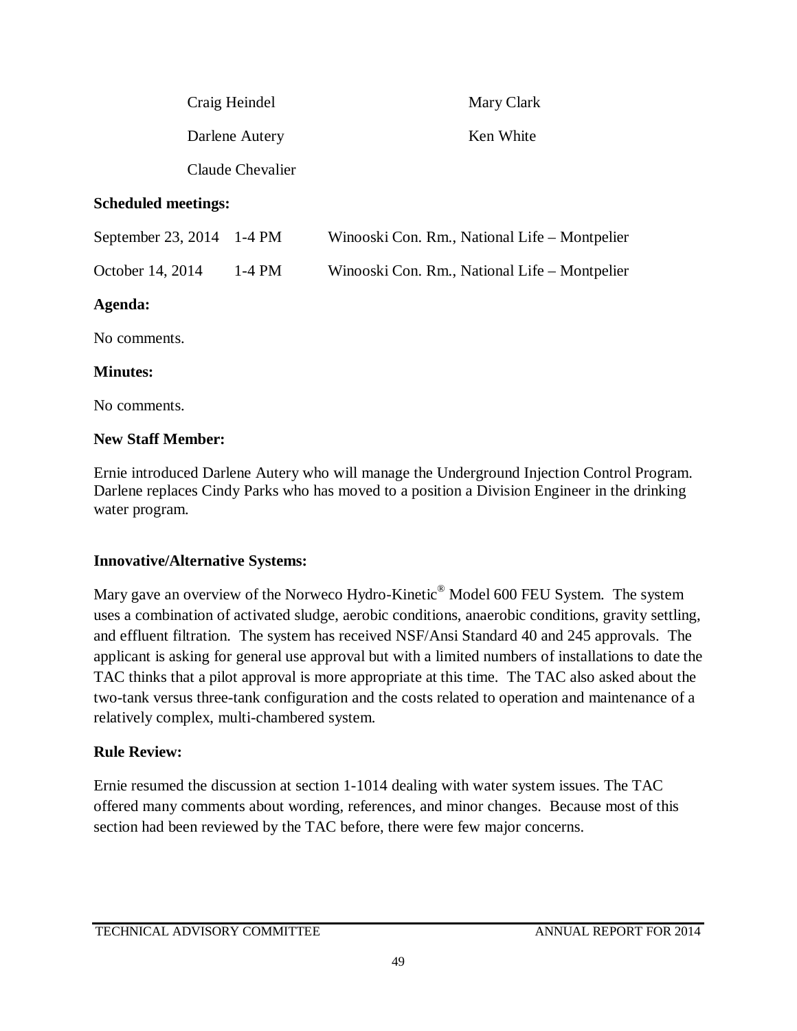| | |
|---|---|
| Craig Heindel | Mary Clark |
| Darlene Autery | Ken White |
| Claude Chevalier | |

**Scheduled meetings:**

| | | |
|---|---|---|
| September 23, 2014 | 1-4 PM | Winooski Con. Rm., National Life – Montpelier |
| October 14, 2014 | 1-4 PM | Winooski Con. Rm., National Life – Montpelier |

**Agenda:**

No comments.

**Minutes:**

No comments.

**New Staff Member:**

Ernie introduced Darlene Autery who will manage the Underground Injection Control Program. Darlene replaces Cindy Parks who has moved to a position a Division Engineer in the drinking water program.

**Innovative/Alternative Systems:**

Mary gave an overview of the Norweco Hydro-Kinetic® Model 600 FEU System. The system uses a combination of activated sludge, aerobic conditions, anaerobic conditions, gravity settling, and effluent filtration. The system has received NSF/Ansi Standard 40 and 245 approvals. The applicant is asking for general use approval but with a limited numbers of installations to date the TAC thinks that a pilot approval is more appropriate at this time. The TAC also asked about the two-tank versus three-tank configuration and the costs related to operation and maintenance of a relatively complex, multi-chambered system.

**Rule Review:**

Ernie resumed the discussion at section 1-1014 dealing with water system issues. The TAC offered many comments about wording, references, and minor changes. Because most of this section had been reviewed by the TAC before, there were few major concerns.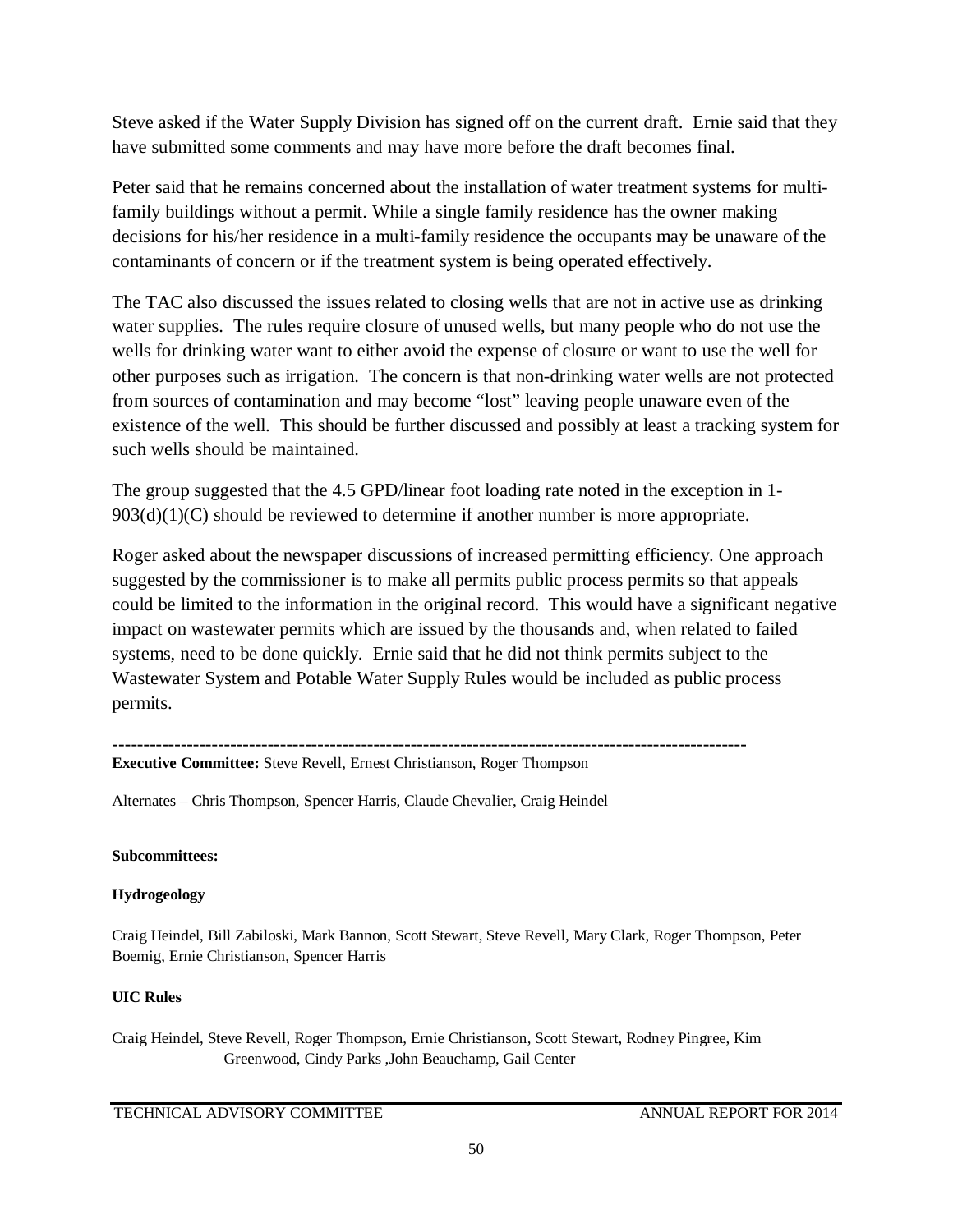Steve asked if the Water Supply Division has signed off on the current draft. Ernie said that they have submitted some comments and may have more before the draft becomes final.

Peter said that he remains concerned about the installation of water treatment systems for multi-family buildings without a permit. While a single family residence has the owner making decisions for his/her residence in a multi-family residence the occupants may be unaware of the contaminants of concern or if the treatment system is being operated effectively.

The TAC also discussed the issues related to closing wells that are not in active use as drinking water supplies. The rules require closure of unused wells, but many people who do not use the wells for drinking water want to either avoid the expense of closure or want to use the well for other purposes such as irrigation. The concern is that non-drinking water wells are not protected from sources of contamination and may become "lost" leaving people unaware even of the existence of the well. This should be further discussed and possibly at least a tracking system for such wells should be maintained.

The group suggested that the 4.5 GPD/linear foot loading rate noted in the exception in 1-903(d)(1)(C) should be reviewed to determine if another number is more appropriate.

Roger asked about the newspaper discussions of increased permitting efficiency. One approach suggested by the commissioner is to make all permits public process permits so that appeals could be limited to the information in the original record. This would have a significant negative impact on wastewater permits which are issued by the thousands and, when related to failed systems, need to be done quickly. Ernie said that he did not think permits subject to the Wastewater System and Potable Water Supply Rules would be included as public process permits.

---

**Executive Committee:** Steve Revell, Ernest Christianson, Roger Thompson

Alternates – Chris Thompson, Spencer Harris, Claude Chevalier, Craig Heindel

**Subcommittees:**

**Hydrogeology**

Craig Heindel, Bill Zabiloski, Mark Bannon, Scott Stewart, Steve Revell, Mary Clark, Roger Thompson, Peter Boemig, Ernie Christianson, Spencer Harris

**UIC Rules**

Craig Heindel, Steve Revell, Roger Thompson, Ernie Christianson, Scott Stewart, Rodney Pingree, Kim Greenwood, Cindy Parks ,John Beauchamp, Gail Center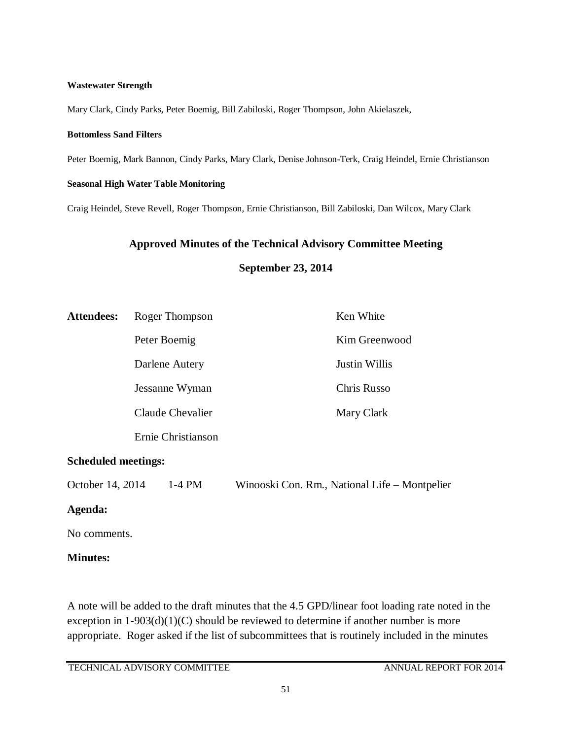**Wastewater Strength**

Mary Clark, Cindy Parks, Peter Boemig, Bill Zabiloski, Roger Thompson, John Akielaszek,

**Bottomless Sand Filters**

Peter Boemig, Mark Bannon, Cindy Parks, Mary Clark, Denise Johnson-Terk, Craig Heindel, Ernie Christianson

**Seasonal High Water Table Monitoring**

Craig Heindel, Steve Revell, Roger Thompson, Ernie Christianson, Bill Zabiloski, Dan Wilcox, Mary Clark

## Approved Minutes of the Technical Advisory Committee Meeting

## September 23, 2014

| **Attendees:** | Roger Thompson | Ken White |
|---|---|---|
| | Peter Boemig | Kim Greenwood |
| | Darlene Autery | Justin Willis |
| | Jessanne Wyman | Chris Russo |
| | Claude Chevalier | Mary Clark |
| | Ernie Christianson | |

**Scheduled meetings:**

October 14, 2014 1-4 PM Winooski Con. Rm., National Life – Montpelier

**Agenda:**

No comments.

**Minutes:**

A note will be added to the draft minutes that the 4.5 GPD/linear foot loading rate noted in the exception in 1-903(d)(1)(C) should be reviewed to determine if another number is more appropriate. Roger asked if the list of subcommittees that is routinely included in the minutes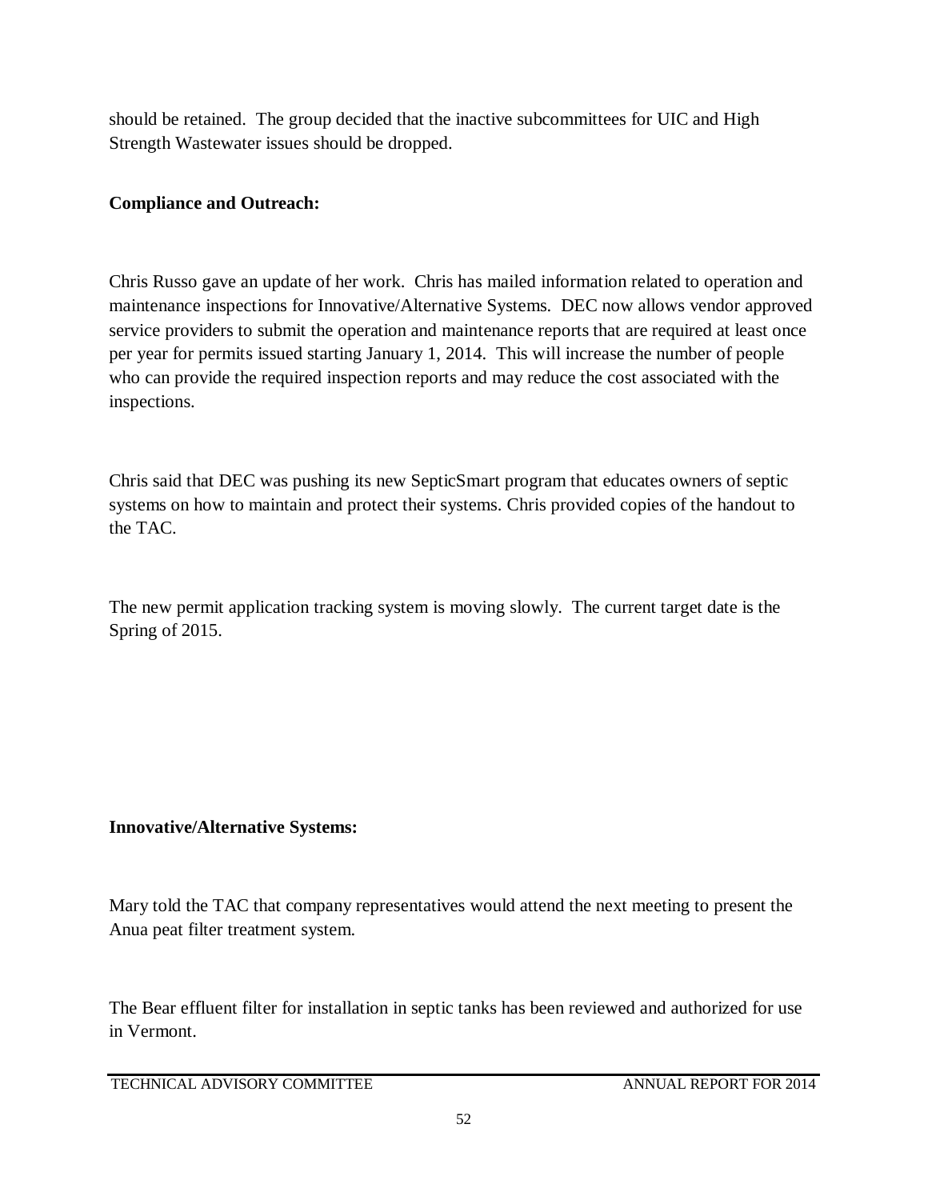should be retained. The group decided that the inactive subcommittees for UIC and High Strength Wastewater issues should be dropped.

**Compliance and Outreach:**

Chris Russo gave an update of her work. Chris has mailed information related to operation and maintenance inspections for Innovative/Alternative Systems. DEC now allows vendor approved service providers to submit the operation and maintenance reports that are required at least once per year for permits issued starting January 1, 2014. This will increase the number of people who can provide the required inspection reports and may reduce the cost associated with the inspections.

Chris said that DEC was pushing its new SepticSmart program that educates owners of septic systems on how to maintain and protect their systems. Chris provided copies of the handout to the TAC.

The new permit application tracking system is moving slowly. The current target date is the Spring of 2015.

**Innovative/Alternative Systems:**

Mary told the TAC that company representatives would attend the next meeting to present the Anua peat filter treatment system.

The Bear effluent filter for installation in septic tanks has been reviewed and authorized for use in Vermont.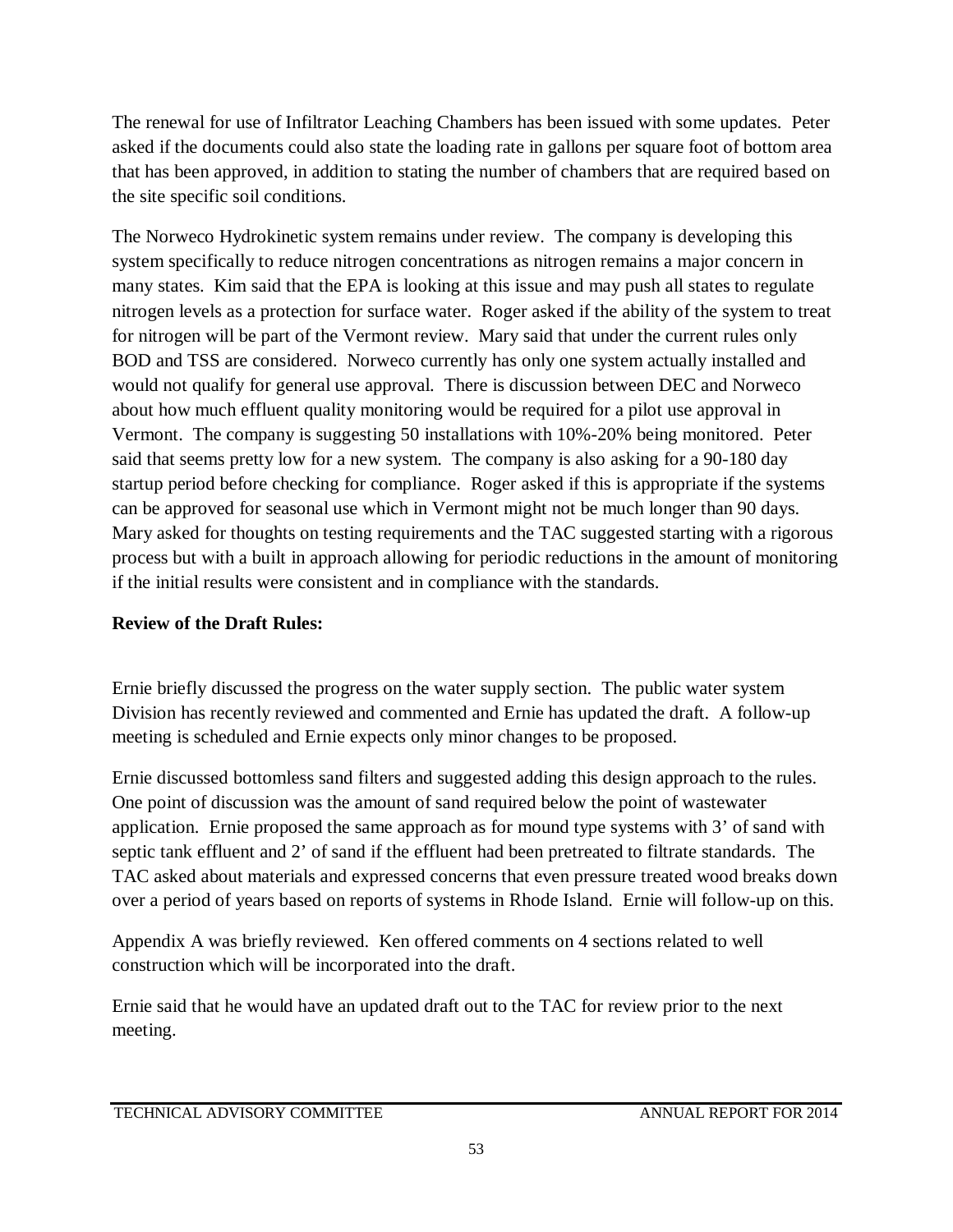The renewal for use of Infiltrator Leaching Chambers has been issued with some updates. Peter asked if the documents could also state the loading rate in gallons per square foot of bottom area that has been approved, in addition to stating the number of chambers that are required based on the site specific soil conditions.

The Norweco Hydrokinetic system remains under review. The company is developing this system specifically to reduce nitrogen concentrations as nitrogen remains a major concern in many states. Kim said that the EPA is looking at this issue and may push all states to regulate nitrogen levels as a protection for surface water. Roger asked if the ability of the system to treat for nitrogen will be part of the Vermont review. Mary said that under the current rules only BOD and TSS are considered. Norweco currently has only one system actually installed and would not qualify for general use approval. There is discussion between DEC and Norweco about how much effluent quality monitoring would be required for a pilot use approval in Vermont. The company is suggesting 50 installations with 10%-20% being monitored. Peter said that seems pretty low for a new system. The company is also asking for a 90-180 day startup period before checking for compliance. Roger asked if this is appropriate if the systems can be approved for seasonal use which in Vermont might not be much longer than 90 days. Mary asked for thoughts on testing requirements and the TAC suggested starting with a rigorous process but with a built in approach allowing for periodic reductions in the amount of monitoring if the initial results were consistent and in compliance with the standards.

**Review of the Draft Rules:**

Ernie briefly discussed the progress on the water supply section. The public water system Division has recently reviewed and commented and Ernie has updated the draft. A follow-up meeting is scheduled and Ernie expects only minor changes to be proposed.

Ernie discussed bottomless sand filters and suggested adding this design approach to the rules. One point of discussion was the amount of sand required below the point of wastewater application. Ernie proposed the same approach as for mound type systems with 3' of sand with septic tank effluent and 2' of sand if the effluent had been pretreated to filtrate standards. The TAC asked about materials and expressed concerns that even pressure treated wood breaks down over a period of years based on reports of systems in Rhode Island. Ernie will follow-up on this.

Appendix A was briefly reviewed. Ken offered comments on 4 sections related to well construction which will be incorporated into the draft.

Ernie said that he would have an updated draft out to the TAC for review prior to the next meeting.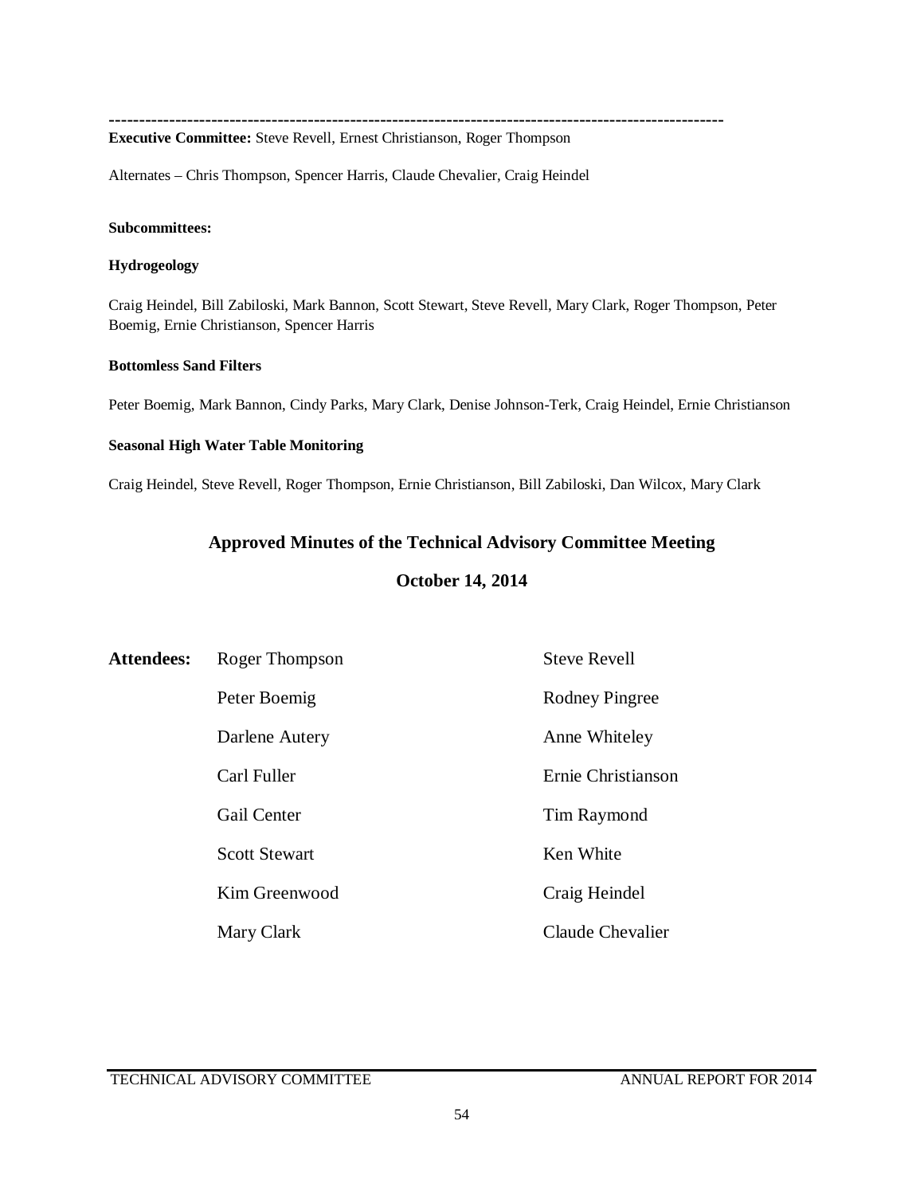---

**Executive Committee:** Steve Revell, Ernest Christianson, Roger Thompson

Alternates – Chris Thompson, Spencer Harris, Claude Chevalier, Craig Heindel

**Subcommittees:**

**Hydrogeology**

Craig Heindel, Bill Zabiloski, Mark Bannon, Scott Stewart, Steve Revell, Mary Clark, Roger Thompson, Peter Boemig, Ernie Christianson, Spencer Harris

**Bottomless Sand Filters**

Peter Boemig, Mark Bannon, Cindy Parks, Mary Clark, Denise Johnson-Terk, Craig Heindel, Ernie Christianson

**Seasonal High Water Table Monitoring**

Craig Heindel, Steve Revell, Roger Thompson, Ernie Christianson, Bill Zabiloski, Dan Wilcox, Mary Clark

## Approved Minutes of the Technical Advisory Committee Meeting

## October 14, 2014

**Attendees:**

- Roger Thompson
- Peter Boemig
- Darlene Autery
- Carl Fuller
- Gail Center
- Scott Stewart
- Kim Greenwood
- Mary Clark
- Steve Revell
- Rodney Pingree
- Anne Whiteley
- Ernie Christianson
- Tim Raymond
- Ken White
- Craig Heindel
- Claude Chevalier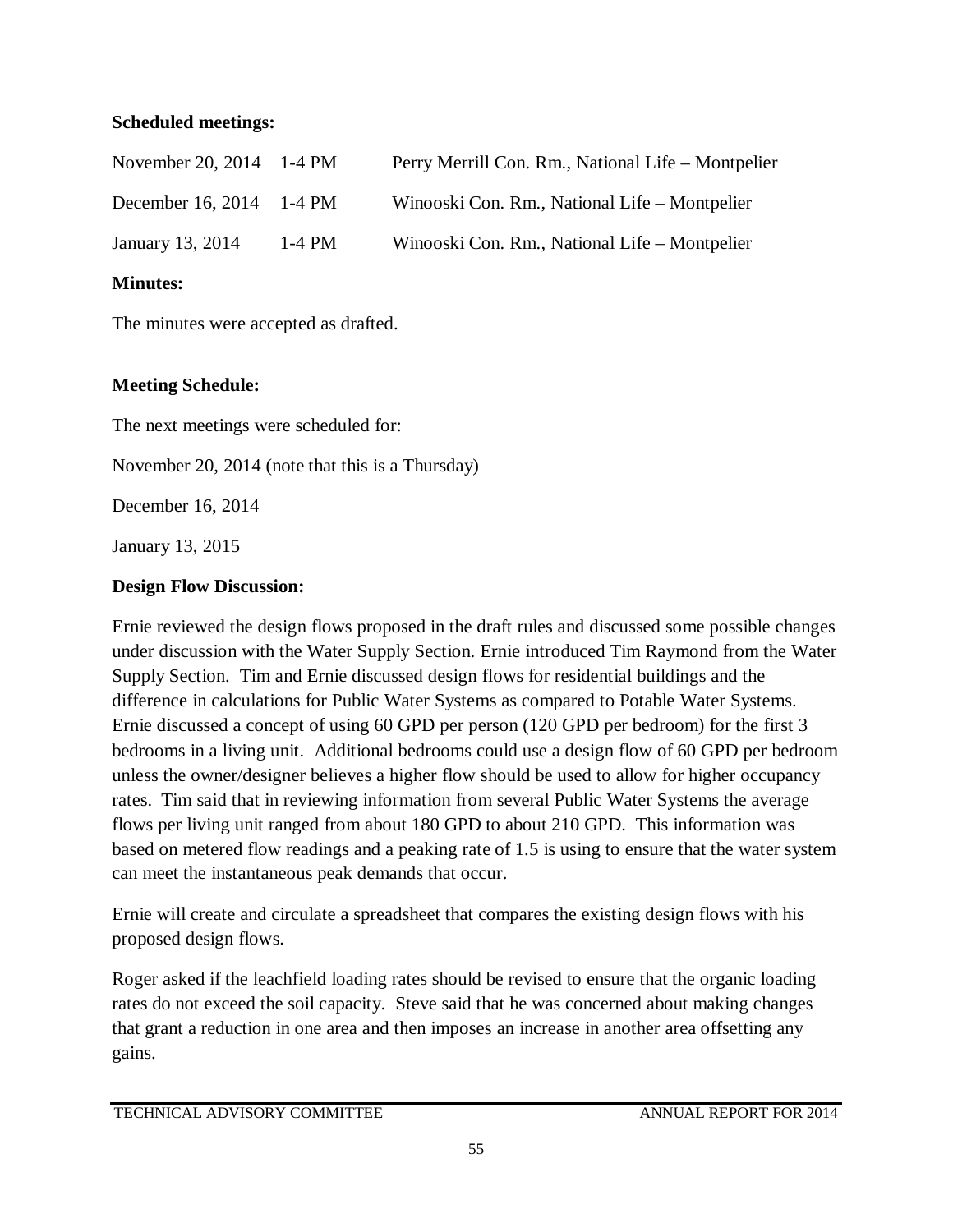**Scheduled meetings:**

| | | |
|---|---|---|
| November 20, 2014 | 1-4 PM | Perry Merrill Con. Rm., National Life – Montpelier |
| December 16, 2014 | 1-4 PM | Winooski Con. Rm., National Life – Montpelier |
| January 13, 2014 | 1-4 PM | Winooski Con. Rm., National Life – Montpelier |

**Minutes:**

The minutes were accepted as drafted.

**Meeting Schedule:**

The next meetings were scheduled for:

November 20, 2014 (note that this is a Thursday)

December 16, 2014

January 13, 2015

**Design Flow Discussion:**

Ernie reviewed the design flows proposed in the draft rules and discussed some possible changes under discussion with the Water Supply Section. Ernie introduced Tim Raymond from the Water Supply Section. Tim and Ernie discussed design flows for residential buildings and the difference in calculations for Public Water Systems as compared to Potable Water Systems. Ernie discussed a concept of using 60 GPD per person (120 GPD per bedroom) for the first 3 bedrooms in a living unit. Additional bedrooms could use a design flow of 60 GPD per bedroom unless the owner/designer believes a higher flow should be used to allow for higher occupancy rates. Tim said that in reviewing information from several Public Water Systems the average flows per living unit ranged from about 180 GPD to about 210 GPD. This information was based on metered flow readings and a peaking rate of 1.5 is using to ensure that the water system can meet the instantaneous peak demands that occur.

Ernie will create and circulate a spreadsheet that compares the existing design flows with his proposed design flows.

Roger asked if the leachfield loading rates should be revised to ensure that the organic loading rates do not exceed the soil capacity. Steve said that he was concerned about making changes that grant a reduction in one area and then imposes an increase in another area offsetting any gains.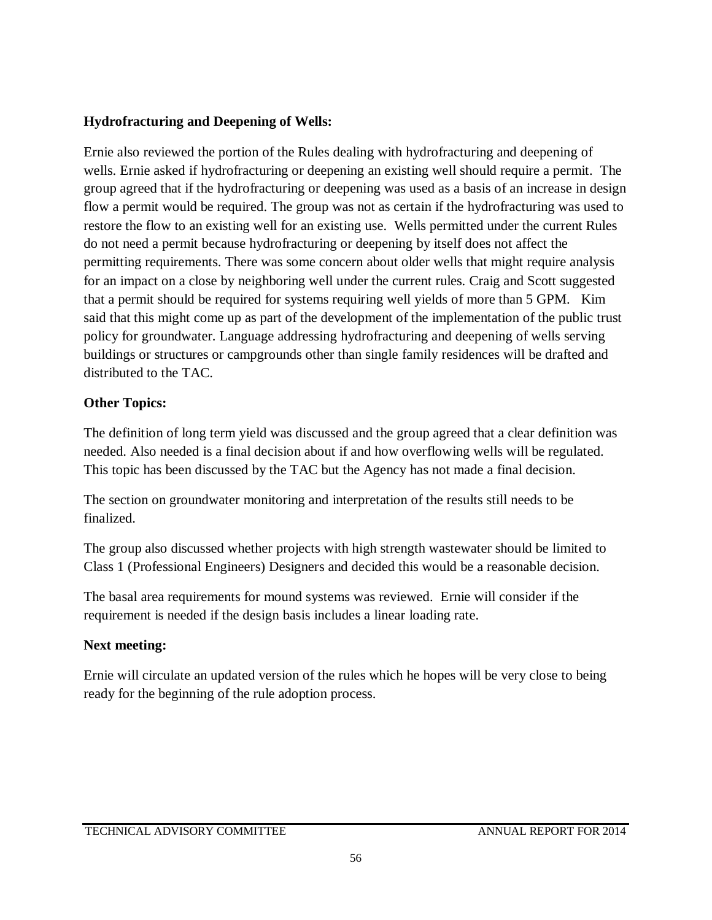**Hydrofracturing and Deepening of Wells:**

Ernie also reviewed the portion of the Rules dealing with hydrofracturing and deepening of wells. Ernie asked if hydrofracturing or deepening an existing well should require a permit. The group agreed that if the hydrofracturing or deepening was used as a basis of an increase in design flow a permit would be required. The group was not as certain if the hydrofracturing was used to restore the flow to an existing well for an existing use. Wells permitted under the current Rules do not need a permit because hydrofracturing or deepening by itself does not affect the permitting requirements. There was some concern about older wells that might require analysis for an impact on a close by neighboring well under the current rules. Craig and Scott suggested that a permit should be required for systems requiring well yields of more than 5 GPM. Kim said that this might come up as part of the development of the implementation of the public trust policy for groundwater. Language addressing hydrofracturing and deepening of wells serving buildings or structures or campgrounds other than single family residences will be drafted and distributed to the TAC.

**Other Topics:**

The definition of long term yield was discussed and the group agreed that a clear definition was needed. Also needed is a final decision about if and how overflowing wells will be regulated. This topic has been discussed by the TAC but the Agency has not made a final decision.

The section on groundwater monitoring and interpretation of the results still needs to be finalized.

The group also discussed whether projects with high strength wastewater should be limited to Class 1 (Professional Engineers) Designers and decided this would be a reasonable decision.

The basal area requirements for mound systems was reviewed. Ernie will consider if the requirement is needed if the design basis includes a linear loading rate.

**Next meeting:**

Ernie will circulate an updated version of the rules which he hopes will be very close to being ready for the beginning of the rule adoption process.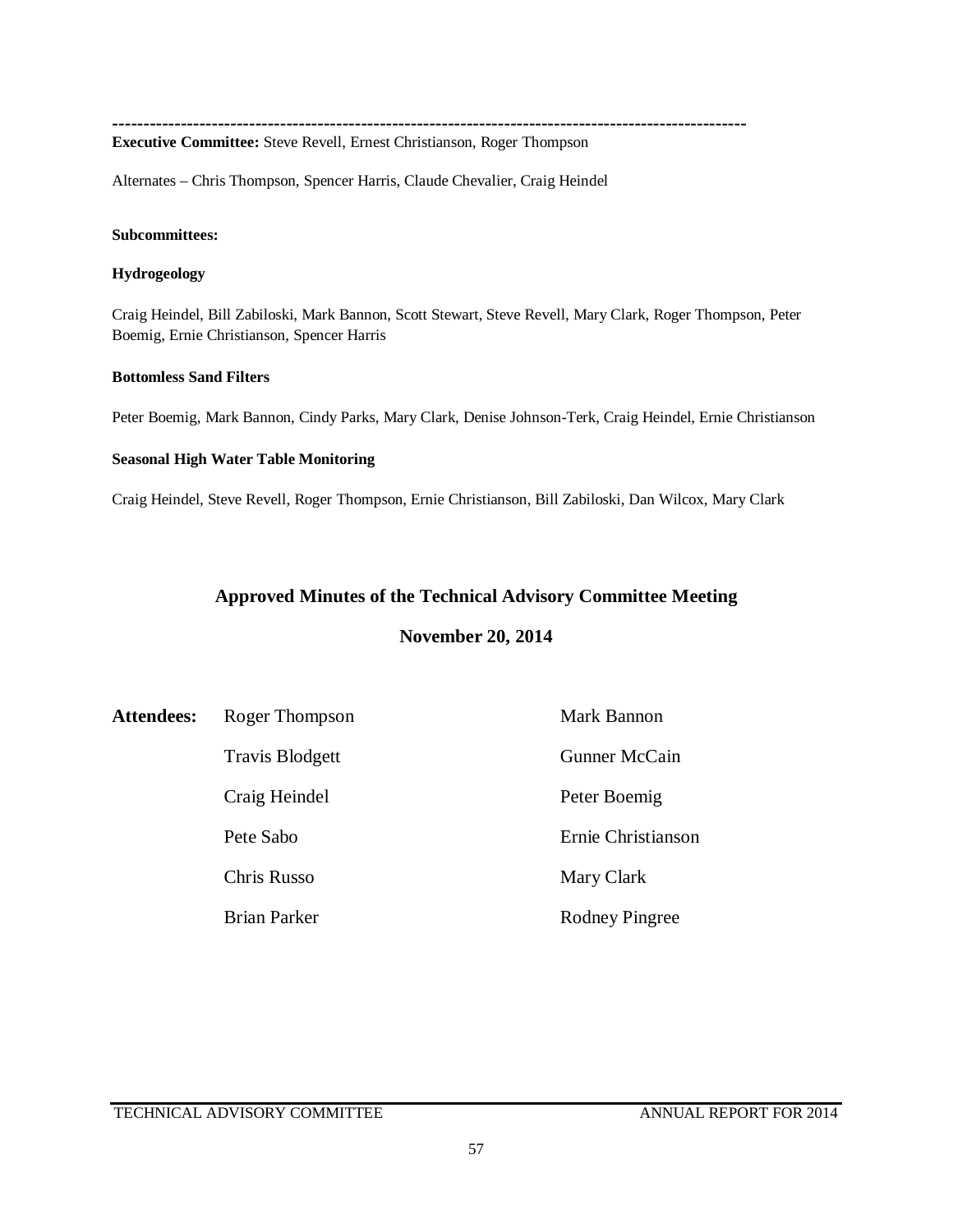---

**Executive Committee:** Steve Revell, Ernest Christianson, Roger Thompson

Alternates – Chris Thompson, Spencer Harris, Claude Chevalier, Craig Heindel

**Subcommittees:**

**Hydrogeology**

Craig Heindel, Bill Zabiloski, Mark Bannon, Scott Stewart, Steve Revell, Mary Clark, Roger Thompson, Peter Boemig, Ernie Christianson, Spencer Harris

**Bottomless Sand Filters**

Peter Boemig, Mark Bannon, Cindy Parks, Mary Clark, Denise Johnson-Terk, Craig Heindel, Ernie Christianson

**Seasonal High Water Table Monitoring**

Craig Heindel, Steve Revell, Roger Thompson, Ernie Christianson, Bill Zabiloski, Dan Wilcox, Mary Clark

## Approved Minutes of the Technical Advisory Committee Meeting

### November 20, 2014

**Attendees:**

| Roger Thompson | Mark Bannon |
|---|---|
| Travis Blodgett | Gunner McCain |
| Craig Heindel | Peter Boemig |
| Pete Sabo | Ernie Christianson |
| Chris Russo | Mary Clark |
| Brian Parker | Rodney Pingree |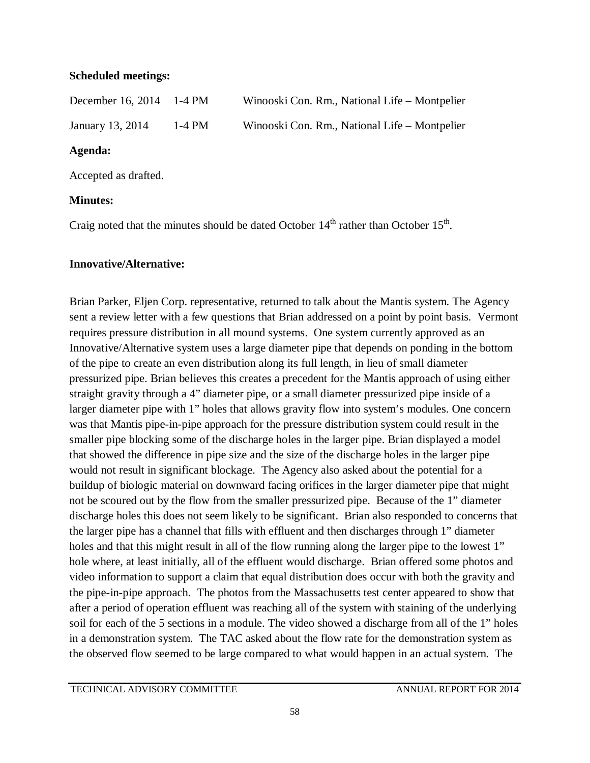**Scheduled meetings:**

| | | |
|---|---|---|
| December 16, 2014 | 1-4 PM | Winooski Con. Rm., National Life – Montpelier |
| January 13, 2014 | 1-4 PM | Winooski Con. Rm., National Life – Montpelier |

**Agenda:**

Accepted as drafted.

**Minutes:**

Craig noted that the minutes should be dated October 14th rather than October 15th.

**Innovative/Alternative:**

Brian Parker, Eljen Corp. representative, returned to talk about the Mantis system. The Agency sent a review letter with a few questions that Brian addressed on a point by point basis. Vermont requires pressure distribution in all mound systems. One system currently approved as an Innovative/Alternative system uses a large diameter pipe that depends on ponding in the bottom of the pipe to create an even distribution along its full length, in lieu of small diameter pressurized pipe. Brian believes this creates a precedent for the Mantis approach of using either straight gravity through a 4" diameter pipe, or a small diameter pressurized pipe inside of a larger diameter pipe with 1" holes that allows gravity flow into system's modules. One concern was that Mantis pipe-in-pipe approach for the pressure distribution system could result in the smaller pipe blocking some of the discharge holes in the larger pipe. Brian displayed a model that showed the difference in pipe size and the size of the discharge holes in the larger pipe would not result in significant blockage. The Agency also asked about the potential for a buildup of biologic material on downward facing orifices in the larger diameter pipe that might not be scoured out by the flow from the smaller pressurized pipe. Because of the 1" diameter discharge holes this does not seem likely to be significant. Brian also responded to concerns that the larger pipe has a channel that fills with effluent and then discharges through 1" diameter holes and that this might result in all of the flow running along the larger pipe to the lowest 1" hole where, at least initially, all of the effluent would discharge. Brian offered some photos and video information to support a claim that equal distribution does occur with both the gravity and the pipe-in-pipe approach. The photos from the Massachusetts test center appeared to show that after a period of operation effluent was reaching all of the system with staining of the underlying soil for each of the 5 sections in a module. The video showed a discharge from all of the 1" holes in a demonstration system. The TAC asked about the flow rate for the demonstration system as the observed flow seemed to be large compared to what would happen in an actual system. The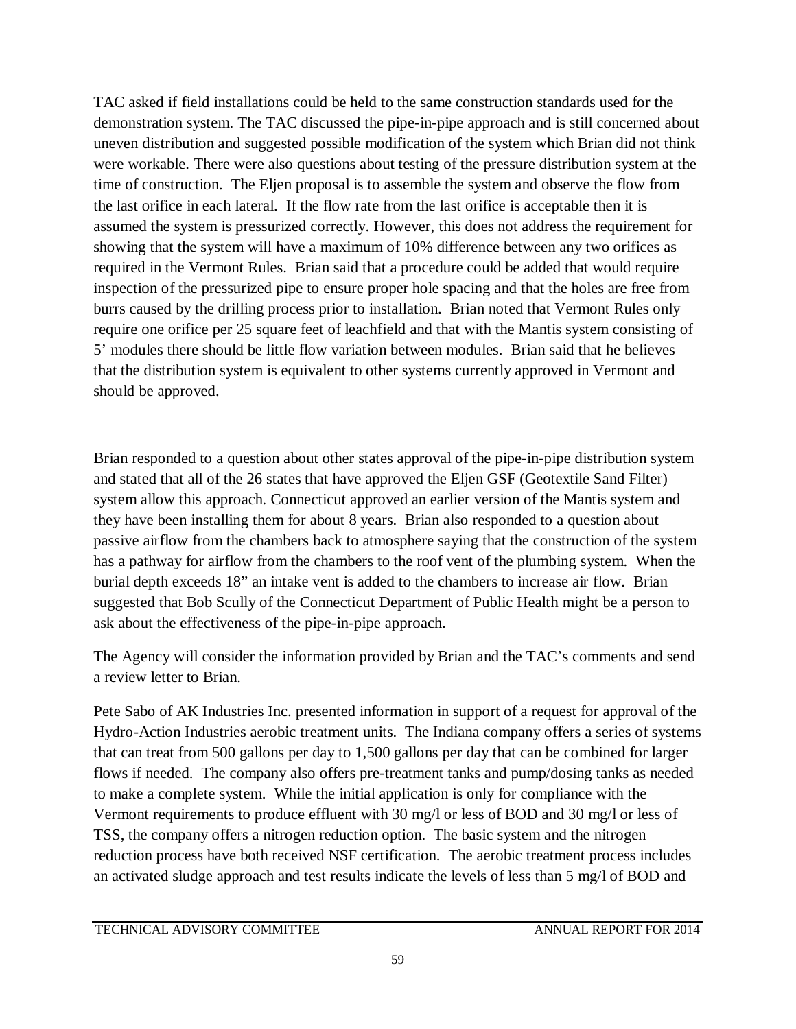TAC asked if field installations could be held to the same construction standards used for the demonstration system. The TAC discussed the pipe-in-pipe approach and is still concerned about uneven distribution and suggested possible modification of the system which Brian did not think were workable. There were also questions about testing of the pressure distribution system at the time of construction. The Eljen proposal is to assemble the system and observe the flow from the last orifice in each lateral. If the flow rate from the last orifice is acceptable then it is assumed the system is pressurized correctly. However, this does not address the requirement for showing that the system will have a maximum of 10% difference between any two orifices as required in the Vermont Rules. Brian said that a procedure could be added that would require inspection of the pressurized pipe to ensure proper hole spacing and that the holes are free from burrs caused by the drilling process prior to installation. Brian noted that Vermont Rules only require one orifice per 25 square feet of leachfield and that with the Mantis system consisting of 5' modules there should be little flow variation between modules. Brian said that he believes that the distribution system is equivalent to other systems currently approved in Vermont and should be approved.

Brian responded to a question about other states approval of the pipe-in-pipe distribution system and stated that all of the 26 states that have approved the Eljen GSF (Geotextile Sand Filter) system allow this approach. Connecticut approved an earlier version of the Mantis system and they have been installing them for about 8 years. Brian also responded to a question about passive airflow from the chambers back to atmosphere saying that the construction of the system has a pathway for airflow from the chambers to the roof vent of the plumbing system. When the burial depth exceeds 18" an intake vent is added to the chambers to increase air flow. Brian suggested that Bob Scully of the Connecticut Department of Public Health might be a person to ask about the effectiveness of the pipe-in-pipe approach.

The Agency will consider the information provided by Brian and the TAC's comments and send a review letter to Brian.

Pete Sabo of AK Industries Inc. presented information in support of a request for approval of the Hydro-Action Industries aerobic treatment units. The Indiana company offers a series of systems that can treat from 500 gallons per day to 1,500 gallons per day that can be combined for larger flows if needed. The company also offers pre-treatment tanks and pump/dosing tanks as needed to make a complete system. While the initial application is only for compliance with the Vermont requirements to produce effluent with 30 mg/l or less of BOD and 30 mg/l or less of TSS, the company offers a nitrogen reduction option. The basic system and the nitrogen reduction process have both received NSF certification. The aerobic treatment process includes an activated sludge approach and test results indicate the levels of less than 5 mg/l of BOD and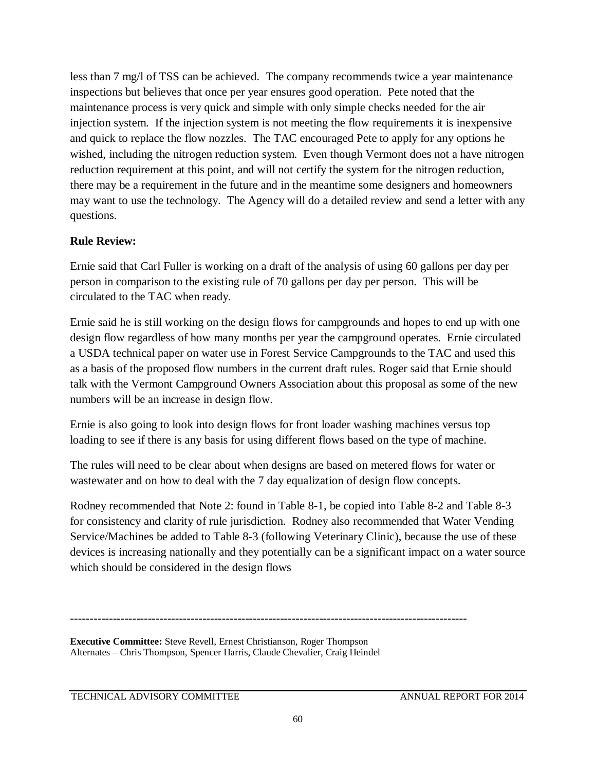less than 7 mg/l of TSS can be achieved. The company recommends twice a year maintenance inspections but believes that once per year ensures good operation. Pete noted that the maintenance process is very quick and simple with only simple checks needed for the air injection system. If the injection system is not meeting the flow requirements it is inexpensive and quick to replace the flow nozzles. The TAC encouraged Pete to apply for any options he wished, including the nitrogen reduction system. Even though Vermont does not a have nitrogen reduction requirement at this point, and will not certify the system for the nitrogen reduction, there may be a requirement in the future and in the meantime some designers and homeowners may want to use the technology. The Agency will do a detailed review and send a letter with any questions.

**Rule Review:**

Ernie said that Carl Fuller is working on a draft of the analysis of using 60 gallons per day per person in comparison to the existing rule of 70 gallons per day per person. This will be circulated to the TAC when ready.

Ernie said he is still working on the design flows for campgrounds and hopes to end up with one design flow regardless of how many months per year the campground operates. Ernie circulated a USDA technical paper on water use in Forest Service Campgrounds to the TAC and used this as a basis of the proposed flow numbers in the current draft rules. Roger said that Ernie should talk with the Vermont Campground Owners Association about this proposal as some of the new numbers will be an increase in design flow.

Ernie is also going to look into design flows for front loader washing machines versus top loading to see if there is any basis for using different flows based on the type of machine.

The rules will need to be clear about when designs are based on metered flows for water or wastewater and on how to deal with the 7 day equalization of design flow concepts.

Rodney recommended that Note 2: found in Table 8-1, be copied into Table 8-2 and Table 8-3 for consistency and clarity of rule jurisdiction. Rodney also recommended that Water Vending Service/Machines be added to Table 8-3 (following Veterinary Clinic), because the use of these devices is increasing nationally and they potentially can be a significant impact on a water source which should be considered in the design flows

---

**Executive Committee:** Steve Revell, Ernest Christianson, Roger Thompson
Alternates – Chris Thompson, Spencer Harris, Claude Chevalier, Craig Heindel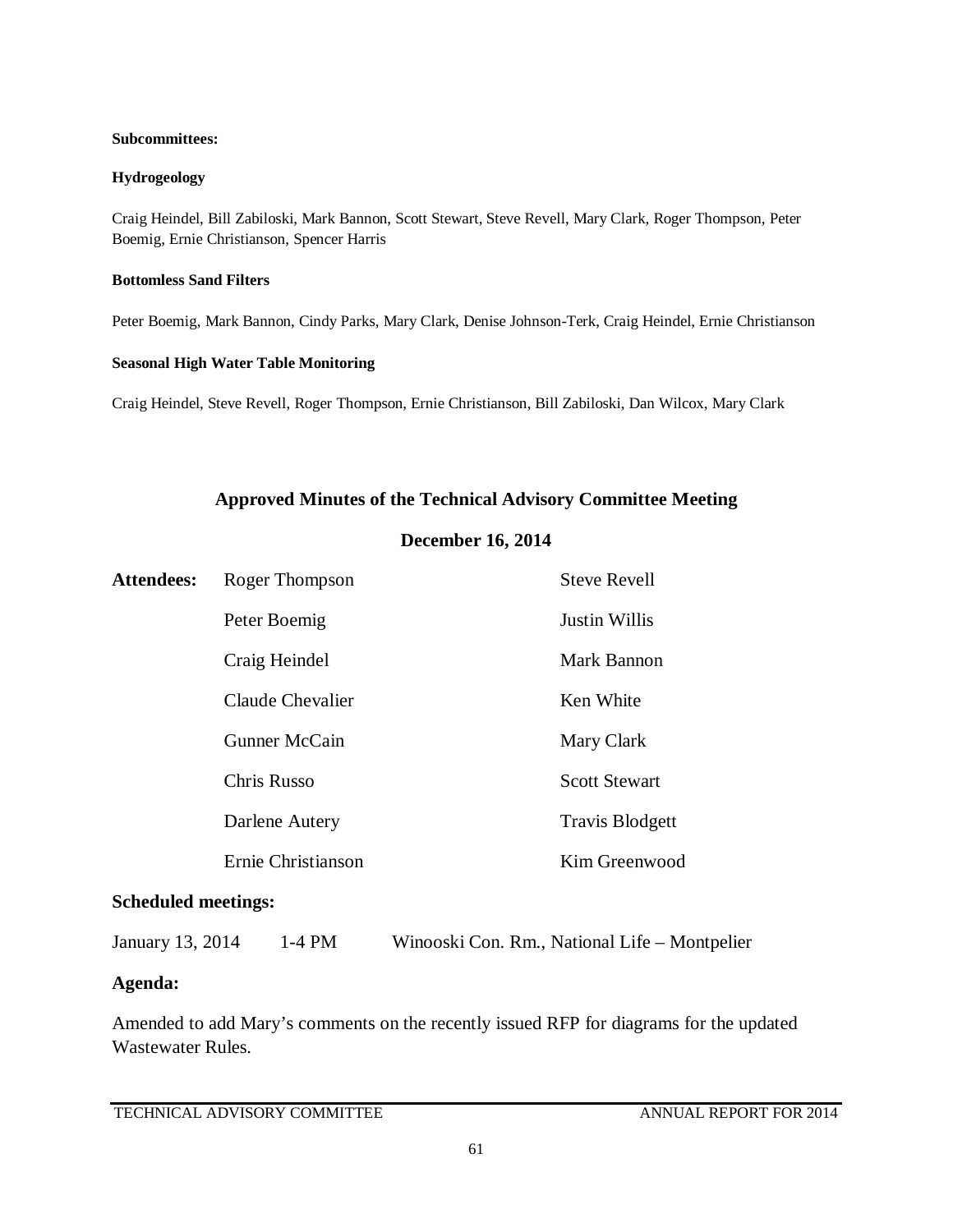**Subcommittees:**

**Hydrogeology**

Craig Heindel, Bill Zabiloski, Mark Bannon, Scott Stewart, Steve Revell, Mary Clark, Roger Thompson, Peter Boemig, Ernie Christianson, Spencer Harris

**Bottomless Sand Filters**

Peter Boemig, Mark Bannon, Cindy Parks, Mary Clark, Denise Johnson-Terk, Craig Heindel, Ernie Christianson

**Seasonal High Water Table Monitoring**

Craig Heindel, Steve Revell, Roger Thompson, Ernie Christianson, Bill Zabiloski, Dan Wilcox, Mary Clark

## Approved Minutes of the Technical Advisory Committee Meeting

### December 16, 2014

| **Attendees:** | Roger Thompson | Steve Revell |
|---|---|---|
| | Peter Boemig | Justin Willis |
| | Craig Heindel | Mark Bannon |
| | Claude Chevalier | Ken White |
| | Gunner McCain | Mary Clark |
| | Chris Russo | Scott Stewart |
| | Darlene Autery | Travis Blodgett |
| | Ernie Christianson | Kim Greenwood |

**Scheduled meetings:**

January 13, 2014 1-4 PM Winooski Con. Rm., National Life – Montpelier

**Agenda:**

Amended to add Mary's comments on the recently issued RFP for diagrams for the updated Wastewater Rules.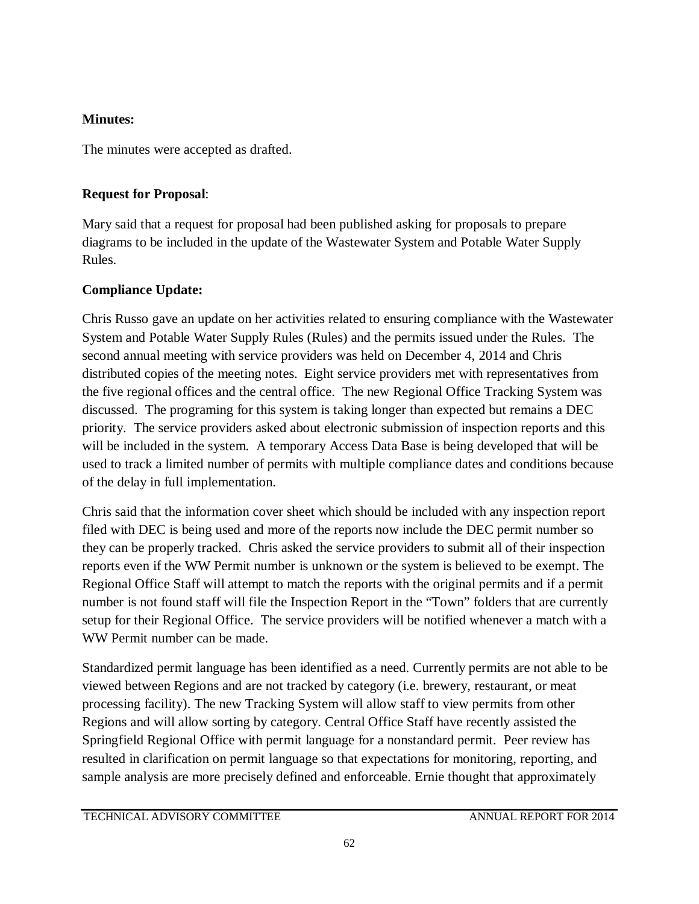**Minutes:**

The minutes were accepted as drafted.

**Request for Proposal**:

Mary said that a request for proposal had been published asking for proposals to prepare diagrams to be included in the update of the Wastewater System and Potable Water Supply Rules.

**Compliance Update:**

Chris Russo gave an update on her activities related to ensuring compliance with the Wastewater System and Potable Water Supply Rules (Rules) and the permits issued under the Rules. The second annual meeting with service providers was held on December 4, 2014 and Chris distributed copies of the meeting notes. Eight service providers met with representatives from the five regional offices and the central office. The new Regional Office Tracking System was discussed. The programing for this system is taking longer than expected but remains a DEC priority. The service providers asked about electronic submission of inspection reports and this will be included in the system. A temporary Access Data Base is being developed that will be used to track a limited number of permits with multiple compliance dates and conditions because of the delay in full implementation.

Chris said that the information cover sheet which should be included with any inspection report filed with DEC is being used and more of the reports now include the DEC permit number so they can be properly tracked. Chris asked the service providers to submit all of their inspection reports even if the WW Permit number is unknown or the system is believed to be exempt. The Regional Office Staff will attempt to match the reports with the original permits and if a permit number is not found staff will file the Inspection Report in the "Town" folders that are currently setup for their Regional Office. The service providers will be notified whenever a match with a WW Permit number can be made.

Standardized permit language has been identified as a need. Currently permits are not able to be viewed between Regions and are not tracked by category (i.e. brewery, restaurant, or meat processing facility). The new Tracking System will allow staff to view permits from other Regions and will allow sorting by category. Central Office Staff have recently assisted the Springfield Regional Office with permit language for a nonstandard permit. Peer review has resulted in clarification on permit language so that expectations for monitoring, reporting, and sample analysis are more precisely defined and enforceable. Ernie thought that approximately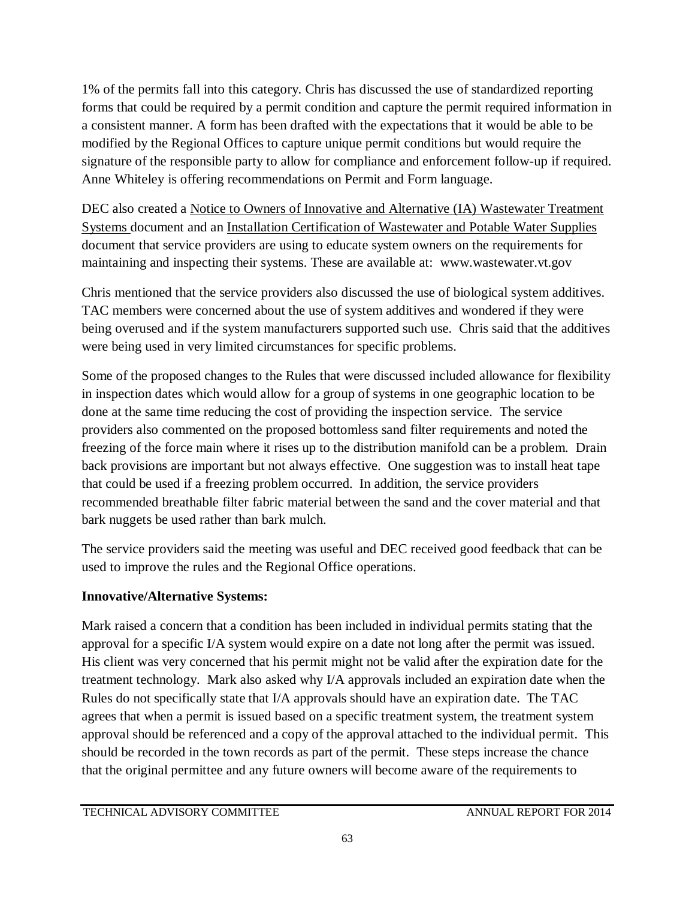1% of the permits fall into this category. Chris has discussed the use of standardized reporting forms that could be required by a permit condition and capture the permit required information in a consistent manner. A form has been drafted with the expectations that it would be able to be modified by the Regional Offices to capture unique permit conditions but would require the signature of the responsible party to allow for compliance and enforcement follow-up if required. Anne Whiteley is offering recommendations on Permit and Form language.

DEC also created a Notice to Owners of Innovative and Alternative (IA) Wastewater Treatment Systems document and an Installation Certification of Wastewater and Potable Water Supplies document that service providers are using to educate system owners on the requirements for maintaining and inspecting their systems. These are available at: www.wastewater.vt.gov

Chris mentioned that the service providers also discussed the use of biological system additives. TAC members were concerned about the use of system additives and wondered if they were being overused and if the system manufacturers supported such use. Chris said that the additives were being used in very limited circumstances for specific problems.

Some of the proposed changes to the Rules that were discussed included allowance for flexibility in inspection dates which would allow for a group of systems in one geographic location to be done at the same time reducing the cost of providing the inspection service. The service providers also commented on the proposed bottomless sand filter requirements and noted the freezing of the force main where it rises up to the distribution manifold can be a problem. Drain back provisions are important but not always effective. One suggestion was to install heat tape that could be used if a freezing problem occurred. In addition, the service providers recommended breathable filter fabric material between the sand and the cover material and that bark nuggets be used rather than bark mulch.

The service providers said the meeting was useful and DEC received good feedback that can be used to improve the rules and the Regional Office operations.

**Innovative/Alternative Systems:**

Mark raised a concern that a condition has been included in individual permits stating that the approval for a specific I/A system would expire on a date not long after the permit was issued. His client was very concerned that his permit might not be valid after the expiration date for the treatment technology. Mark also asked why I/A approvals included an expiration date when the Rules do not specifically state that I/A approvals should have an expiration date. The TAC agrees that when a permit is issued based on a specific treatment system, the treatment system approval should be referenced and a copy of the approval attached to the individual permit. This should be recorded in the town records as part of the permit. These steps increase the chance that the original permittee and any future owners will become aware of the requirements to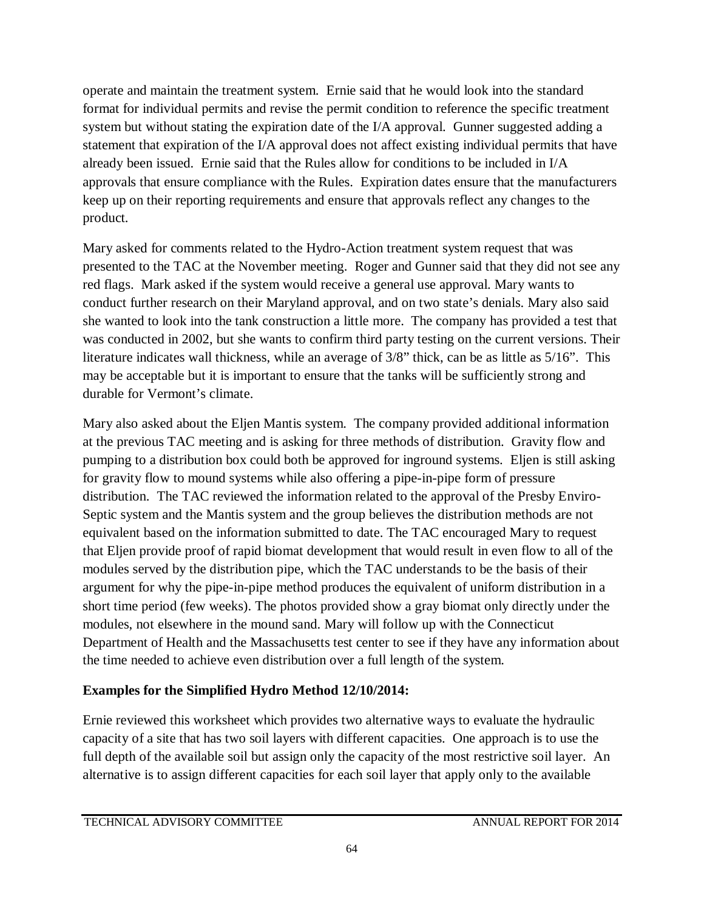operate and maintain the treatment system. Ernie said that he would look into the standard format for individual permits and revise the permit condition to reference the specific treatment system but without stating the expiration date of the I/A approval. Gunner suggested adding a statement that expiration of the I/A approval does not affect existing individual permits that have already been issued. Ernie said that the Rules allow for conditions to be included in I/A approvals that ensure compliance with the Rules. Expiration dates ensure that the manufacturers keep up on their reporting requirements and ensure that approvals reflect any changes to the product.

Mary asked for comments related to the Hydro-Action treatment system request that was presented to the TAC at the November meeting. Roger and Gunner said that they did not see any red flags. Mark asked if the system would receive a general use approval. Mary wants to conduct further research on their Maryland approval, and on two state's denials. Mary also said she wanted to look into the tank construction a little more. The company has provided a test that was conducted in 2002, but she wants to confirm third party testing on the current versions. Their literature indicates wall thickness, while an average of 3/8" thick, can be as little as 5/16". This may be acceptable but it is important to ensure that the tanks will be sufficiently strong and durable for Vermont's climate.

Mary also asked about the Eljen Mantis system. The company provided additional information at the previous TAC meeting and is asking for three methods of distribution. Gravity flow and pumping to a distribution box could both be approved for inground systems. Eljen is still asking for gravity flow to mound systems while also offering a pipe-in-pipe form of pressure distribution. The TAC reviewed the information related to the approval of the Presby Enviro-Septic system and the Mantis system and the group believes the distribution methods are not equivalent based on the information submitted to date. The TAC encouraged Mary to request that Eljen provide proof of rapid biomat development that would result in even flow to all of the modules served by the distribution pipe, which the TAC understands to be the basis of their argument for why the pipe-in-pipe method produces the equivalent of uniform distribution in a short time period (few weeks). The photos provided show a gray biomat only directly under the modules, not elsewhere in the mound sand. Mary will follow up with the Connecticut Department of Health and the Massachusetts test center to see if they have any information about the time needed to achieve even distribution over a full length of the system.

**Examples for the Simplified Hydro Method 12/10/2014:**

Ernie reviewed this worksheet which provides two alternative ways to evaluate the hydraulic capacity of a site that has two soil layers with different capacities. One approach is to use the full depth of the available soil but assign only the capacity of the most restrictive soil layer. An alternative is to assign different capacities for each soil layer that apply only to the available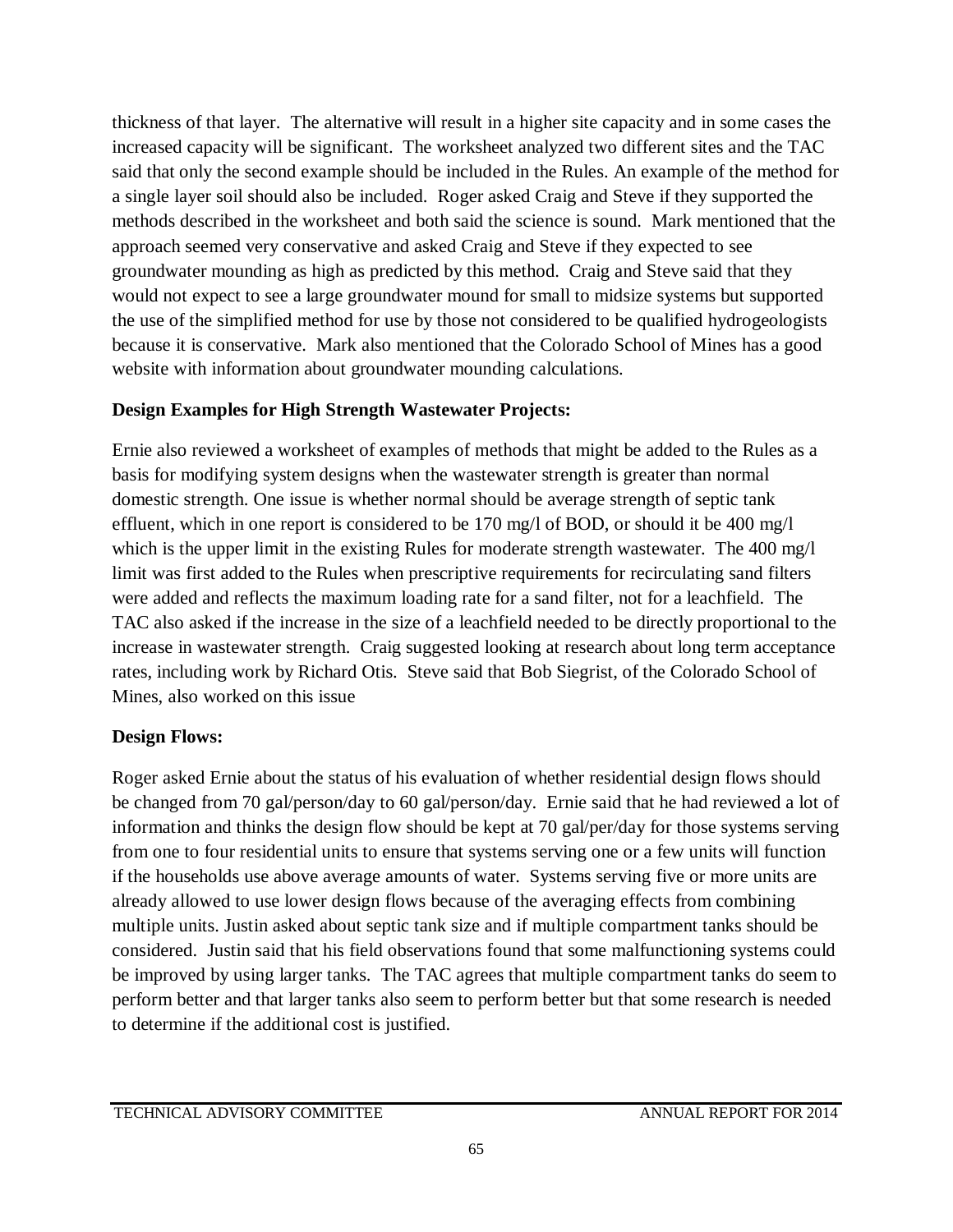thickness of that layer. The alternative will result in a higher site capacity and in some cases the increased capacity will be significant. The worksheet analyzed two different sites and the TAC said that only the second example should be included in the Rules. An example of the method for a single layer soil should also be included. Roger asked Craig and Steve if they supported the methods described in the worksheet and both said the science is sound. Mark mentioned that the approach seemed very conservative and asked Craig and Steve if they expected to see groundwater mounding as high as predicted by this method. Craig and Steve said that they would not expect to see a large groundwater mound for small to midsize systems but supported the use of the simplified method for use by those not considered to be qualified hydrogeologists because it is conservative. Mark also mentioned that the Colorado School of Mines has a good website with information about groundwater mounding calculations.

**Design Examples for High Strength Wastewater Projects:**

Ernie also reviewed a worksheet of examples of methods that might be added to the Rules as a basis for modifying system designs when the wastewater strength is greater than normal domestic strength. One issue is whether normal should be average strength of septic tank effluent, which in one report is considered to be 170 mg/l of BOD, or should it be 400 mg/l which is the upper limit in the existing Rules for moderate strength wastewater. The 400 mg/l limit was first added to the Rules when prescriptive requirements for recirculating sand filters were added and reflects the maximum loading rate for a sand filter, not for a leachfield. The TAC also asked if the increase in the size of a leachfield needed to be directly proportional to the increase in wastewater strength. Craig suggested looking at research about long term acceptance rates, including work by Richard Otis. Steve said that Bob Siegrist, of the Colorado School of Mines, also worked on this issue

**Design Flows:**

Roger asked Ernie about the status of his evaluation of whether residential design flows should be changed from 70 gal/person/day to 60 gal/person/day. Ernie said that he had reviewed a lot of information and thinks the design flow should be kept at 70 gal/per/day for those systems serving from one to four residential units to ensure that systems serving one or a few units will function if the households use above average amounts of water. Systems serving five or more units are already allowed to use lower design flows because of the averaging effects from combining multiple units. Justin asked about septic tank size and if multiple compartment tanks should be considered. Justin said that his field observations found that some malfunctioning systems could be improved by using larger tanks. The TAC agrees that multiple compartment tanks do seem to perform better and that larger tanks also seem to perform better but that some research is needed to determine if the additional cost is justified.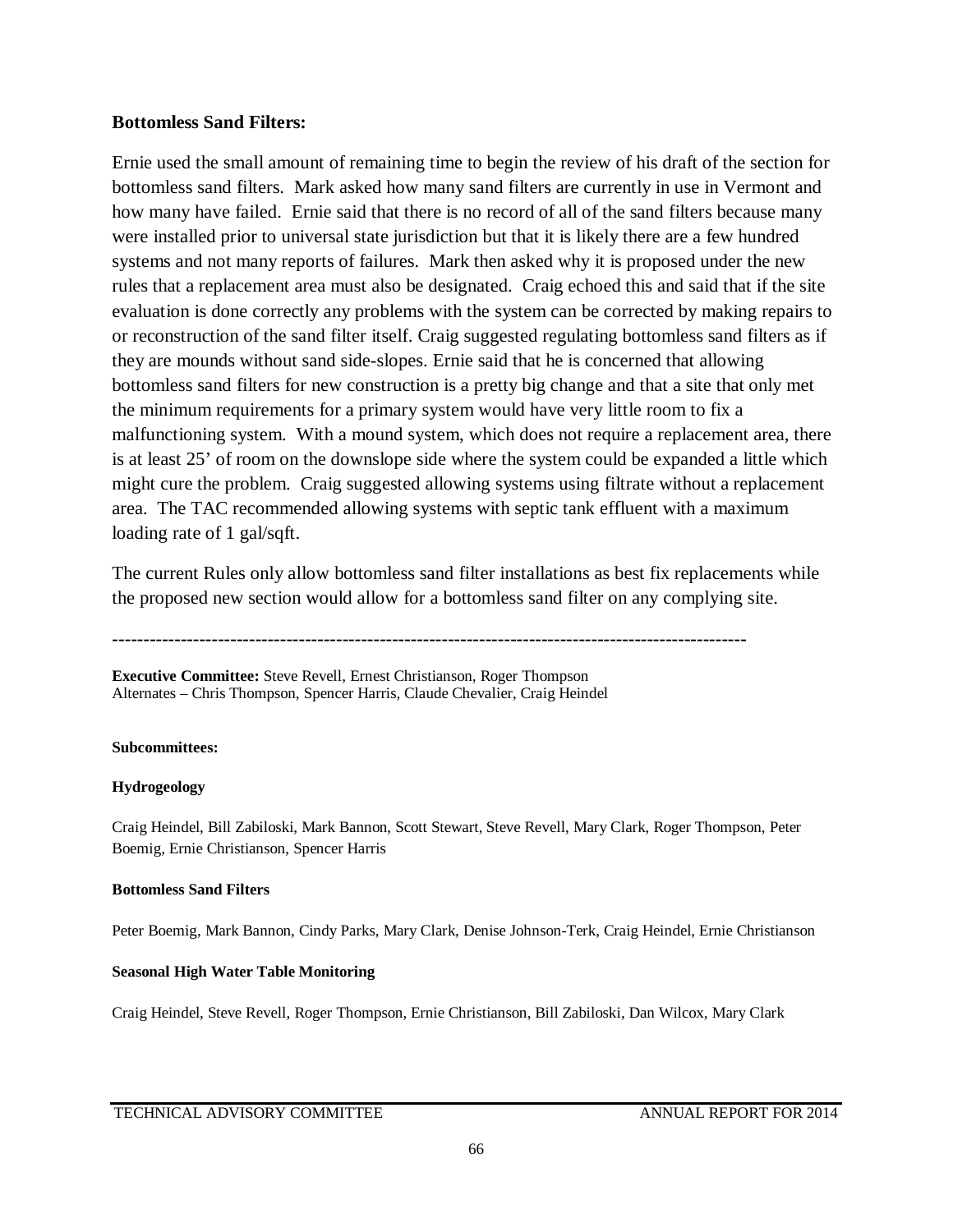**Bottomless Sand Filters:**

Ernie used the small amount of remaining time to begin the review of his draft of the section for bottomless sand filters. Mark asked how many sand filters are currently in use in Vermont and how many have failed. Ernie said that there is no record of all of the sand filters because many were installed prior to universal state jurisdiction but that it is likely there are a few hundred systems and not many reports of failures. Mark then asked why it is proposed under the new rules that a replacement area must also be designated. Craig echoed this and said that if the site evaluation is done correctly any problems with the system can be corrected by making repairs to or reconstruction of the sand filter itself. Craig suggested regulating bottomless sand filters as if they are mounds without sand side-slopes. Ernie said that he is concerned that allowing bottomless sand filters for new construction is a pretty big change and that a site that only met the minimum requirements for a primary system would have very little room to fix a malfunctioning system. With a mound system, which does not require a replacement area, there is at least 25' of room on the downslope side where the system could be expanded a little which might cure the problem. Craig suggested allowing systems using filtrate without a replacement area. The TAC recommended allowing systems with septic tank effluent with a maximum loading rate of 1 gal/sqft.

The current Rules only allow bottomless sand filter installations as best fix replacements while the proposed new section would allow for a bottomless sand filter on any complying site.

---

**Executive Committee:** Steve Revell, Ernest Christianson, Roger Thompson
Alternates – Chris Thompson, Spencer Harris, Claude Chevalier, Craig Heindel

**Subcommittees:**

**Hydrogeology**

Craig Heindel, Bill Zabiloski, Mark Bannon, Scott Stewart, Steve Revell, Mary Clark, Roger Thompson, Peter Boemig, Ernie Christianson, Spencer Harris

**Bottomless Sand Filters**

Peter Boemig, Mark Bannon, Cindy Parks, Mary Clark, Denise Johnson-Terk, Craig Heindel, Ernie Christianson

**Seasonal High Water Table Monitoring**

Craig Heindel, Steve Revell, Roger Thompson, Ernie Christianson, Bill Zabiloski, Dan Wilcox, Mary Clark